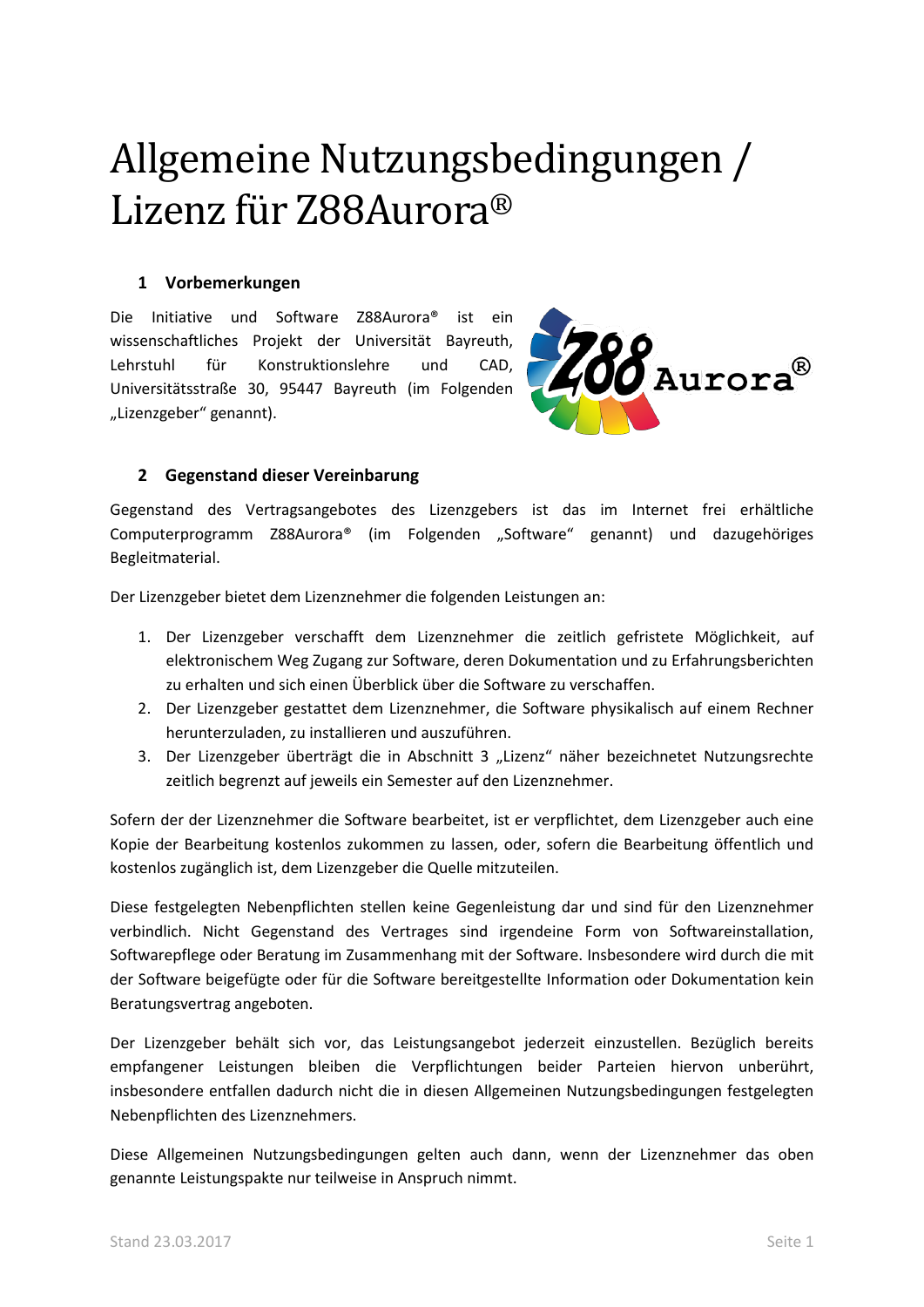# Allgemeine Nutzungsbedingungen / Lizenz für Z88Aurora®

## 1 Vorbemerkungen

Die Initiative und Software Z88Aurora® ist ein wissenschaftliches Projekt der Universität Bayreuth, Lehrstuhl für Konstruktionslehre und CAD, Universitätsstraße 30, 95447 Bayreuth (im Folgenden „Lizenzgeber" genannt).

## 2 Gegenstand dieser Vereinbarung

Gegenstand des Vertragsangebotes des Lizenzgebers ist das im Internet frei erhältliche Computerprogramm Z88Aurora® (im Folgenden „Software" genannt) und dazugehöriges Begleitmaterial.

Der Lizenzgeber bietet dem Lizenznehmer die folgenden Leistungen an:

1. Der Lizenzgeber verschafft dem Lizenznehmer die zeitlich gefristete Möglichkeit, auf elektronischem Weg Zugang zur Software, deren Dokumentation und zu Erfahrungsberichten zu erhalten und sich einen Überblick über die Software zu verschaffen.
2. Der Lizenzgeber gestattet dem Lizenznehmer, die Software physikalisch auf einem Rechner herunterzuladen, zu installieren und auszuführen.
3. Der Lizenzgeber überträgt die in Abschnitt 3 „Lizenz" näher bezeichnetet Nutzungsrechte zeitlich begrenzt auf jeweils ein Semester auf den Lizenznehmer.

Sofern der der Lizenznehmer die Software bearbeitet, ist er verpflichtet, dem Lizenzgeber auch eine Kopie der Bearbeitung kostenlos zukommen zu lassen, oder, sofern die Bearbeitung öffentlich und kostenlos zugänglich ist, dem Lizenzgeber die Quelle mitzuteilen.

Diese festgelegten Nebenpflichten stellen keine Gegenleistung dar und sind für den Lizenznehmer verbindlich. Nicht Gegenstand des Vertrages sind irgendeine Form von Softwareinstallation, Softwarepflege oder Beratung im Zusammenhang mit der Software. Insbesondere wird durch die mit der Software beigefügte oder für die Software bereitgestellte Information oder Dokumentation kein Beratungsvertrag angeboten.

Der Lizenzgeber behält sich vor, das Leistungsangebot jederzeit einzustellen. Bezüglich bereits empfangener Leistungen bleiben die Verpflichtungen beider Parteien hiervon unberührt, insbesondere entfallen dadurch nicht die in diesen Allgemeinen Nutzungsbedingungen festgelegten Nebenpflichten des Lizenznehmers.

Diese Allgemeinen Nutzungsbedingungen gelten auch dann, wenn der Lizenznehmer das oben genannte Leistungspakte nur teilweise in Anspruch nimmt.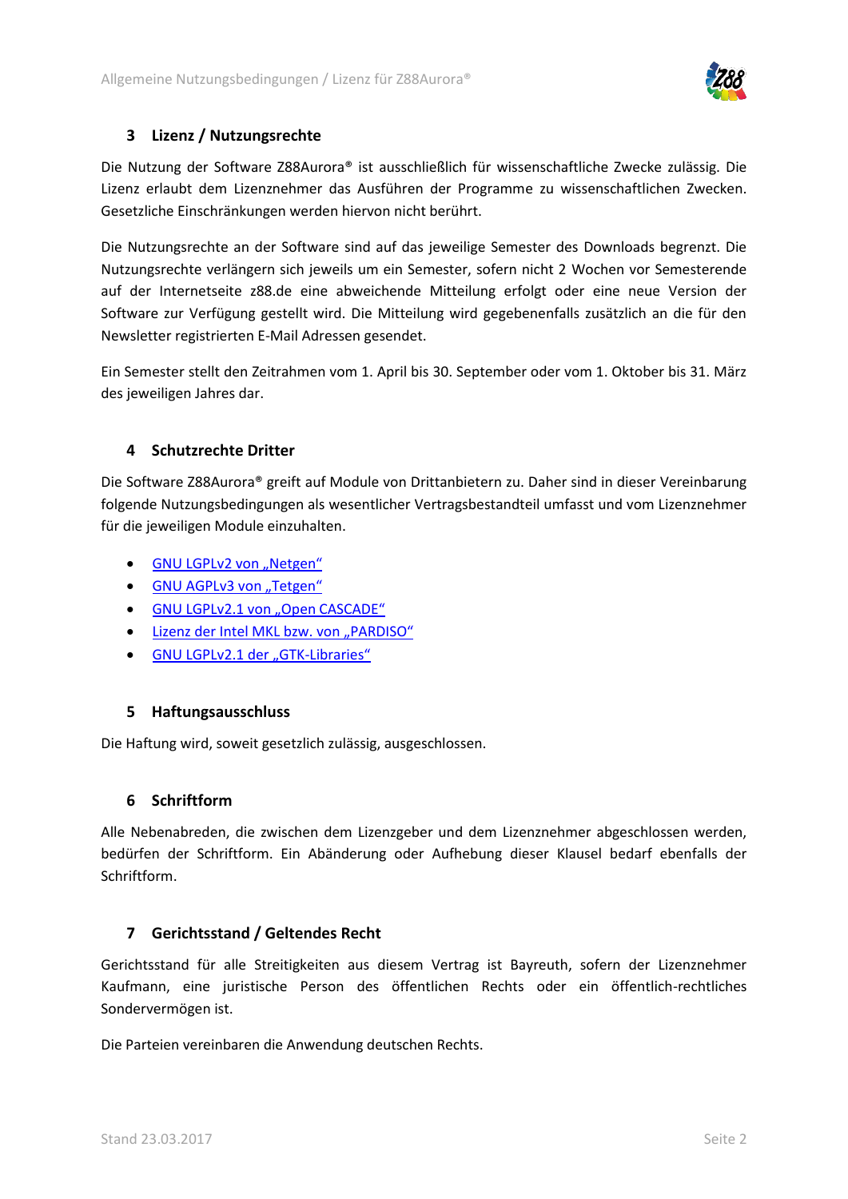## 3 Lizenz / Nutzungsrechte

Die Nutzung der Software Z88Aurora® ist ausschließlich für wissenschaftliche Zwecke zulässig. Die Lizenz erlaubt dem Lizenznehmer das Ausführen der Programme zu wissenschaftlichen Zwecken. Gesetzliche Einschränkungen werden hiervon nicht berührt.

Die Nutzungsrechte an der Software sind auf das jeweilige Semester des Downloads begrenzt. Die Nutzungsrechte verlängern sich jeweils um ein Semester, sofern nicht 2 Wochen vor Semesterende auf der Internetseite z88.de eine abweichende Mitteilung erfolgt oder eine neue Version der Software zur Verfügung gestellt wird. Die Mitteilung wird gegebenenfalls zusätzlich an die für den Newsletter registrierten E-Mail Adressen gesendet.

Ein Semester stellt den Zeitrahmen vom 1. April bis 30. September oder vom 1. Oktober bis 31. März des jeweiligen Jahres dar.

## 4 Schutzrechte Dritter

Die Software Z88Aurora® greift auf Module von Drittanbietern zu. Daher sind in dieser Vereinbarung folgende Nutzungsbedingungen als wesentlicher Vertragsbestandteil umfasst und vom Lizenznehmer für die jeweiligen Module einzuhalten.

- GNU LGPLv2 von „Netgen“
- GNU AGPLv3 von „Tetgen“
- GNU LGPLv2.1 von „Open CASCADE“
- Lizenz der Intel MKL bzw. von „PARDISO“
- GNU LGPLv2.1 der „GTK-Libraries“

## 5 Haftungsausschluss

Die Haftung wird, soweit gesetzlich zulässig, ausgeschlossen.

## 6 Schriftform

Alle Nebenabreden, die zwischen dem Lizenzgeber und dem Lizenznehmer abgeschlossen werden, bedürfen der Schriftform. Ein Abänderung oder Aufhebung dieser Klausel bedarf ebenfalls der Schriftform.

## 7 Gerichtsstand / Geltendes Recht

Gerichtsstand für alle Streitigkeiten aus diesem Vertrag ist Bayreuth, sofern der Lizenznehmer Kaufmann, eine juristische Person des öffentlichen Rechts oder ein öffentlich-rechtliches Sondervermögen ist.

Die Parteien vereinbaren die Anwendung deutschen Rechts.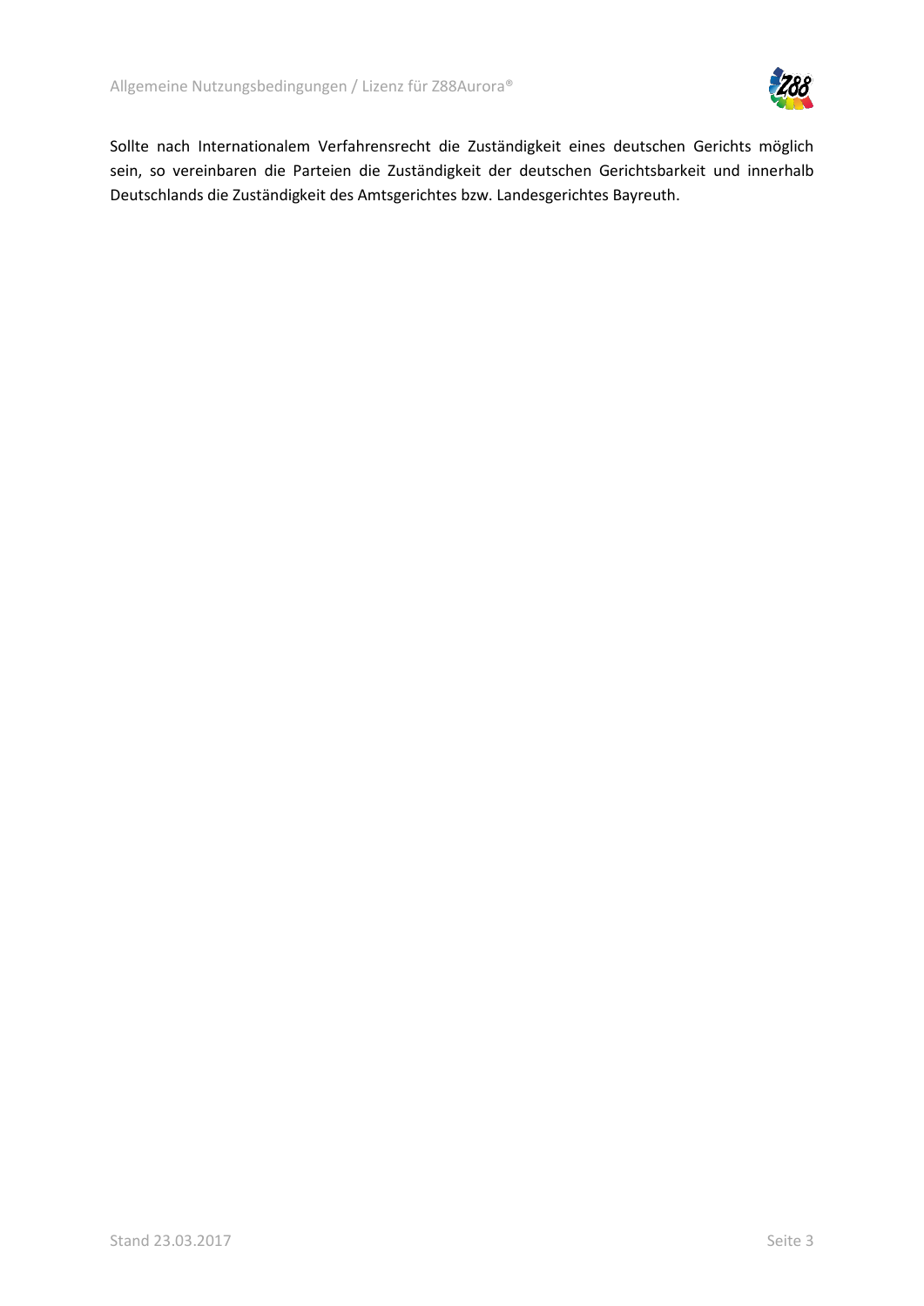Sollte nach Internationalem Verfahrensrecht die Zuständigkeit eines deutschen Gerichts möglich sein, so vereinbaren die Parteien die Zuständigkeit der deutschen Gerichtsbarkeit und innerhalb Deutschlands die Zuständigkeit des Amtsgerichtes bzw. Landesgerichtes Bayreuth.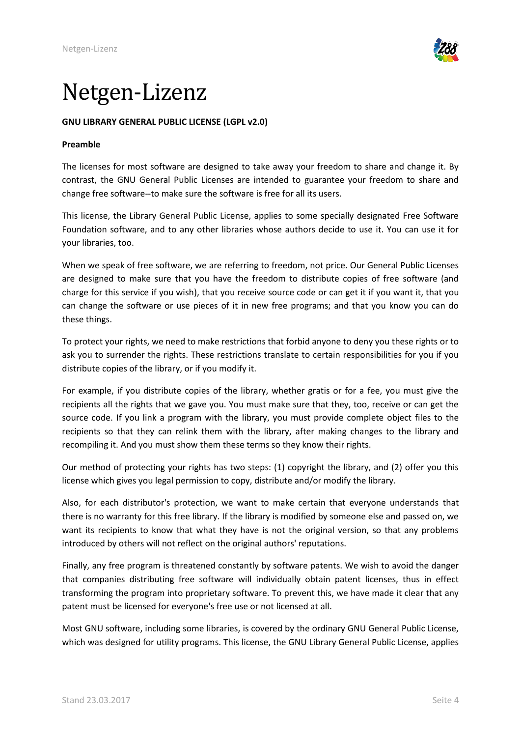# Netgen-Lizenz

**GNU LIBRARY GENERAL PUBLIC LICENSE (LGPL v2.0)**

**Preamble**

The licenses for most software are designed to take away your freedom to share and change it. By contrast, the GNU General Public Licenses are intended to guarantee your freedom to share and change free software--to make sure the software is free for all its users.

This license, the Library General Public License, applies to some specially designated Free Software Foundation software, and to any other libraries whose authors decide to use it. You can use it for your libraries, too.

When we speak of free software, we are referring to freedom, not price. Our General Public Licenses are designed to make sure that you have the freedom to distribute copies of free software (and charge for this service if you wish), that you receive source code or can get it if you want it, that you can change the software or use pieces of it in new free programs; and that you know you can do these things.

To protect your rights, we need to make restrictions that forbid anyone to deny you these rights or to ask you to surrender the rights. These restrictions translate to certain responsibilities for you if you distribute copies of the library, or if you modify it.

For example, if you distribute copies of the library, whether gratis or for a fee, you must give the recipients all the rights that we gave you. You must make sure that they, too, receive or can get the source code. If you link a program with the library, you must provide complete object files to the recipients so that they can relink them with the library, after making changes to the library and recompiling it. And you must show them these terms so they know their rights.

Our method of protecting your rights has two steps: (1) copyright the library, and (2) offer you this license which gives you legal permission to copy, distribute and/or modify the library.

Also, for each distributor's protection, we want to make certain that everyone understands that there is no warranty for this free library. If the library is modified by someone else and passed on, we want its recipients to know that what they have is not the original version, so that any problems introduced by others will not reflect on the original authors' reputations.

Finally, any free program is threatened constantly by software patents. We wish to avoid the danger that companies distributing free software will individually obtain patent licenses, thus in effect transforming the program into proprietary software. To prevent this, we have made it clear that any patent must be licensed for everyone's free use or not licensed at all.

Most GNU software, including some libraries, is covered by the ordinary GNU General Public License, which was designed for utility programs. This license, the GNU Library General Public License, applies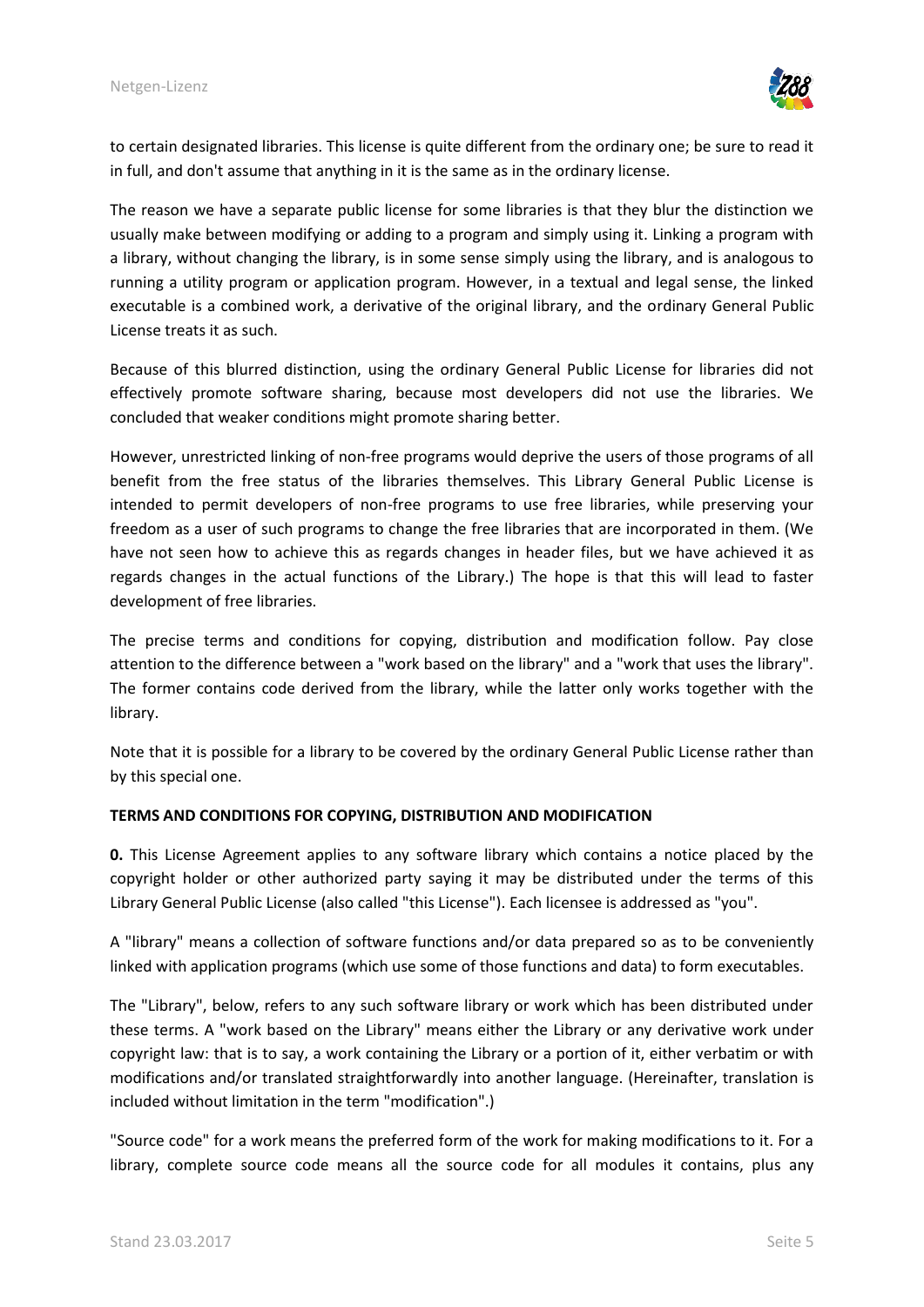to certain designated libraries. This license is quite different from the ordinary one; be sure to read it in full, and don't assume that anything in it is the same as in the ordinary license.

The reason we have a separate public license for some libraries is that they blur the distinction we usually make between modifying or adding to a program and simply using it. Linking a program with a library, without changing the library, is in some sense simply using the library, and is analogous to running a utility program or application program. However, in a textual and legal sense, the linked executable is a combined work, a derivative of the original library, and the ordinary General Public License treats it as such.

Because of this blurred distinction, using the ordinary General Public License for libraries did not effectively promote software sharing, because most developers did not use the libraries. We concluded that weaker conditions might promote sharing better.

However, unrestricted linking of non-free programs would deprive the users of those programs of all benefit from the free status of the libraries themselves. This Library General Public License is intended to permit developers of non-free programs to use free libraries, while preserving your freedom as a user of such programs to change the free libraries that are incorporated in them. (We have not seen how to achieve this as regards changes in header files, but we have achieved it as regards changes in the actual functions of the Library.) The hope is that this will lead to faster development of free libraries.

The precise terms and conditions for copying, distribution and modification follow. Pay close attention to the difference between a "work based on the library" and a "work that uses the library". The former contains code derived from the library, while the latter only works together with the library.

Note that it is possible for a library to be covered by the ordinary General Public License rather than by this special one.

**TERMS AND CONDITIONS FOR COPYING, DISTRIBUTION AND MODIFICATION**

**0.** This License Agreement applies to any software library which contains a notice placed by the copyright holder or other authorized party saying it may be distributed under the terms of this Library General Public License (also called "this License"). Each licensee is addressed as "you".

A "library" means a collection of software functions and/or data prepared so as to be conveniently linked with application programs (which use some of those functions and data) to form executables.

The "Library", below, refers to any such software library or work which has been distributed under these terms. A "work based on the Library" means either the Library or any derivative work under copyright law: that is to say, a work containing the Library or a portion of it, either verbatim or with modifications and/or translated straightforwardly into another language. (Hereinafter, translation is included without limitation in the term "modification".)

"Source code" for a work means the preferred form of the work for making modifications to it. For a library, complete source code means all the source code for all modules it contains, plus any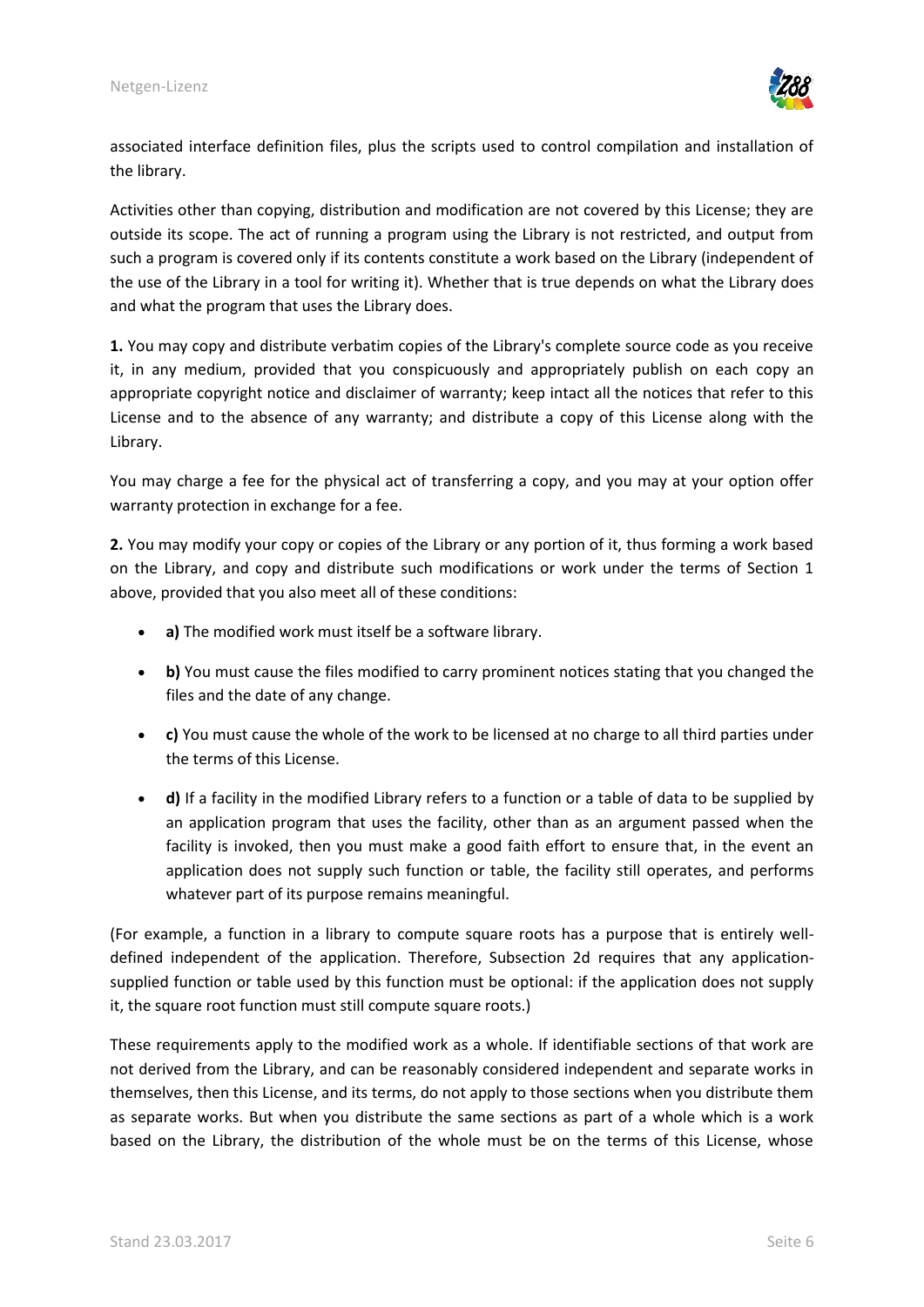associated interface definition files, plus the scripts used to control compilation and installation of the library.

Activities other than copying, distribution and modification are not covered by this License; they are outside its scope. The act of running a program using the Library is not restricted, and output from such a program is covered only if its contents constitute a work based on the Library (independent of the use of the Library in a tool for writing it). Whether that is true depends on what the Library does and what the program that uses the Library does.

**1.** You may copy and distribute verbatim copies of the Library's complete source code as you receive it, in any medium, provided that you conspicuously and appropriately publish on each copy an appropriate copyright notice and disclaimer of warranty; keep intact all the notices that refer to this License and to the absence of any warranty; and distribute a copy of this License along with the Library.

You may charge a fee for the physical act of transferring a copy, and you may at your option offer warranty protection in exchange for a fee.

**2.** You may modify your copy or copies of the Library or any portion of it, thus forming a work based on the Library, and copy and distribute such modifications or work under the terms of Section 1 above, provided that you also meet all of these conditions:

- **a)** The modified work must itself be a software library.
- **b)** You must cause the files modified to carry prominent notices stating that you changed the files and the date of any change.
- **c)** You must cause the whole of the work to be licensed at no charge to all third parties under the terms of this License.
- **d)** If a facility in the modified Library refers to a function or a table of data to be supplied by an application program that uses the facility, other than as an argument passed when the facility is invoked, then you must make a good faith effort to ensure that, in the event an application does not supply such function or table, the facility still operates, and performs whatever part of its purpose remains meaningful.

(For example, a function in a library to compute square roots has a purpose that is entirely well-defined independent of the application. Therefore, Subsection 2d requires that any application-supplied function or table used by this function must be optional: if the application does not supply it, the square root function must still compute square roots.)

These requirements apply to the modified work as a whole. If identifiable sections of that work are not derived from the Library, and can be reasonably considered independent and separate works in themselves, then this License, and its terms, do not apply to those sections when you distribute them as separate works. But when you distribute the same sections as part of a whole which is a work based on the Library, the distribution of the whole must be on the terms of this License, whose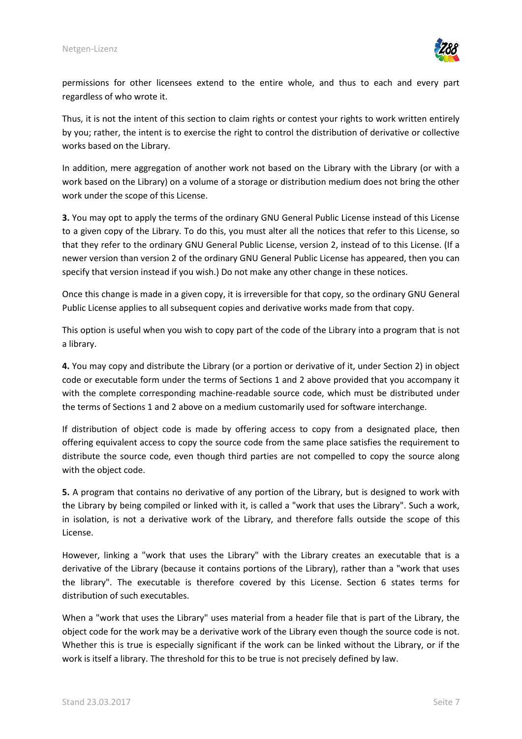permissions for other licensees extend to the entire whole, and thus to each and every part regardless of who wrote it.

Thus, it is not the intent of this section to claim rights or contest your rights to work written entirely by you; rather, the intent is to exercise the right to control the distribution of derivative or collective works based on the Library.

In addition, mere aggregation of another work not based on the Library with the Library (or with a work based on the Library) on a volume of a storage or distribution medium does not bring the other work under the scope of this License.

**3.** You may opt to apply the terms of the ordinary GNU General Public License instead of this License to a given copy of the Library. To do this, you must alter all the notices that refer to this License, so that they refer to the ordinary GNU General Public License, version 2, instead of to this License. (If a newer version than version 2 of the ordinary GNU General Public License has appeared, then you can specify that version instead if you wish.) Do not make any other change in these notices.

Once this change is made in a given copy, it is irreversible for that copy, so the ordinary GNU General Public License applies to all subsequent copies and derivative works made from that copy.

This option is useful when you wish to copy part of the code of the Library into a program that is not a library.

**4.** You may copy and distribute the Library (or a portion or derivative of it, under Section 2) in object code or executable form under the terms of Sections 1 and 2 above provided that you accompany it with the complete corresponding machine-readable source code, which must be distributed under the terms of Sections 1 and 2 above on a medium customarily used for software interchange.

If distribution of object code is made by offering access to copy from a designated place, then offering equivalent access to copy the source code from the same place satisfies the requirement to distribute the source code, even though third parties are not compelled to copy the source along with the object code.

**5.** A program that contains no derivative of any portion of the Library, but is designed to work with the Library by being compiled or linked with it, is called a "work that uses the Library". Such a work, in isolation, is not a derivative work of the Library, and therefore falls outside the scope of this License.

However, linking a "work that uses the Library" with the Library creates an executable that is a derivative of the Library (because it contains portions of the Library), rather than a "work that uses the library". The executable is therefore covered by this License. Section 6 states terms for distribution of such executables.

When a "work that uses the Library" uses material from a header file that is part of the Library, the object code for the work may be a derivative work of the Library even though the source code is not. Whether this is true is especially significant if the work can be linked without the Library, or if the work is itself a library. The threshold for this to be true is not precisely defined by law.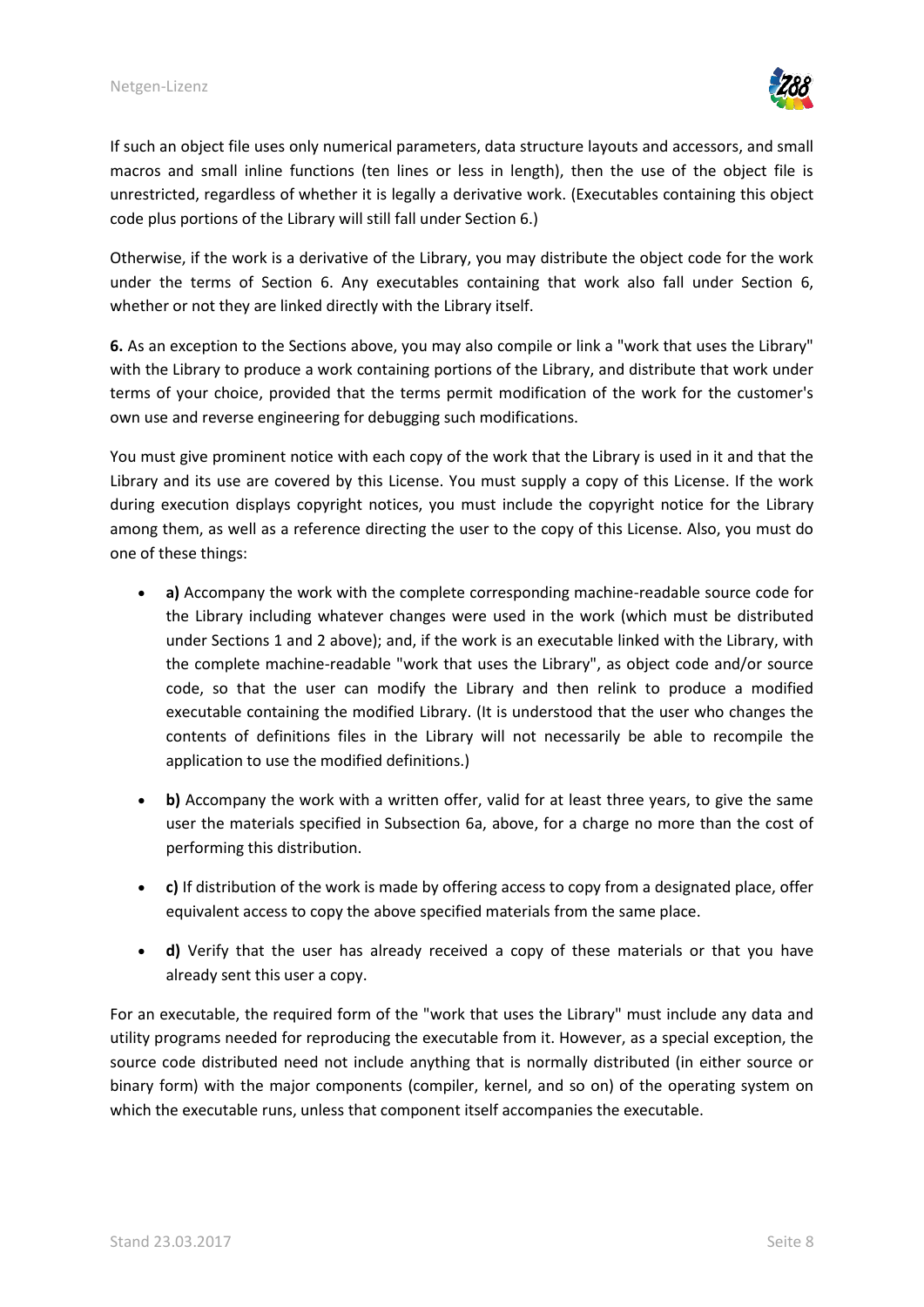If such an object file uses only numerical parameters, data structure layouts and accessors, and small macros and small inline functions (ten lines or less in length), then the use of the object file is unrestricted, regardless of whether it is legally a derivative work. (Executables containing this object code plus portions of the Library will still fall under Section 6.)

Otherwise, if the work is a derivative of the Library, you may distribute the object code for the work under the terms of Section 6. Any executables containing that work also fall under Section 6, whether or not they are linked directly with the Library itself.

**6.** As an exception to the Sections above, you may also compile or link a "work that uses the Library" with the Library to produce a work containing portions of the Library, and distribute that work under terms of your choice, provided that the terms permit modification of the work for the customer's own use and reverse engineering for debugging such modifications.

You must give prominent notice with each copy of the work that the Library is used in it and that the Library and its use are covered by this License. You must supply a copy of this License. If the work during execution displays copyright notices, you must include the copyright notice for the Library among them, as well as a reference directing the user to the copy of this License. Also, you must do one of these things:

- **a)** Accompany the work with the complete corresponding machine-readable source code for the Library including whatever changes were used in the work (which must be distributed under Sections 1 and 2 above); and, if the work is an executable linked with the Library, with the complete machine-readable "work that uses the Library", as object code and/or source code, so that the user can modify the Library and then relink to produce a modified executable containing the modified Library. (It is understood that the user who changes the contents of definitions files in the Library will not necessarily be able to recompile the application to use the modified definitions.)
- **b)** Accompany the work with a written offer, valid for at least three years, to give the same user the materials specified in Subsection 6a, above, for a charge no more than the cost of performing this distribution.
- **c)** If distribution of the work is made by offering access to copy from a designated place, offer equivalent access to copy the above specified materials from the same place.
- **d)** Verify that the user has already received a copy of these materials or that you have already sent this user a copy.

For an executable, the required form of the "work that uses the Library" must include any data and utility programs needed for reproducing the executable from it. However, as a special exception, the source code distributed need not include anything that is normally distributed (in either source or binary form) with the major components (compiler, kernel, and so on) of the operating system on which the executable runs, unless that component itself accompanies the executable.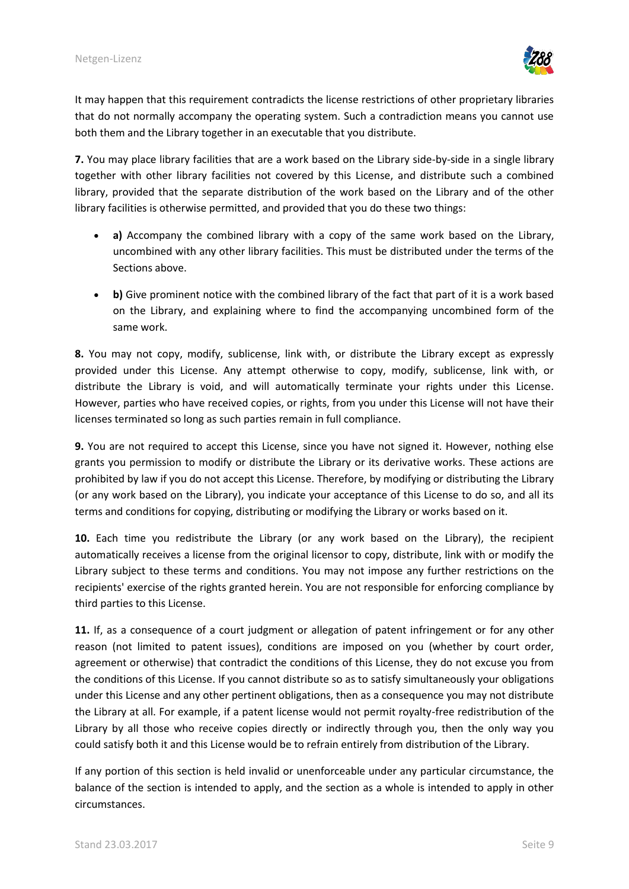It may happen that this requirement contradicts the license restrictions of other proprietary libraries that do not normally accompany the operating system. Such a contradiction means you cannot use both them and the Library together in an executable that you distribute.

**7.** You may place library facilities that are a work based on the Library side-by-side in a single library together with other library facilities not covered by this License, and distribute such a combined library, provided that the separate distribution of the work based on the Library and of the other library facilities is otherwise permitted, and provided that you do these two things:

- **a)** Accompany the combined library with a copy of the same work based on the Library, uncombined with any other library facilities. This must be distributed under the terms of the Sections above.
- **b)** Give prominent notice with the combined library of the fact that part of it is a work based on the Library, and explaining where to find the accompanying uncombined form of the same work.

**8.** You may not copy, modify, sublicense, link with, or distribute the Library except as expressly provided under this License. Any attempt otherwise to copy, modify, sublicense, link with, or distribute the Library is void, and will automatically terminate your rights under this License. However, parties who have received copies, or rights, from you under this License will not have their licenses terminated so long as such parties remain in full compliance.

**9.** You are not required to accept this License, since you have not signed it. However, nothing else grants you permission to modify or distribute the Library or its derivative works. These actions are prohibited by law if you do not accept this License. Therefore, by modifying or distributing the Library (or any work based on the Library), you indicate your acceptance of this License to do so, and all its terms and conditions for copying, distributing or modifying the Library or works based on it.

**10.** Each time you redistribute the Library (or any work based on the Library), the recipient automatically receives a license from the original licensor to copy, distribute, link with or modify the Library subject to these terms and conditions. You may not impose any further restrictions on the recipients' exercise of the rights granted herein. You are not responsible for enforcing compliance by third parties to this License.

**11.** If, as a consequence of a court judgment or allegation of patent infringement or for any other reason (not limited to patent issues), conditions are imposed on you (whether by court order, agreement or otherwise) that contradict the conditions of this License, they do not excuse you from the conditions of this License. If you cannot distribute so as to satisfy simultaneously your obligations under this License and any other pertinent obligations, then as a consequence you may not distribute the Library at all. For example, if a patent license would not permit royalty-free redistribution of the Library by all those who receive copies directly or indirectly through you, then the only way you could satisfy both it and this License would be to refrain entirely from distribution of the Library.

If any portion of this section is held invalid or unenforceable under any particular circumstance, the balance of the section is intended to apply, and the section as a whole is intended to apply in other circumstances.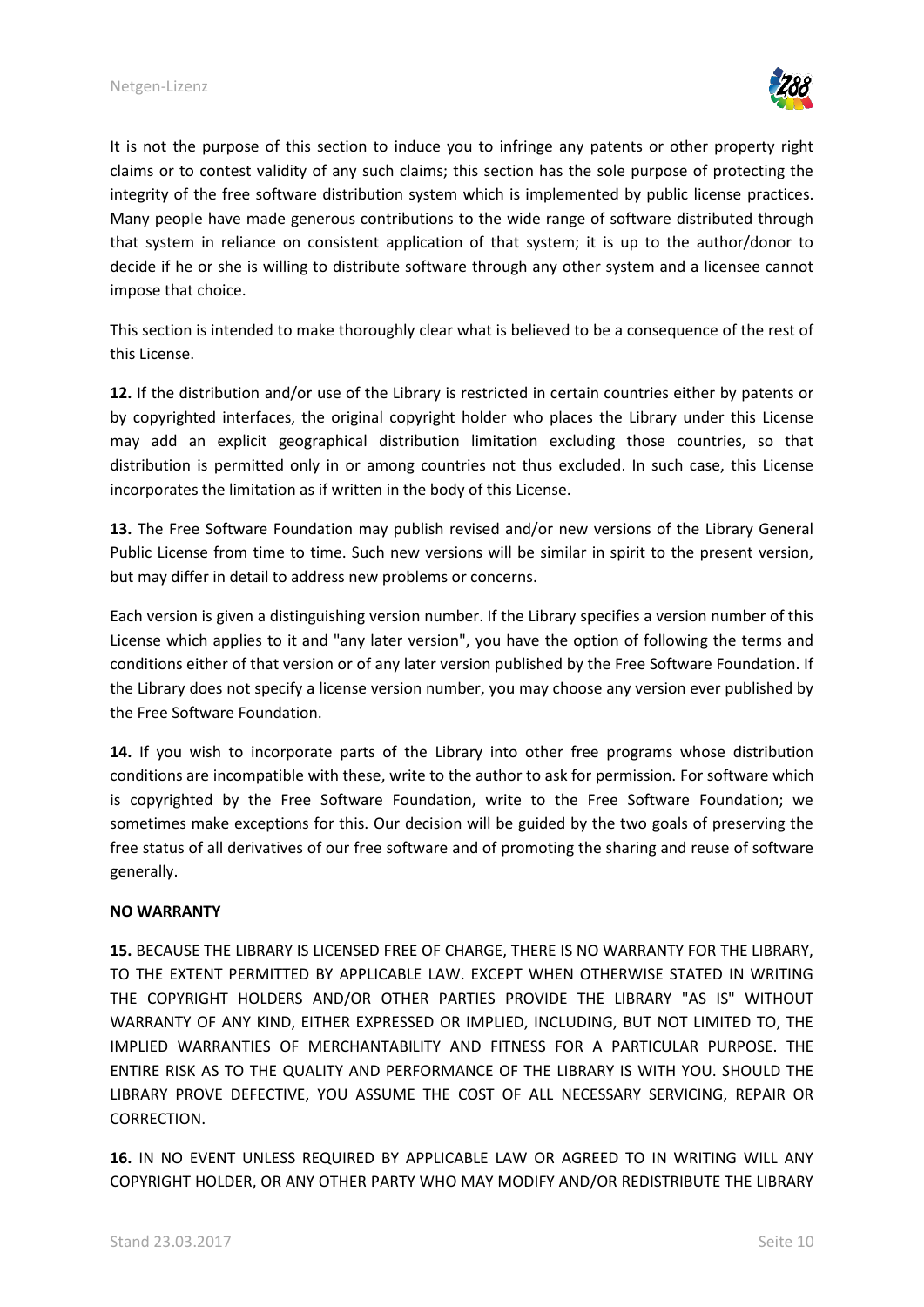It is not the purpose of this section to induce you to infringe any patents or other property right claims or to contest validity of any such claims; this section has the sole purpose of protecting the integrity of the free software distribution system which is implemented by public license practices. Many people have made generous contributions to the wide range of software distributed through that system in reliance on consistent application of that system; it is up to the author/donor to decide if he or she is willing to distribute software through any other system and a licensee cannot impose that choice.

This section is intended to make thoroughly clear what is believed to be a consequence of the rest of this License.

**12.** If the distribution and/or use of the Library is restricted in certain countries either by patents or by copyrighted interfaces, the original copyright holder who places the Library under this License may add an explicit geographical distribution limitation excluding those countries, so that distribution is permitted only in or among countries not thus excluded. In such case, this License incorporates the limitation as if written in the body of this License.

**13.** The Free Software Foundation may publish revised and/or new versions of the Library General Public License from time to time. Such new versions will be similar in spirit to the present version, but may differ in detail to address new problems or concerns.

Each version is given a distinguishing version number. If the Library specifies a version number of this License which applies to it and "any later version", you have the option of following the terms and conditions either of that version or of any later version published by the Free Software Foundation. If the Library does not specify a license version number, you may choose any version ever published by the Free Software Foundation.

**14.** If you wish to incorporate parts of the Library into other free programs whose distribution conditions are incompatible with these, write to the author to ask for permission. For software which is copyrighted by the Free Software Foundation, write to the Free Software Foundation; we sometimes make exceptions for this. Our decision will be guided by the two goals of preserving the free status of all derivatives of our free software and of promoting the sharing and reuse of software generally.

**NO WARRANTY**

**15.** BECAUSE THE LIBRARY IS LICENSED FREE OF CHARGE, THERE IS NO WARRANTY FOR THE LIBRARY, TO THE EXTENT PERMITTED BY APPLICABLE LAW. EXCEPT WHEN OTHERWISE STATED IN WRITING THE COPYRIGHT HOLDERS AND/OR OTHER PARTIES PROVIDE THE LIBRARY "AS IS" WITHOUT WARRANTY OF ANY KIND, EITHER EXPRESSED OR IMPLIED, INCLUDING, BUT NOT LIMITED TO, THE IMPLIED WARRANTIES OF MERCHANTABILITY AND FITNESS FOR A PARTICULAR PURPOSE. THE ENTIRE RISK AS TO THE QUALITY AND PERFORMANCE OF THE LIBRARY IS WITH YOU. SHOULD THE LIBRARY PROVE DEFECTIVE, YOU ASSUME THE COST OF ALL NECESSARY SERVICING, REPAIR OR CORRECTION.

**16.** IN NO EVENT UNLESS REQUIRED BY APPLICABLE LAW OR AGREED TO IN WRITING WILL ANY COPYRIGHT HOLDER, OR ANY OTHER PARTY WHO MAY MODIFY AND/OR REDISTRIBUTE THE LIBRARY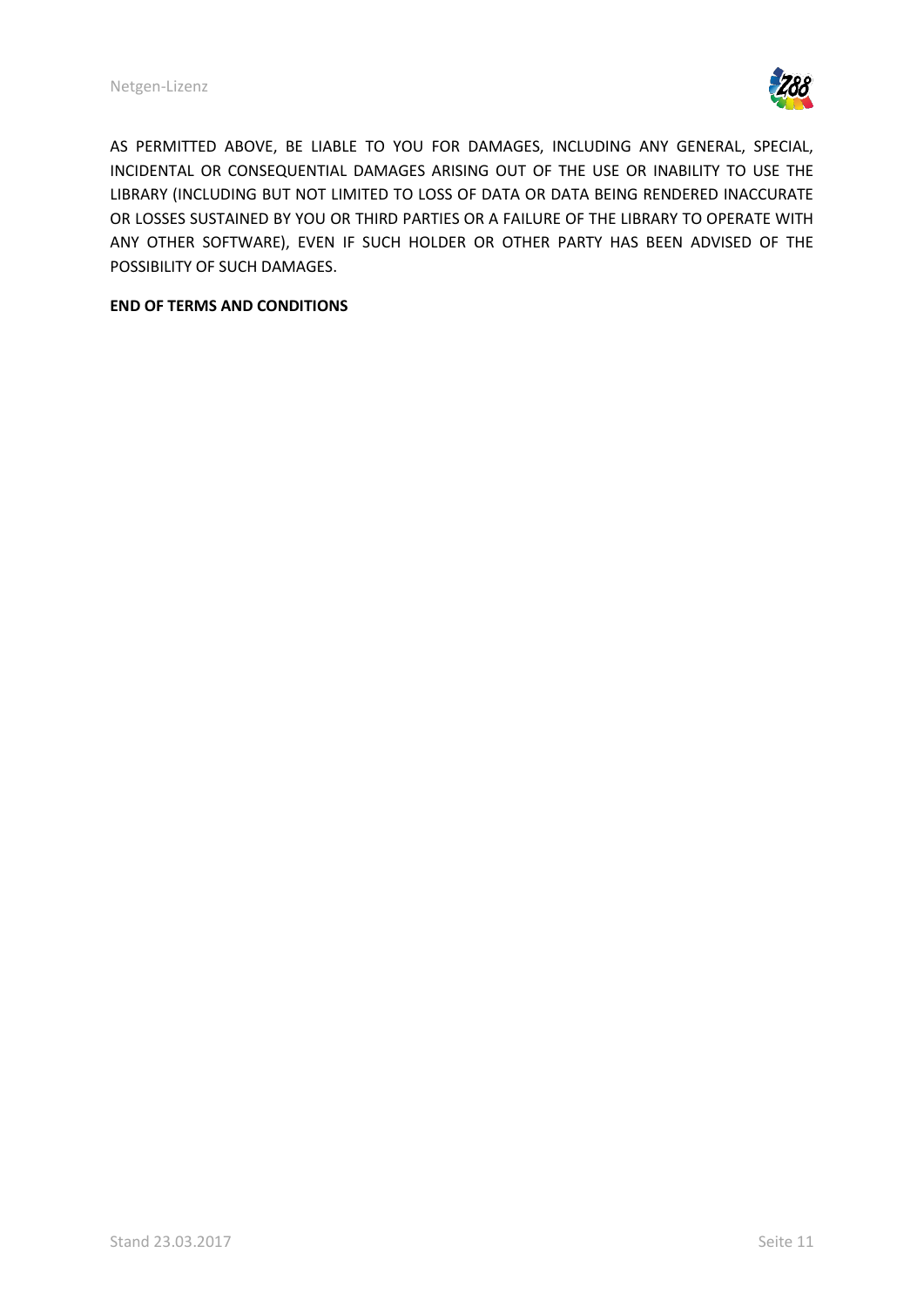AS PERMITTED ABOVE, BE LIABLE TO YOU FOR DAMAGES, INCLUDING ANY GENERAL, SPECIAL, INCIDENTAL OR CONSEQUENTIAL DAMAGES ARISING OUT OF THE USE OR INABILITY TO USE THE LIBRARY (INCLUDING BUT NOT LIMITED TO LOSS OF DATA OR DATA BEING RENDERED INACCURATE OR LOSSES SUSTAINED BY YOU OR THIRD PARTIES OR A FAILURE OF THE LIBRARY TO OPERATE WITH ANY OTHER SOFTWARE), EVEN IF SUCH HOLDER OR OTHER PARTY HAS BEEN ADVISED OF THE POSSIBILITY OF SUCH DAMAGES.

**END OF TERMS AND CONDITIONS**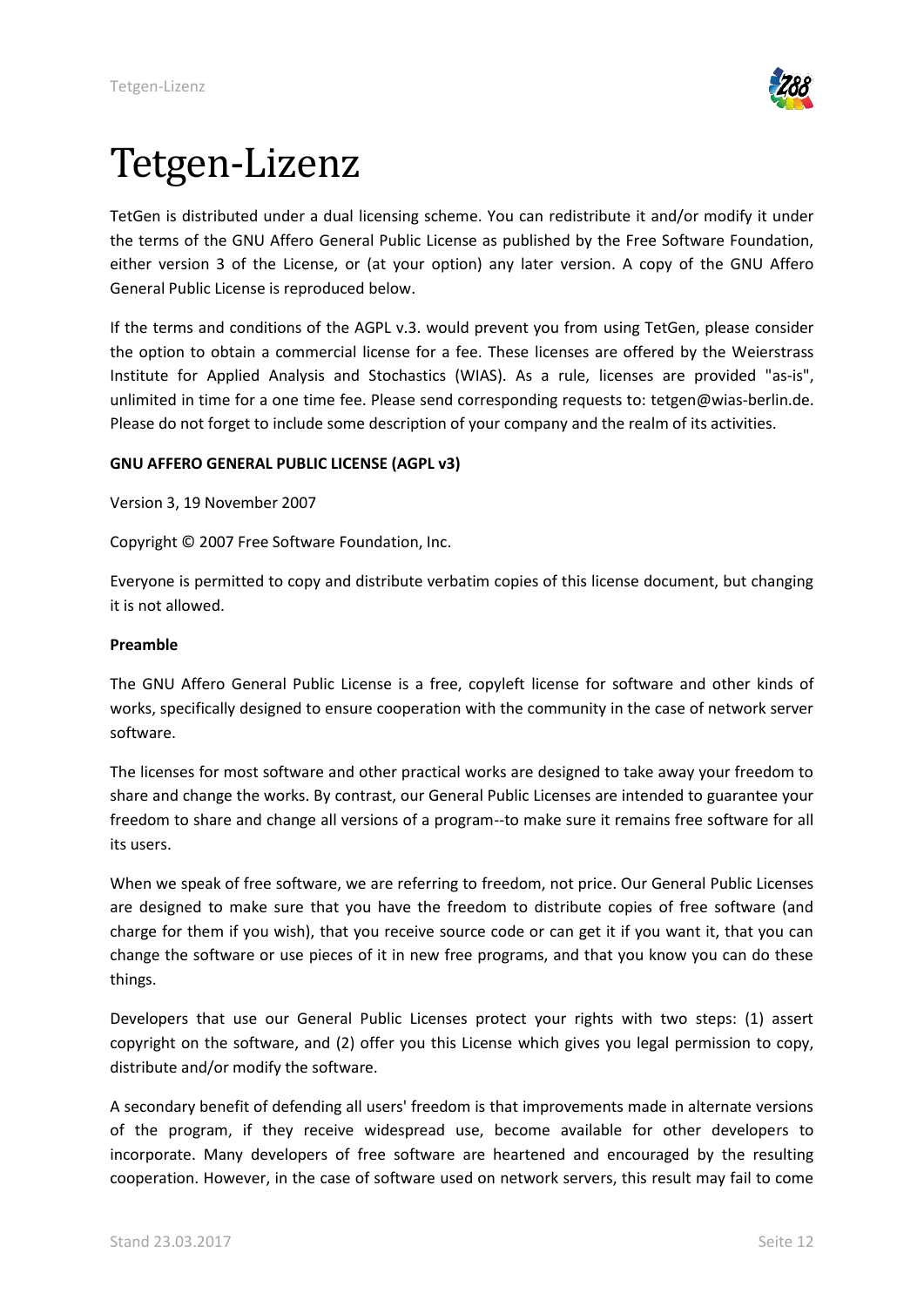# Tetgen-Lizenz

TetGen is distributed under a dual licensing scheme. You can redistribute it and/or modify it under the terms of the GNU Affero General Public License as published by the Free Software Foundation, either version 3 of the License, or (at your option) any later version. A copy of the GNU Affero General Public License is reproduced below.

If the terms and conditions of the AGPL v.3. would prevent you from using TetGen, please consider the option to obtain a commercial license for a fee. These licenses are offered by the Weierstrass Institute for Applied Analysis and Stochastics (WIAS). As a rule, licenses are provided "as-is", unlimited in time for a one time fee. Please send corresponding requests to: tetgen@wias-berlin.de. Please do not forget to include some description of your company and the realm of its activities.

**GNU AFFERO GENERAL PUBLIC LICENSE (AGPL v3)**

Version 3, 19 November 2007

Copyright © 2007 Free Software Foundation, Inc.

Everyone is permitted to copy and distribute verbatim copies of this license document, but changing it is not allowed.

**Preamble**

The GNU Affero General Public License is a free, copyleft license for software and other kinds of works, specifically designed to ensure cooperation with the community in the case of network server software.

The licenses for most software and other practical works are designed to take away your freedom to share and change the works. By contrast, our General Public Licenses are intended to guarantee your freedom to share and change all versions of a program--to make sure it remains free software for all its users.

When we speak of free software, we are referring to freedom, not price. Our General Public Licenses are designed to make sure that you have the freedom to distribute copies of free software (and charge for them if you wish), that you receive source code or can get it if you want it, that you can change the software or use pieces of it in new free programs, and that you know you can do these things.

Developers that use our General Public Licenses protect your rights with two steps: (1) assert copyright on the software, and (2) offer you this License which gives you legal permission to copy, distribute and/or modify the software.

A secondary benefit of defending all users' freedom is that improvements made in alternate versions of the program, if they receive widespread use, become available for other developers to incorporate. Many developers of free software are heartened and encouraged by the resulting cooperation. However, in the case of software used on network servers, this result may fail to come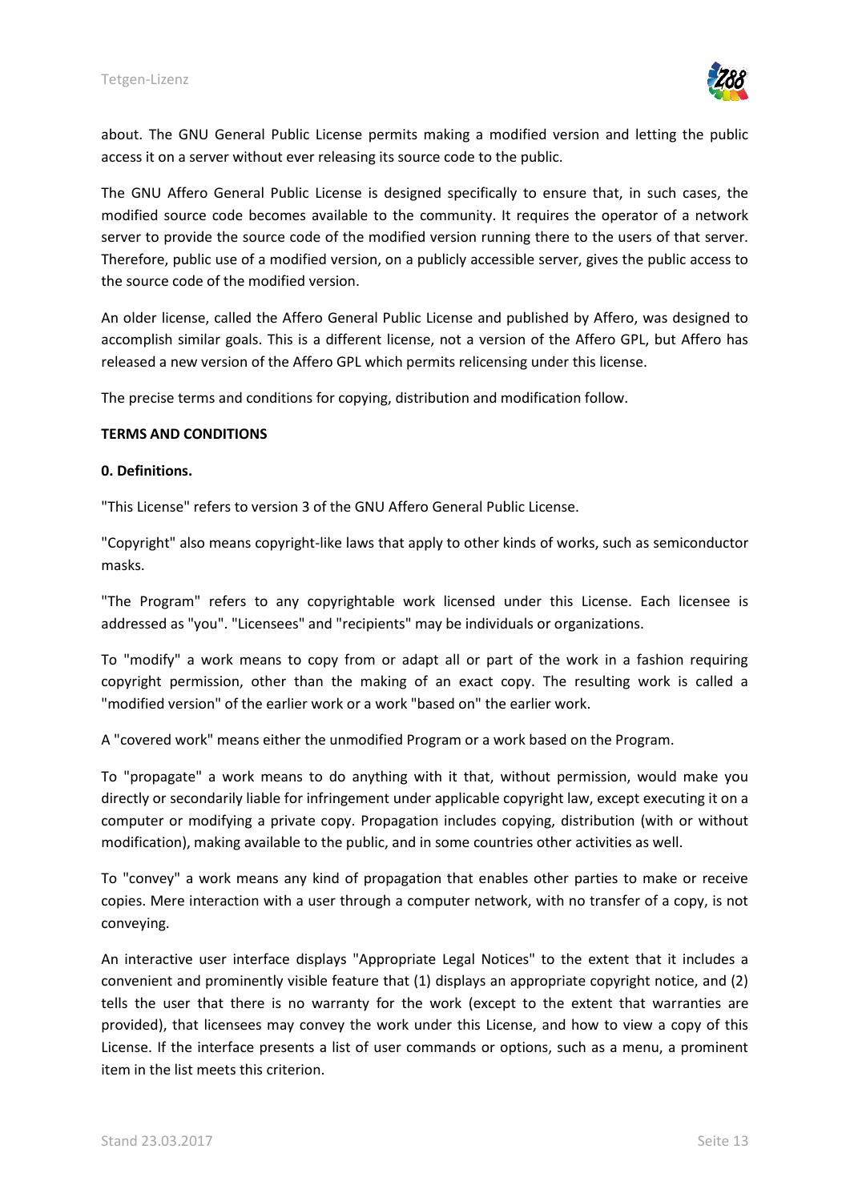about. The GNU General Public License permits making a modified version and letting the public access it on a server without ever releasing its source code to the public.

The GNU Affero General Public License is designed specifically to ensure that, in such cases, the modified source code becomes available to the community. It requires the operator of a network server to provide the source code of the modified version running there to the users of that server. Therefore, public use of a modified version, on a publicly accessible server, gives the public access to the source code of the modified version.

An older license, called the Affero General Public License and published by Affero, was designed to accomplish similar goals. This is a different license, not a version of the Affero GPL, but Affero has released a new version of the Affero GPL which permits relicensing under this license.

The precise terms and conditions for copying, distribution and modification follow.

**TERMS AND CONDITIONS**

**0. Definitions.**

"This License" refers to version 3 of the GNU Affero General Public License.

"Copyright" also means copyright-like laws that apply to other kinds of works, such as semiconductor masks.

"The Program" refers to any copyrightable work licensed under this License. Each licensee is addressed as "you". "Licensees" and "recipients" may be individuals or organizations.

To "modify" a work means to copy from or adapt all or part of the work in a fashion requiring copyright permission, other than the making of an exact copy. The resulting work is called a "modified version" of the earlier work or a work "based on" the earlier work.

A "covered work" means either the unmodified Program or a work based on the Program.

To "propagate" a work means to do anything with it that, without permission, would make you directly or secondarily liable for infringement under applicable copyright law, except executing it on a computer or modifying a private copy. Propagation includes copying, distribution (with or without modification), making available to the public, and in some countries other activities as well.

To "convey" a work means any kind of propagation that enables other parties to make or receive copies. Mere interaction with a user through a computer network, with no transfer of a copy, is not conveying.

An interactive user interface displays "Appropriate Legal Notices" to the extent that it includes a convenient and prominently visible feature that (1) displays an appropriate copyright notice, and (2) tells the user that there is no warranty for the work (except to the extent that warranties are provided), that licensees may convey the work under this License, and how to view a copy of this License. If the interface presents a list of user commands or options, such as a menu, a prominent item in the list meets this criterion.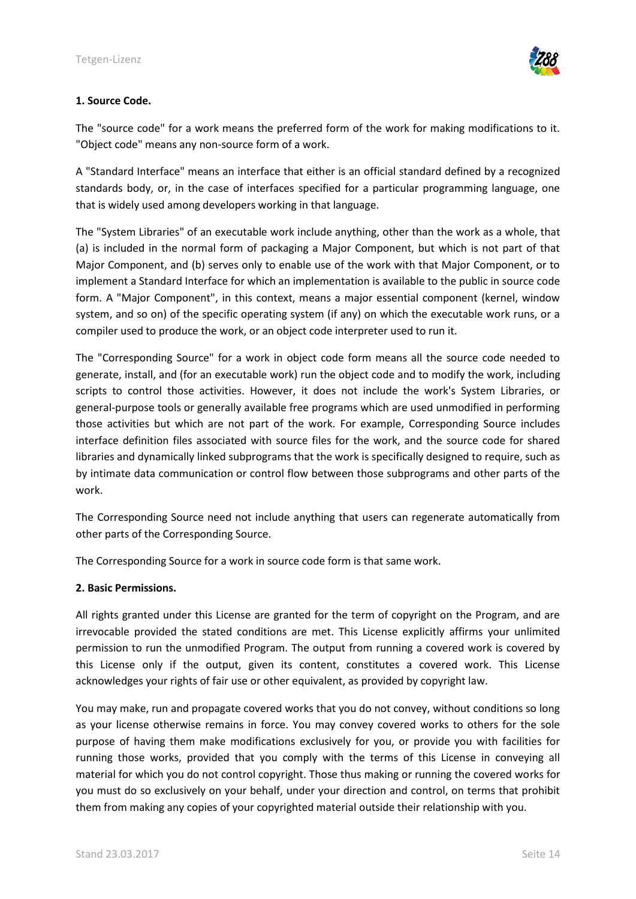**1. Source Code.**

The "source code" for a work means the preferred form of the work for making modifications to it. "Object code" means any non-source form of a work.

A "Standard Interface" means an interface that either is an official standard defined by a recognized standards body, or, in the case of interfaces specified for a particular programming language, one that is widely used among developers working in that language.

The "System Libraries" of an executable work include anything, other than the work as a whole, that (a) is included in the normal form of packaging a Major Component, but which is not part of that Major Component, and (b) serves only to enable use of the work with that Major Component, or to implement a Standard Interface for which an implementation is available to the public in source code form. A "Major Component", in this context, means a major essential component (kernel, window system, and so on) of the specific operating system (if any) on which the executable work runs, or a compiler used to produce the work, or an object code interpreter used to run it.

The "Corresponding Source" for a work in object code form means all the source code needed to generate, install, and (for an executable work) run the object code and to modify the work, including scripts to control those activities. However, it does not include the work's System Libraries, or general-purpose tools or generally available free programs which are used unmodified in performing those activities but which are not part of the work. For example, Corresponding Source includes interface definition files associated with source files for the work, and the source code for shared libraries and dynamically linked subprograms that the work is specifically designed to require, such as by intimate data communication or control flow between those subprograms and other parts of the work.

The Corresponding Source need not include anything that users can regenerate automatically from other parts of the Corresponding Source.

The Corresponding Source for a work in source code form is that same work.

**2. Basic Permissions.**

All rights granted under this License are granted for the term of copyright on the Program, and are irrevocable provided the stated conditions are met. This License explicitly affirms your unlimited permission to run the unmodified Program. The output from running a covered work is covered by this License only if the output, given its content, constitutes a covered work. This License acknowledges your rights of fair use or other equivalent, as provided by copyright law.

You may make, run and propagate covered works that you do not convey, without conditions so long as your license otherwise remains in force. You may convey covered works to others for the sole purpose of having them make modifications exclusively for you, or provide you with facilities for running those works, provided that you comply with the terms of this License in conveying all material for which you do not control copyright. Those thus making or running the covered works for you must do so exclusively on your behalf, under your direction and control, on terms that prohibit them from making any copies of your copyrighted material outside their relationship with you.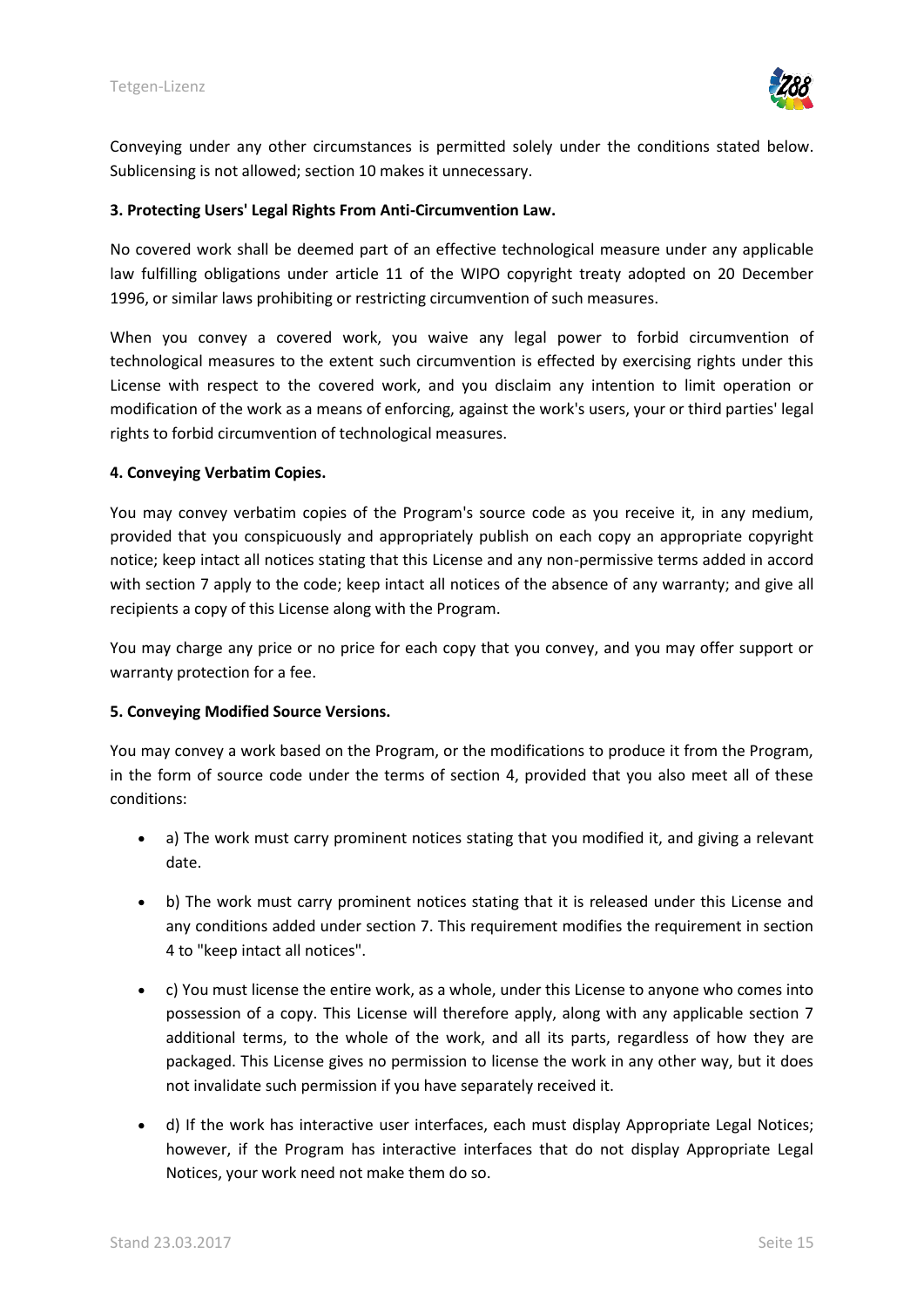Conveying under any other circumstances is permitted solely under the conditions stated below. Sublicensing is not allowed; section 10 makes it unnecessary.

**3. Protecting Users' Legal Rights From Anti-Circumvention Law.**

No covered work shall be deemed part of an effective technological measure under any applicable law fulfilling obligations under article 11 of the WIPO copyright treaty adopted on 20 December 1996, or similar laws prohibiting or restricting circumvention of such measures.

When you convey a covered work, you waive any legal power to forbid circumvention of technological measures to the extent such circumvention is effected by exercising rights under this License with respect to the covered work, and you disclaim any intention to limit operation or modification of the work as a means of enforcing, against the work's users, your or third parties' legal rights to forbid circumvention of technological measures.

**4. Conveying Verbatim Copies.**

You may convey verbatim copies of the Program's source code as you receive it, in any medium, provided that you conspicuously and appropriately publish on each copy an appropriate copyright notice; keep intact all notices stating that this License and any non-permissive terms added in accord with section 7 apply to the code; keep intact all notices of the absence of any warranty; and give all recipients a copy of this License along with the Program.

You may charge any price or no price for each copy that you convey, and you may offer support or warranty protection for a fee.

**5. Conveying Modified Source Versions.**

You may convey a work based on the Program, or the modifications to produce it from the Program, in the form of source code under the terms of section 4, provided that you also meet all of these conditions:

- a) The work must carry prominent notices stating that you modified it, and giving a relevant date.
- b) The work must carry prominent notices stating that it is released under this License and any conditions added under section 7. This requirement modifies the requirement in section 4 to "keep intact all notices".
- c) You must license the entire work, as a whole, under this License to anyone who comes into possession of a copy. This License will therefore apply, along with any applicable section 7 additional terms, to the whole of the work, and all its parts, regardless of how they are packaged. This License gives no permission to license the work in any other way, but it does not invalidate such permission if you have separately received it.
- d) If the work has interactive user interfaces, each must display Appropriate Legal Notices; however, if the Program has interactive interfaces that do not display Appropriate Legal Notices, your work need not make them do so.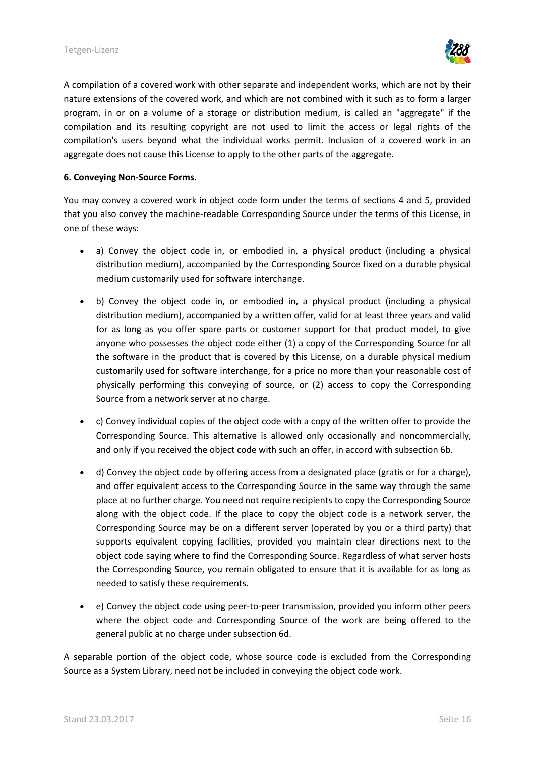A compilation of a covered work with other separate and independent works, which are not by their nature extensions of the covered work, and which are not combined with it such as to form a larger program, in or on a volume of a storage or distribution medium, is called an "aggregate" if the compilation and its resulting copyright are not used to limit the access or legal rights of the compilation's users beyond what the individual works permit. Inclusion of a covered work in an aggregate does not cause this License to apply to the other parts of the aggregate.

**6. Conveying Non-Source Forms.**

You may convey a covered work in object code form under the terms of sections 4 and 5, provided that you also convey the machine-readable Corresponding Source under the terms of this License, in one of these ways:

- a) Convey the object code in, or embodied in, a physical product (including a physical distribution medium), accompanied by the Corresponding Source fixed on a durable physical medium customarily used for software interchange.
- b) Convey the object code in, or embodied in, a physical product (including a physical distribution medium), accompanied by a written offer, valid for at least three years and valid for as long as you offer spare parts or customer support for that product model, to give anyone who possesses the object code either (1) a copy of the Corresponding Source for all the software in the product that is covered by this License, on a durable physical medium customarily used for software interchange, for a price no more than your reasonable cost of physically performing this conveying of source, or (2) access to copy the Corresponding Source from a network server at no charge.
- c) Convey individual copies of the object code with a copy of the written offer to provide the Corresponding Source. This alternative is allowed only occasionally and noncommercially, and only if you received the object code with such an offer, in accord with subsection 6b.
- d) Convey the object code by offering access from a designated place (gratis or for a charge), and offer equivalent access to the Corresponding Source in the same way through the same place at no further charge. You need not require recipients to copy the Corresponding Source along with the object code. If the place to copy the object code is a network server, the Corresponding Source may be on a different server (operated by you or a third party) that supports equivalent copying facilities, provided you maintain clear directions next to the object code saying where to find the Corresponding Source. Regardless of what server hosts the Corresponding Source, you remain obligated to ensure that it is available for as long as needed to satisfy these requirements.
- e) Convey the object code using peer-to-peer transmission, provided you inform other peers where the object code and Corresponding Source of the work are being offered to the general public at no charge under subsection 6d.

A separable portion of the object code, whose source code is excluded from the Corresponding Source as a System Library, need not be included in conveying the object code work.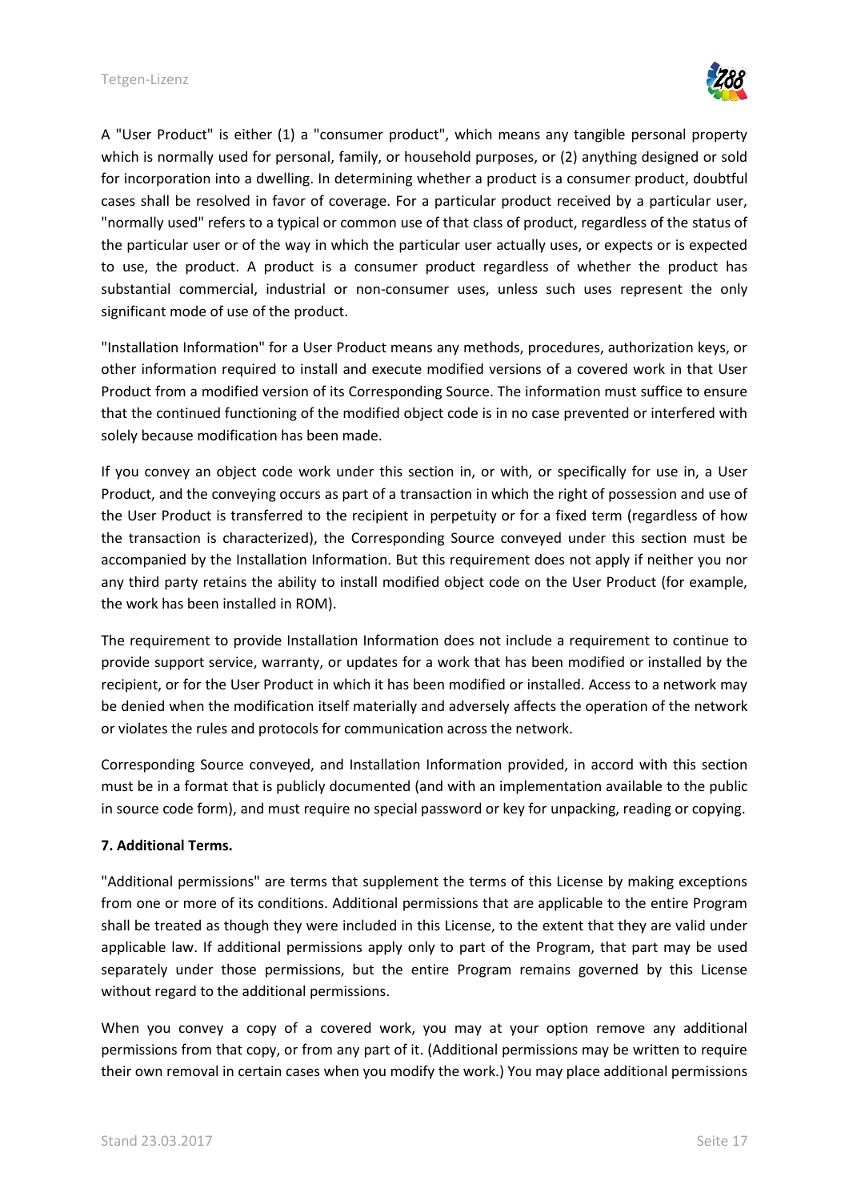A "User Product" is either (1) a "consumer product", which means any tangible personal property which is normally used for personal, family, or household purposes, or (2) anything designed or sold for incorporation into a dwelling. In determining whether a product is a consumer product, doubtful cases shall be resolved in favor of coverage. For a particular product received by a particular user, "normally used" refers to a typical or common use of that class of product, regardless of the status of the particular user or of the way in which the particular user actually uses, or expects or is expected to use, the product. A product is a consumer product regardless of whether the product has substantial commercial, industrial or non-consumer uses, unless such uses represent the only significant mode of use of the product.

"Installation Information" for a User Product means any methods, procedures, authorization keys, or other information required to install and execute modified versions of a covered work in that User Product from a modified version of its Corresponding Source. The information must suffice to ensure that the continued functioning of the modified object code is in no case prevented or interfered with solely because modification has been made.

If you convey an object code work under this section in, or with, or specifically for use in, a User Product, and the conveying occurs as part of a transaction in which the right of possession and use of the User Product is transferred to the recipient in perpetuity or for a fixed term (regardless of how the transaction is characterized), the Corresponding Source conveyed under this section must be accompanied by the Installation Information. But this requirement does not apply if neither you nor any third party retains the ability to install modified object code on the User Product (for example, the work has been installed in ROM).

The requirement to provide Installation Information does not include a requirement to continue to provide support service, warranty, or updates for a work that has been modified or installed by the recipient, or for the User Product in which it has been modified or installed. Access to a network may be denied when the modification itself materially and adversely affects the operation of the network or violates the rules and protocols for communication across the network.

Corresponding Source conveyed, and Installation Information provided, in accord with this section must be in a format that is publicly documented (and with an implementation available to the public in source code form), and must require no special password or key for unpacking, reading or copying.

**7. Additional Terms.**

"Additional permissions" are terms that supplement the terms of this License by making exceptions from one or more of its conditions. Additional permissions that are applicable to the entire Program shall be treated as though they were included in this License, to the extent that they are valid under applicable law. If additional permissions apply only to part of the Program, that part may be used separately under those permissions, but the entire Program remains governed by this License without regard to the additional permissions.

When you convey a copy of a covered work, you may at your option remove any additional permissions from that copy, or from any part of it. (Additional permissions may be written to require their own removal in certain cases when you modify the work.) You may place additional permissions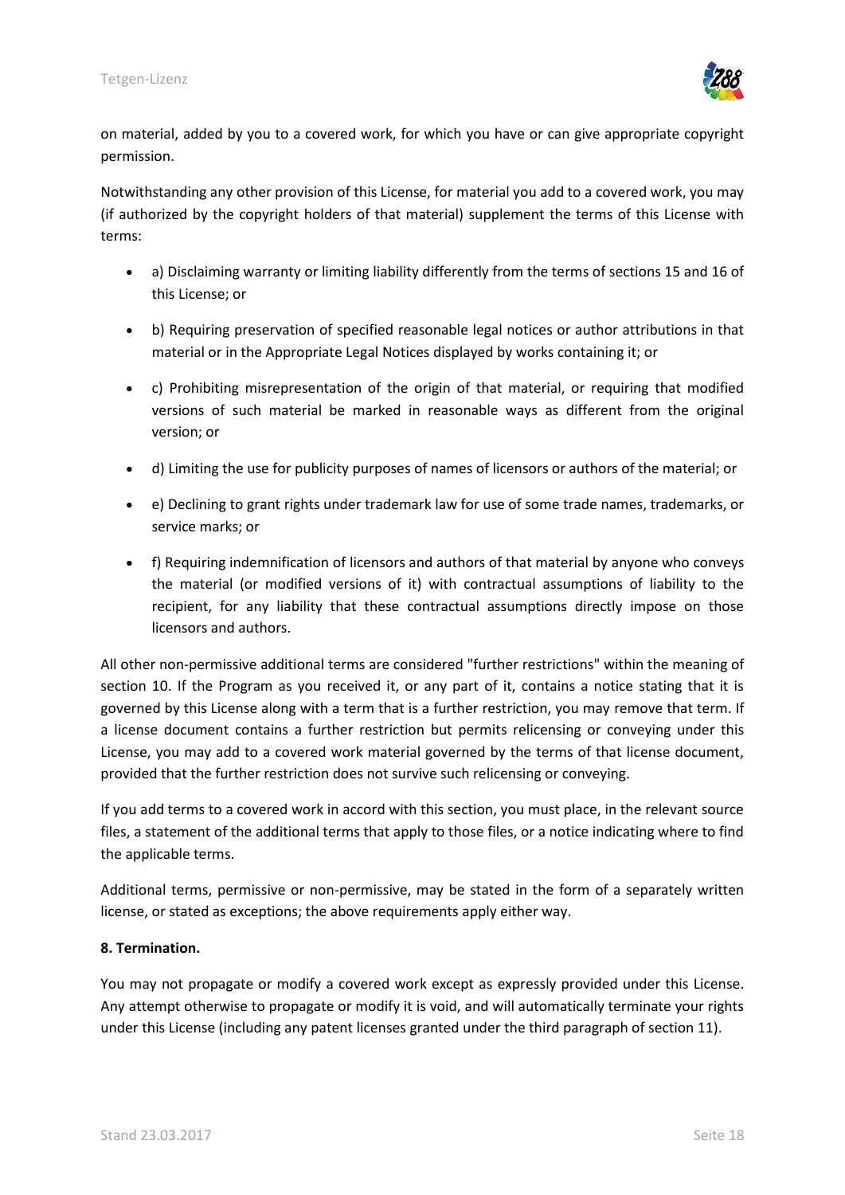on material, added by you to a covered work, for which you have or can give appropriate copyright permission.

Notwithstanding any other provision of this License, for material you add to a covered work, you may (if authorized by the copyright holders of that material) supplement the terms of this License with terms:

- a) Disclaiming warranty or limiting liability differently from the terms of sections 15 and 16 of this License; or
- b) Requiring preservation of specified reasonable legal notices or author attributions in that material or in the Appropriate Legal Notices displayed by works containing it; or
- c) Prohibiting misrepresentation of the origin of that material, or requiring that modified versions of such material be marked in reasonable ways as different from the original version; or
- d) Limiting the use for publicity purposes of names of licensors or authors of the material; or
- e) Declining to grant rights under trademark law for use of some trade names, trademarks, or service marks; or
- f) Requiring indemnification of licensors and authors of that material by anyone who conveys the material (or modified versions of it) with contractual assumptions of liability to the recipient, for any liability that these contractual assumptions directly impose on those licensors and authors.

All other non-permissive additional terms are considered "further restrictions" within the meaning of section 10. If the Program as you received it, or any part of it, contains a notice stating that it is governed by this License along with a term that is a further restriction, you may remove that term. If a license document contains a further restriction but permits relicensing or conveying under this License, you may add to a covered work material governed by the terms of that license document, provided that the further restriction does not survive such relicensing or conveying.

If you add terms to a covered work in accord with this section, you must place, in the relevant source files, a statement of the additional terms that apply to those files, or a notice indicating where to find the applicable terms.

Additional terms, permissive or non-permissive, may be stated in the form of a separately written license, or stated as exceptions; the above requirements apply either way.

**8. Termination.**

You may not propagate or modify a covered work except as expressly provided under this License. Any attempt otherwise to propagate or modify it is void, and will automatically terminate your rights under this License (including any patent licenses granted under the third paragraph of section 11).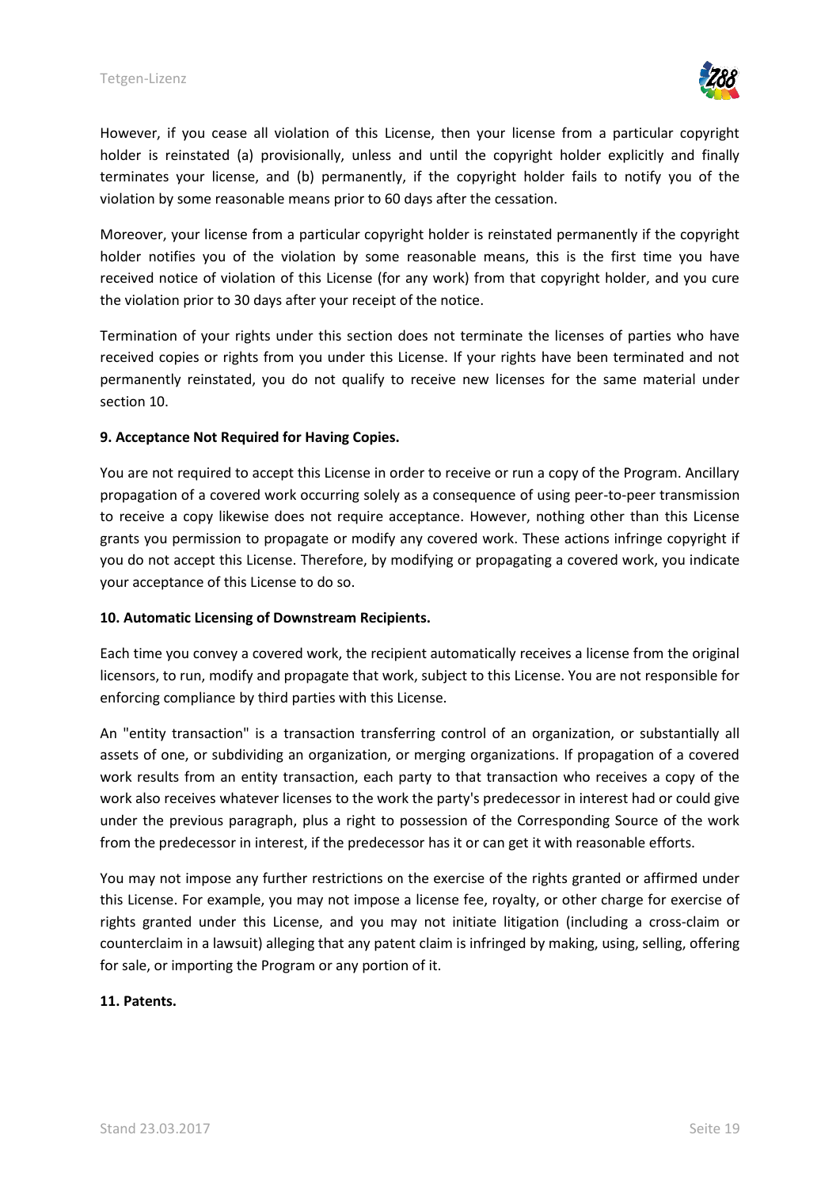However, if you cease all violation of this License, then your license from a particular copyright holder is reinstated (a) provisionally, unless and until the copyright holder explicitly and finally terminates your license, and (b) permanently, if the copyright holder fails to notify you of the violation by some reasonable means prior to 60 days after the cessation.

Moreover, your license from a particular copyright holder is reinstated permanently if the copyright holder notifies you of the violation by some reasonable means, this is the first time you have received notice of violation of this License (for any work) from that copyright holder, and you cure the violation prior to 30 days after your receipt of the notice.

Termination of your rights under this section does not terminate the licenses of parties who have received copies or rights from you under this License. If your rights have been terminated and not permanently reinstated, you do not qualify to receive new licenses for the same material under section 10.

**9. Acceptance Not Required for Having Copies.**

You are not required to accept this License in order to receive or run a copy of the Program. Ancillary propagation of a covered work occurring solely as a consequence of using peer-to-peer transmission to receive a copy likewise does not require acceptance. However, nothing other than this License grants you permission to propagate or modify any covered work. These actions infringe copyright if you do not accept this License. Therefore, by modifying or propagating a covered work, you indicate your acceptance of this License to do so.

**10. Automatic Licensing of Downstream Recipients.**

Each time you convey a covered work, the recipient automatically receives a license from the original licensors, to run, modify and propagate that work, subject to this License. You are not responsible for enforcing compliance by third parties with this License.

An "entity transaction" is a transaction transferring control of an organization, or substantially all assets of one, or subdividing an organization, or merging organizations. If propagation of a covered work results from an entity transaction, each party to that transaction who receives a copy of the work also receives whatever licenses to the work the party's predecessor in interest had or could give under the previous paragraph, plus a right to possession of the Corresponding Source of the work from the predecessor in interest, if the predecessor has it or can get it with reasonable efforts.

You may not impose any further restrictions on the exercise of the rights granted or affirmed under this License. For example, you may not impose a license fee, royalty, or other charge for exercise of rights granted under this License, and you may not initiate litigation (including a cross-claim or counterclaim in a lawsuit) alleging that any patent claim is infringed by making, using, selling, offering for sale, or importing the Program or any portion of it.

**11. Patents.**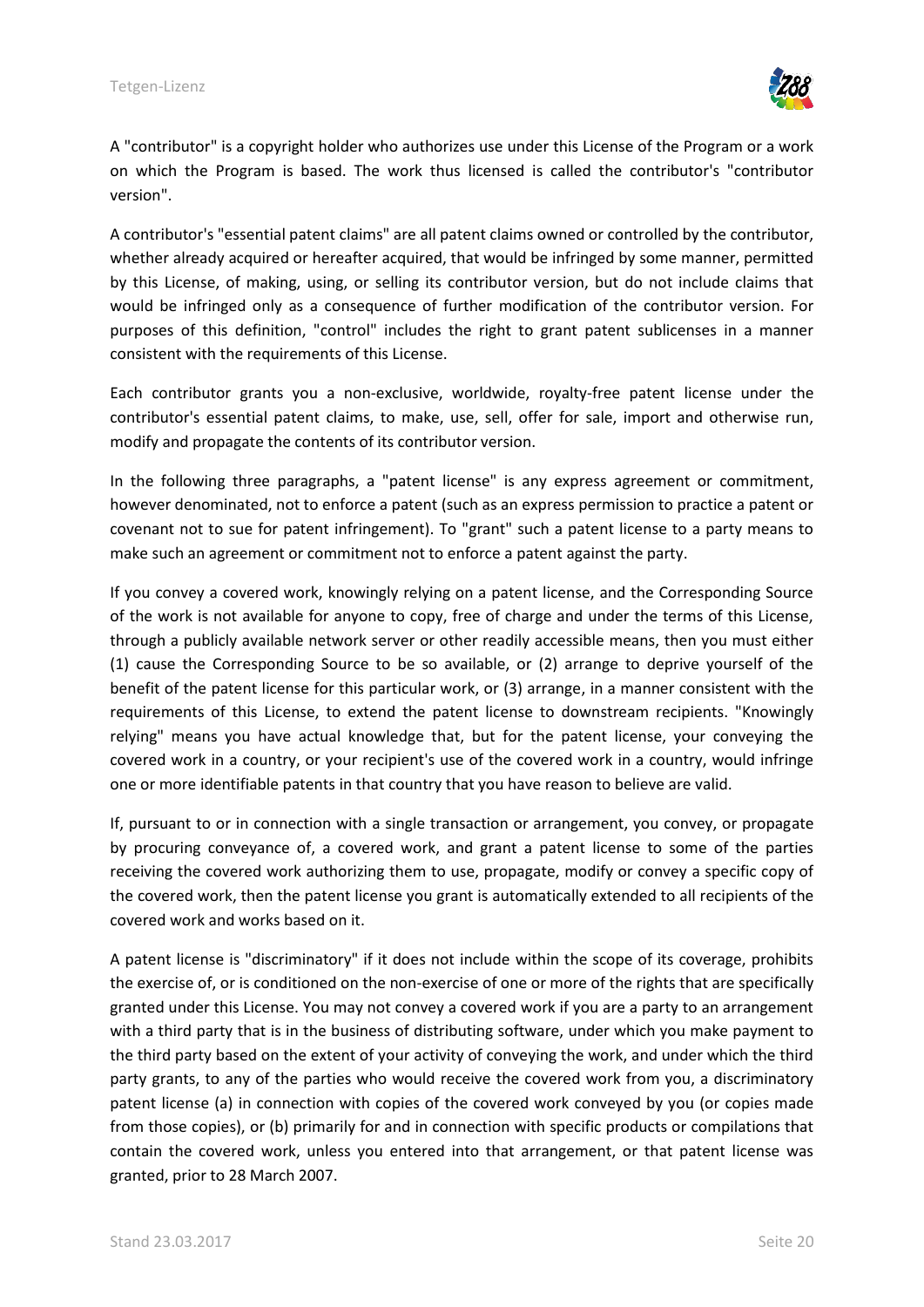A "contributor" is a copyright holder who authorizes use under this License of the Program or a work on which the Program is based. The work thus licensed is called the contributor's "contributor version".

A contributor's "essential patent claims" are all patent claims owned or controlled by the contributor, whether already acquired or hereafter acquired, that would be infringed by some manner, permitted by this License, of making, using, or selling its contributor version, but do not include claims that would be infringed only as a consequence of further modification of the contributor version. For purposes of this definition, "control" includes the right to grant patent sublicenses in a manner consistent with the requirements of this License.

Each contributor grants you a non-exclusive, worldwide, royalty-free patent license under the contributor's essential patent claims, to make, use, sell, offer for sale, import and otherwise run, modify and propagate the contents of its contributor version.

In the following three paragraphs, a "patent license" is any express agreement or commitment, however denominated, not to enforce a patent (such as an express permission to practice a patent or covenant not to sue for patent infringement). To "grant" such a patent license to a party means to make such an agreement or commitment not to enforce a patent against the party.

If you convey a covered work, knowingly relying on a patent license, and the Corresponding Source of the work is not available for anyone to copy, free of charge and under the terms of this License, through a publicly available network server or other readily accessible means, then you must either (1) cause the Corresponding Source to be so available, or (2) arrange to deprive yourself of the benefit of the patent license for this particular work, or (3) arrange, in a manner consistent with the requirements of this License, to extend the patent license to downstream recipients. "Knowingly relying" means you have actual knowledge that, but for the patent license, your conveying the covered work in a country, or your recipient's use of the covered work in a country, would infringe one or more identifiable patents in that country that you have reason to believe are valid.

If, pursuant to or in connection with a single transaction or arrangement, you convey, or propagate by procuring conveyance of, a covered work, and grant a patent license to some of the parties receiving the covered work authorizing them to use, propagate, modify or convey a specific copy of the covered work, then the patent license you grant is automatically extended to all recipients of the covered work and works based on it.

A patent license is "discriminatory" if it does not include within the scope of its coverage, prohibits the exercise of, or is conditioned on the non-exercise of one or more of the rights that are specifically granted under this License. You may not convey a covered work if you are a party to an arrangement with a third party that is in the business of distributing software, under which you make payment to the third party based on the extent of your activity of conveying the work, and under which the third party grants, to any of the parties who would receive the covered work from you, a discriminatory patent license (a) in connection with copies of the covered work conveyed by you (or copies made from those copies), or (b) primarily for and in connection with specific products or compilations that contain the covered work, unless you entered into that arrangement, or that patent license was granted, prior to 28 March 2007.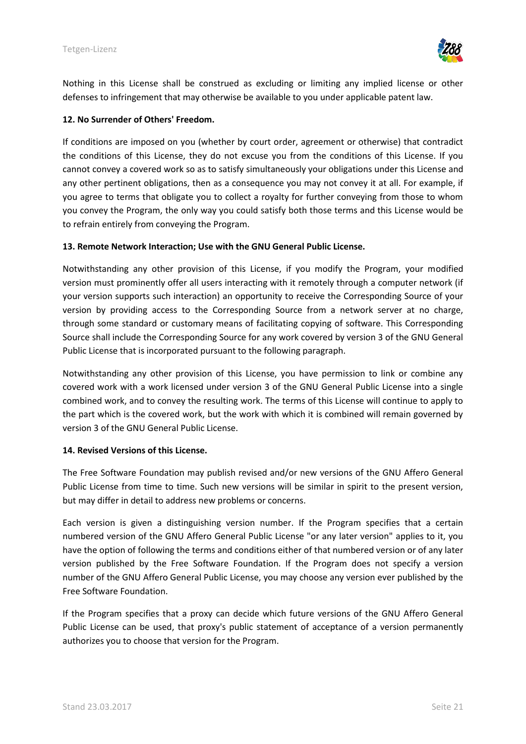Nothing in this License shall be construed as excluding or limiting any implied license or other defenses to infringement that may otherwise be available to you under applicable patent law.

**12. No Surrender of Others' Freedom.**

If conditions are imposed on you (whether by court order, agreement or otherwise) that contradict the conditions of this License, they do not excuse you from the conditions of this License. If you cannot convey a covered work so as to satisfy simultaneously your obligations under this License and any other pertinent obligations, then as a consequence you may not convey it at all. For example, if you agree to terms that obligate you to collect a royalty for further conveying from those to whom you convey the Program, the only way you could satisfy both those terms and this License would be to refrain entirely from conveying the Program.

**13. Remote Network Interaction; Use with the GNU General Public License.**

Notwithstanding any other provision of this License, if you modify the Program, your modified version must prominently offer all users interacting with it remotely through a computer network (if your version supports such interaction) an opportunity to receive the Corresponding Source of your version by providing access to the Corresponding Source from a network server at no charge, through some standard or customary means of facilitating copying of software. This Corresponding Source shall include the Corresponding Source for any work covered by version 3 of the GNU General Public License that is incorporated pursuant to the following paragraph.

Notwithstanding any other provision of this License, you have permission to link or combine any covered work with a work licensed under version 3 of the GNU General Public License into a single combined work, and to convey the resulting work. The terms of this License will continue to apply to the part which is the covered work, but the work with which it is combined will remain governed by version 3 of the GNU General Public License.

**14. Revised Versions of this License.**

The Free Software Foundation may publish revised and/or new versions of the GNU Affero General Public License from time to time. Such new versions will be similar in spirit to the present version, but may differ in detail to address new problems or concerns.

Each version is given a distinguishing version number. If the Program specifies that a certain numbered version of the GNU Affero General Public License "or any later version" applies to it, you have the option of following the terms and conditions either of that numbered version or of any later version published by the Free Software Foundation. If the Program does not specify a version number of the GNU Affero General Public License, you may choose any version ever published by the Free Software Foundation.

If the Program specifies that a proxy can decide which future versions of the GNU Affero General Public License can be used, that proxy's public statement of acceptance of a version permanently authorizes you to choose that version for the Program.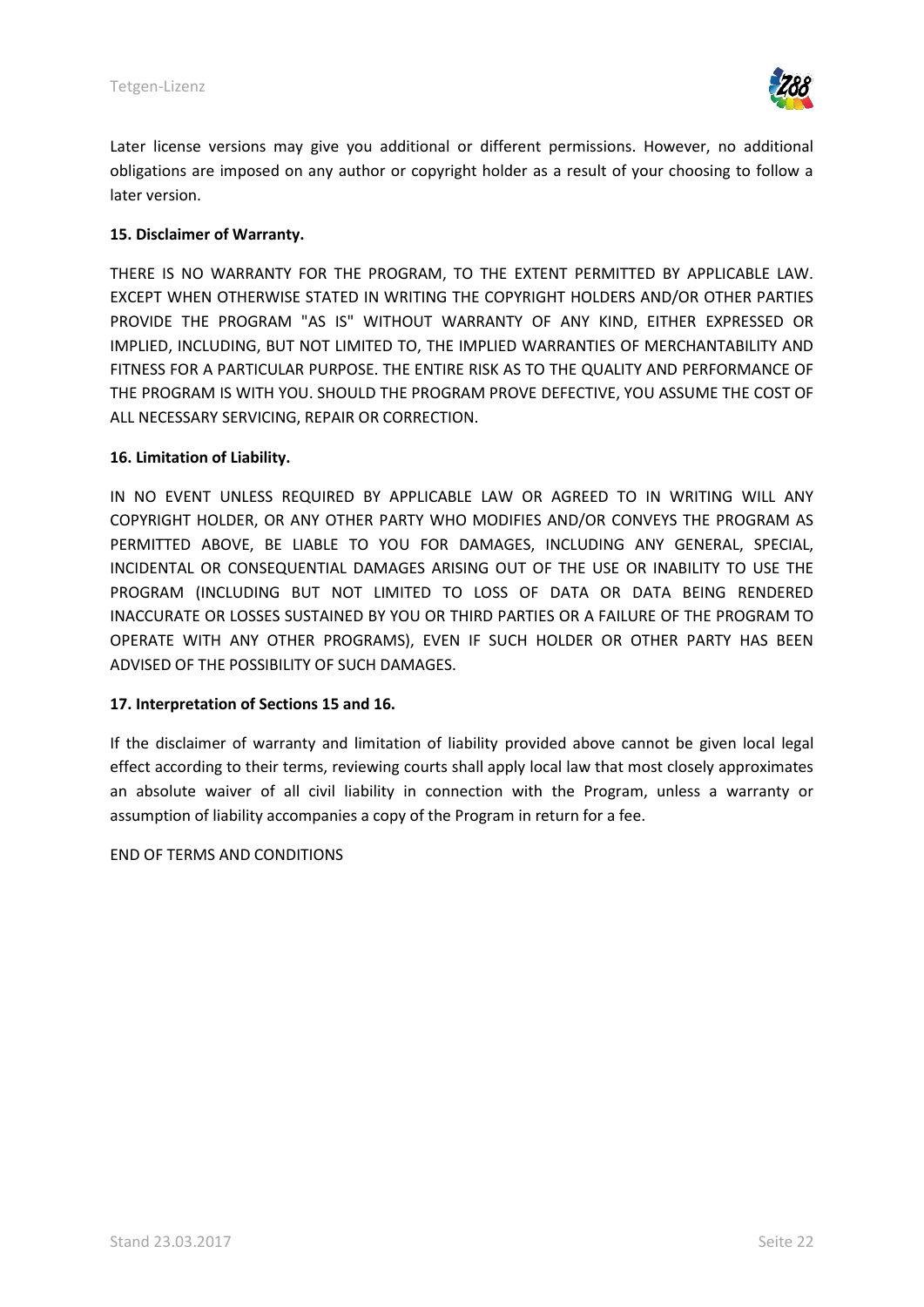Later license versions may give you additional or different permissions. However, no additional obligations are imposed on any author or copyright holder as a result of your choosing to follow a later version.

**15. Disclaimer of Warranty.**

THERE IS NO WARRANTY FOR THE PROGRAM, TO THE EXTENT PERMITTED BY APPLICABLE LAW. EXCEPT WHEN OTHERWISE STATED IN WRITING THE COPYRIGHT HOLDERS AND/OR OTHER PARTIES PROVIDE THE PROGRAM "AS IS" WITHOUT WARRANTY OF ANY KIND, EITHER EXPRESSED OR IMPLIED, INCLUDING, BUT NOT LIMITED TO, THE IMPLIED WARRANTIES OF MERCHANTABILITY AND FITNESS FOR A PARTICULAR PURPOSE. THE ENTIRE RISK AS TO THE QUALITY AND PERFORMANCE OF THE PROGRAM IS WITH YOU. SHOULD THE PROGRAM PROVE DEFECTIVE, YOU ASSUME THE COST OF ALL NECESSARY SERVICING, REPAIR OR CORRECTION.

**16. Limitation of Liability.**

IN NO EVENT UNLESS REQUIRED BY APPLICABLE LAW OR AGREED TO IN WRITING WILL ANY COPYRIGHT HOLDER, OR ANY OTHER PARTY WHO MODIFIES AND/OR CONVEYS THE PROGRAM AS PERMITTED ABOVE, BE LIABLE TO YOU FOR DAMAGES, INCLUDING ANY GENERAL, SPECIAL, INCIDENTAL OR CONSEQUENTIAL DAMAGES ARISING OUT OF THE USE OR INABILITY TO USE THE PROGRAM (INCLUDING BUT NOT LIMITED TO LOSS OF DATA OR DATA BEING RENDERED INACCURATE OR LOSSES SUSTAINED BY YOU OR THIRD PARTIES OR A FAILURE OF THE PROGRAM TO OPERATE WITH ANY OTHER PROGRAMS), EVEN IF SUCH HOLDER OR OTHER PARTY HAS BEEN ADVISED OF THE POSSIBILITY OF SUCH DAMAGES.

**17. Interpretation of Sections 15 and 16.**

If the disclaimer of warranty and limitation of liability provided above cannot be given local legal effect according to their terms, reviewing courts shall apply local law that most closely approximates an absolute waiver of all civil liability in connection with the Program, unless a warranty or assumption of liability accompanies a copy of the Program in return for a fee.

END OF TERMS AND CONDITIONS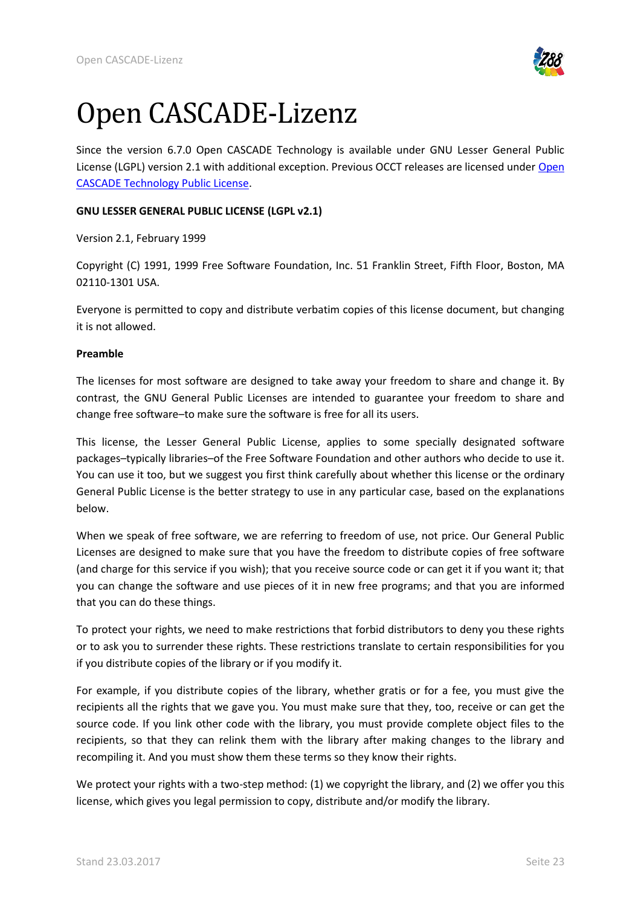# Open CASCADE-Lizenz

Since the version 6.7.0 Open CASCADE Technology is available under GNU Lesser General Public License (LGPL) version 2.1 with additional exception. Previous OCCT releases are licensed under Open CASCADE Technology Public License.

**GNU LESSER GENERAL PUBLIC LICENSE (LGPL v2.1)**

Version 2.1, February 1999

Copyright (C) 1991, 1999 Free Software Foundation, Inc. 51 Franklin Street, Fifth Floor, Boston, MA 02110-1301 USA.

Everyone is permitted to copy and distribute verbatim copies of this license document, but changing it is not allowed.

**Preamble**

The licenses for most software are designed to take away your freedom to share and change it. By contrast, the GNU General Public Licenses are intended to guarantee your freedom to share and change free software–to make sure the software is free for all its users.

This license, the Lesser General Public License, applies to some specially designated software packages–typically libraries–of the Free Software Foundation and other authors who decide to use it. You can use it too, but we suggest you first think carefully about whether this license or the ordinary General Public License is the better strategy to use in any particular case, based on the explanations below.

When we speak of free software, we are referring to freedom of use, not price. Our General Public Licenses are designed to make sure that you have the freedom to distribute copies of free software (and charge for this service if you wish); that you receive source code or can get it if you want it; that you can change the software and use pieces of it in new free programs; and that you are informed that you can do these things.

To protect your rights, we need to make restrictions that forbid distributors to deny you these rights or to ask you to surrender these rights. These restrictions translate to certain responsibilities for you if you distribute copies of the library or if you modify it.

For example, if you distribute copies of the library, whether gratis or for a fee, you must give the recipients all the rights that we gave you. You must make sure that they, too, receive or can get the source code. If you link other code with the library, you must provide complete object files to the recipients, so that they can relink them with the library after making changes to the library and recompiling it. And you must show them these terms so they know their rights.

We protect your rights with a two-step method: (1) we copyright the library, and (2) we offer you this license, which gives you legal permission to copy, distribute and/or modify the library.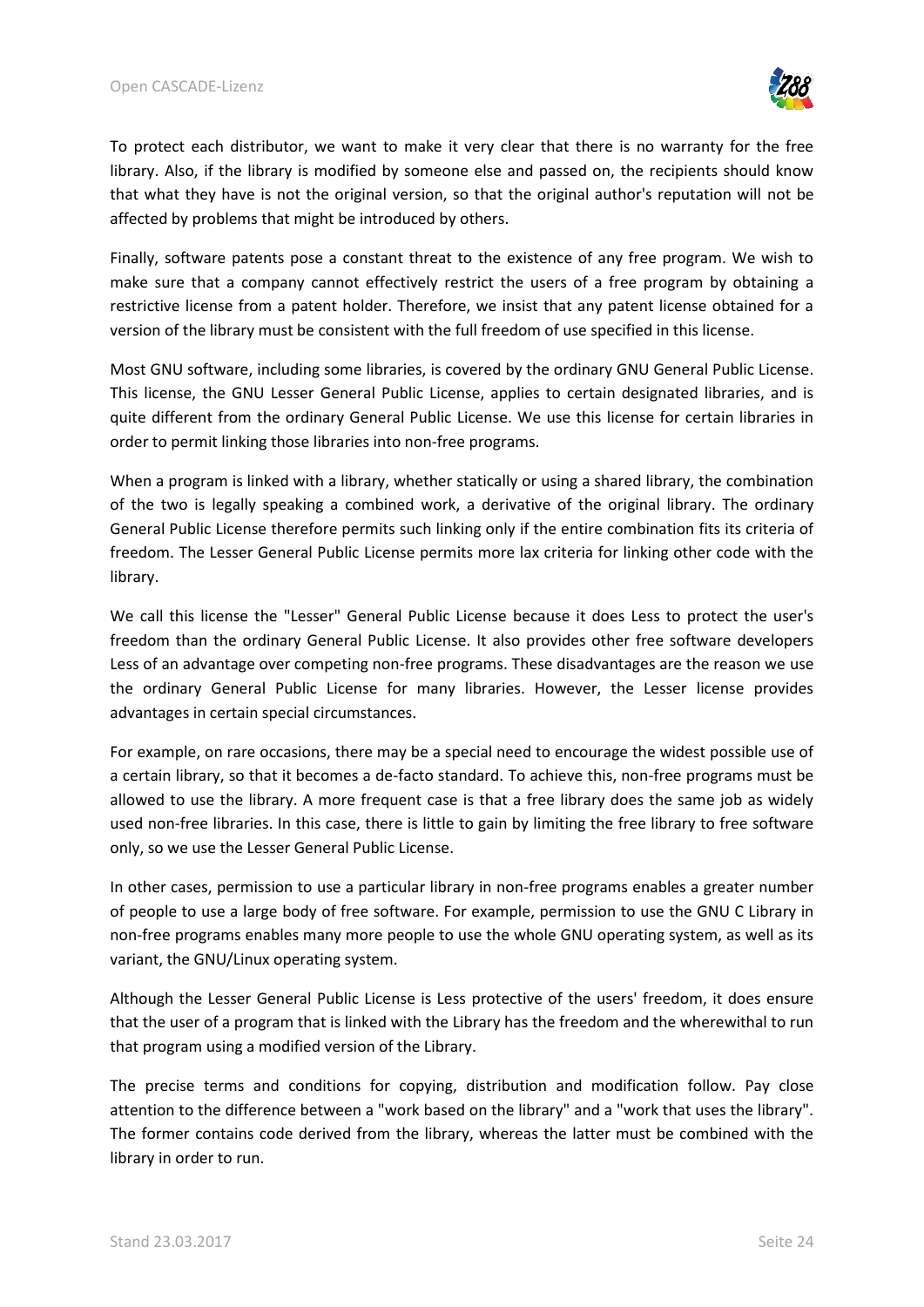To protect each distributor, we want to make it very clear that there is no warranty for the free library. Also, if the library is modified by someone else and passed on, the recipients should know that what they have is not the original version, so that the original author's reputation will not be affected by problems that might be introduced by others.

Finally, software patents pose a constant threat to the existence of any free program. We wish to make sure that a company cannot effectively restrict the users of a free program by obtaining a restrictive license from a patent holder. Therefore, we insist that any patent license obtained for a version of the library must be consistent with the full freedom of use specified in this license.

Most GNU software, including some libraries, is covered by the ordinary GNU General Public License. This license, the GNU Lesser General Public License, applies to certain designated libraries, and is quite different from the ordinary General Public License. We use this license for certain libraries in order to permit linking those libraries into non-free programs.

When a program is linked with a library, whether statically or using a shared library, the combination of the two is legally speaking a combined work, a derivative of the original library. The ordinary General Public License therefore permits such linking only if the entire combination fits its criteria of freedom. The Lesser General Public License permits more lax criteria for linking other code with the library.

We call this license the "Lesser" General Public License because it does Less to protect the user's freedom than the ordinary General Public License. It also provides other free software developers Less of an advantage over competing non-free programs. These disadvantages are the reason we use the ordinary General Public License for many libraries. However, the Lesser license provides advantages in certain special circumstances.

For example, on rare occasions, there may be a special need to encourage the widest possible use of a certain library, so that it becomes a de-facto standard. To achieve this, non-free programs must be allowed to use the library. A more frequent case is that a free library does the same job as widely used non-free libraries. In this case, there is little to gain by limiting the free library to free software only, so we use the Lesser General Public License.

In other cases, permission to use a particular library in non-free programs enables a greater number of people to use a large body of free software. For example, permission to use the GNU C Library in non-free programs enables many more people to use the whole GNU operating system, as well as its variant, the GNU/Linux operating system.

Although the Lesser General Public License is Less protective of the users' freedom, it does ensure that the user of a program that is linked with the Library has the freedom and the wherewithal to run that program using a modified version of the Library.

The precise terms and conditions for copying, distribution and modification follow. Pay close attention to the difference between a "work based on the library" and a "work that uses the library". The former contains code derived from the library, whereas the latter must be combined with the library in order to run.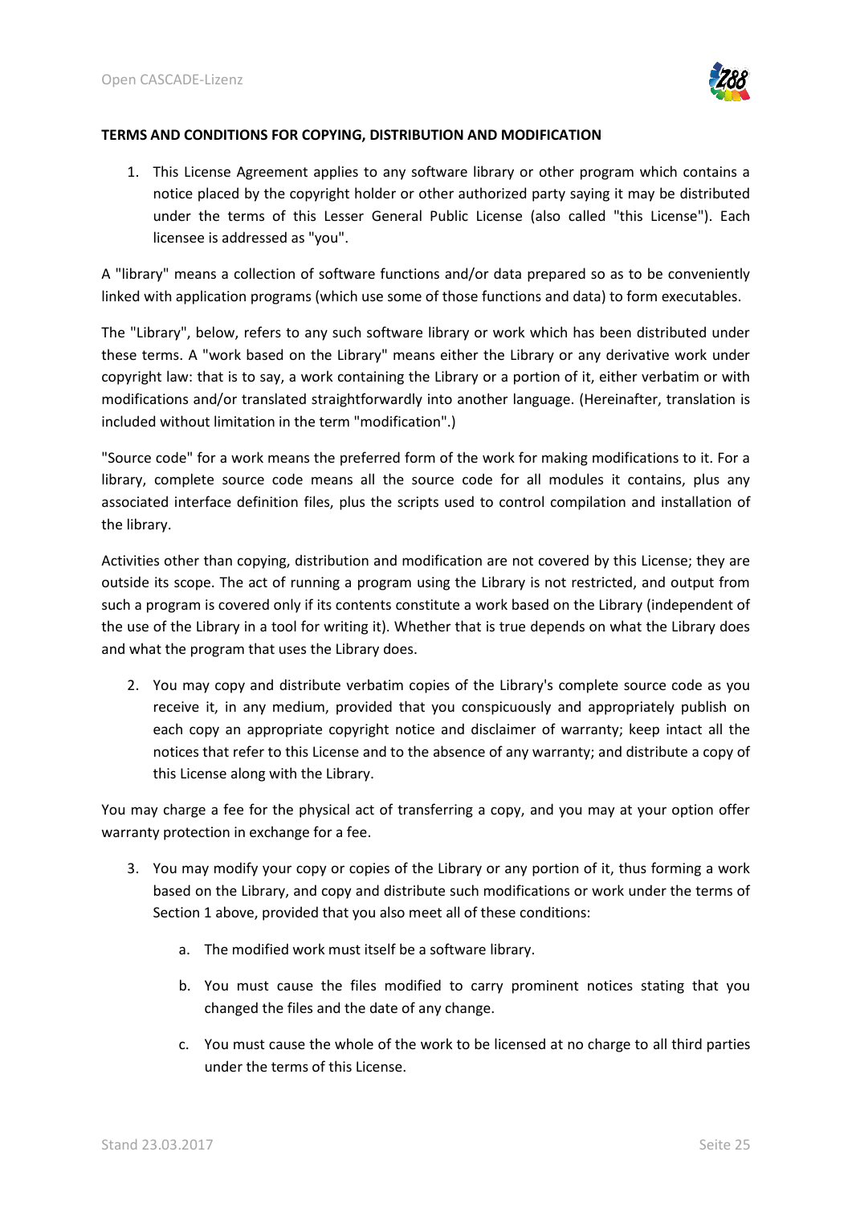**TERMS AND CONDITIONS FOR COPYING, DISTRIBUTION AND MODIFICATION**

1. This License Agreement applies to any software library or other program which contains a notice placed by the copyright holder or other authorized party saying it may be distributed under the terms of this Lesser General Public License (also called "this License"). Each licensee is addressed as "you".

A "library" means a collection of software functions and/or data prepared so as to be conveniently linked with application programs (which use some of those functions and data) to form executables.

The "Library", below, refers to any such software library or work which has been distributed under these terms. A "work based on the Library" means either the Library or any derivative work under copyright law: that is to say, a work containing the Library or a portion of it, either verbatim or with modifications and/or translated straightforwardly into another language. (Hereinafter, translation is included without limitation in the term "modification".)

"Source code" for a work means the preferred form of the work for making modifications to it. For a library, complete source code means all the source code for all modules it contains, plus any associated interface definition files, plus the scripts used to control compilation and installation of the library.

Activities other than copying, distribution and modification are not covered by this License; they are outside its scope. The act of running a program using the Library is not restricted, and output from such a program is covered only if its contents constitute a work based on the Library (independent of the use of the Library in a tool for writing it). Whether that is true depends on what the Library does and what the program that uses the Library does.

2. You may copy and distribute verbatim copies of the Library's complete source code as you receive it, in any medium, provided that you conspicuously and appropriately publish on each copy an appropriate copyright notice and disclaimer of warranty; keep intact all the notices that refer to this License and to the absence of any warranty; and distribute a copy of this License along with the Library.

You may charge a fee for the physical act of transferring a copy, and you may at your option offer warranty protection in exchange for a fee.

3. You may modify your copy or copies of the Library or any portion of it, thus forming a work based on the Library, and copy and distribute such modifications or work under the terms of Section 1 above, provided that you also meet all of these conditions:

    a. The modified work must itself be a software library.

    b. You must cause the files modified to carry prominent notices stating that you changed the files and the date of any change.

    c. You must cause the whole of the work to be licensed at no charge to all third parties under the terms of this License.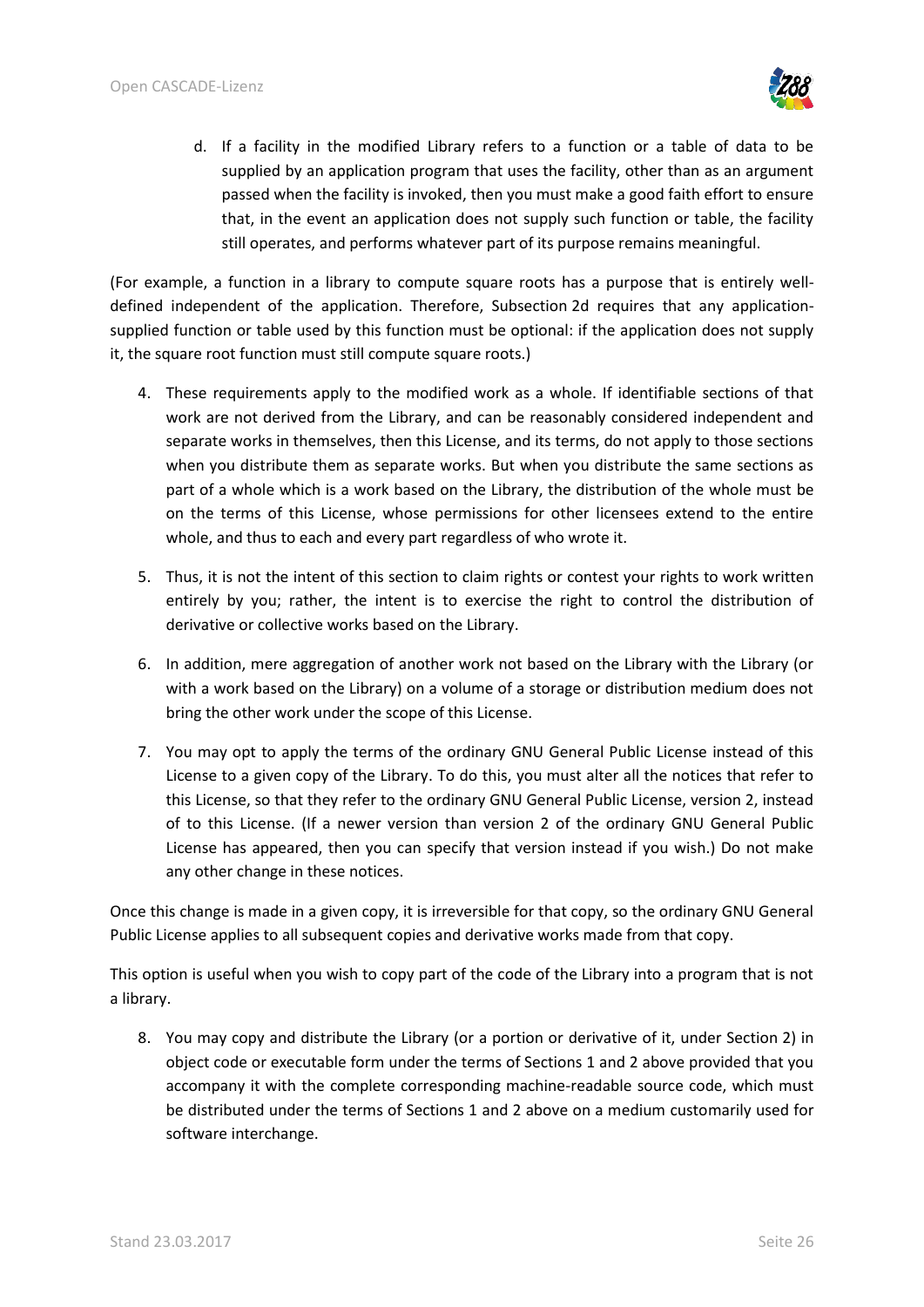d. If a facility in the modified Library refers to a function or a table of data to be supplied by an application program that uses the facility, other than as an argument passed when the facility is invoked, then you must make a good faith effort to ensure that, in the event an application does not supply such function or table, the facility still operates, and performs whatever part of its purpose remains meaningful.

(For example, a function in a library to compute square roots has a purpose that is entirely well-defined independent of the application. Therefore, Subsection 2d requires that any application-supplied function or table used by this function must be optional: if the application does not supply it, the square root function must still compute square roots.)

4. These requirements apply to the modified work as a whole. If identifiable sections of that work are not derived from the Library, and can be reasonably considered independent and separate works in themselves, then this License, and its terms, do not apply to those sections when you distribute them as separate works. But when you distribute the same sections as part of a whole which is a work based on the Library, the distribution of the whole must be on the terms of this License, whose permissions for other licensees extend to the entire whole, and thus to each and every part regardless of who wrote it.

5. Thus, it is not the intent of this section to claim rights or contest your rights to work written entirely by you; rather, the intent is to exercise the right to control the distribution of derivative or collective works based on the Library.

6. In addition, mere aggregation of another work not based on the Library with the Library (or with a work based on the Library) on a volume of a storage or distribution medium does not bring the other work under the scope of this License.

7. You may opt to apply the terms of the ordinary GNU General Public License instead of this License to a given copy of the Library. To do this, you must alter all the notices that refer to this License, so that they refer to the ordinary GNU General Public License, version 2, instead of to this License. (If a newer version than version 2 of the ordinary GNU General Public License has appeared, then you can specify that version instead if you wish.) Do not make any other change in these notices.

Once this change is made in a given copy, it is irreversible for that copy, so the ordinary GNU General Public License applies to all subsequent copies and derivative works made from that copy.

This option is useful when you wish to copy part of the code of the Library into a program that is not a library.

8. You may copy and distribute the Library (or a portion or derivative of it, under Section 2) in object code or executable form under the terms of Sections 1 and 2 above provided that you accompany it with the complete corresponding machine-readable source code, which must be distributed under the terms of Sections 1 and 2 above on a medium customarily used for software interchange.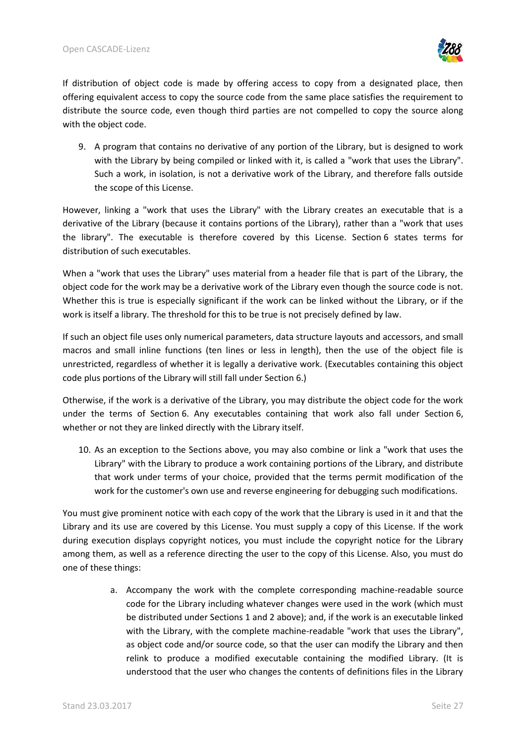If distribution of object code is made by offering access to copy from a designated place, then offering equivalent access to copy the source code from the same place satisfies the requirement to distribute the source code, even though third parties are not compelled to copy the source along with the object code.

9. A program that contains no derivative of any portion of the Library, but is designed to work with the Library by being compiled or linked with it, is called a "work that uses the Library". Such a work, in isolation, is not a derivative work of the Library, and therefore falls outside the scope of this License.

However, linking a "work that uses the Library" with the Library creates an executable that is a derivative of the Library (because it contains portions of the Library), rather than a "work that uses the library". The executable is therefore covered by this License. Section 6 states terms for distribution of such executables.

When a "work that uses the Library" uses material from a header file that is part of the Library, the object code for the work may be a derivative work of the Library even though the source code is not. Whether this is true is especially significant if the work can be linked without the Library, or if the work is itself a library. The threshold for this to be true is not precisely defined by law.

If such an object file uses only numerical parameters, data structure layouts and accessors, and small macros and small inline functions (ten lines or less in length), then the use of the object file is unrestricted, regardless of whether it is legally a derivative work. (Executables containing this object code plus portions of the Library will still fall under Section 6.)

Otherwise, if the work is a derivative of the Library, you may distribute the object code for the work under the terms of Section 6. Any executables containing that work also fall under Section 6, whether or not they are linked directly with the Library itself.

10. As an exception to the Sections above, you may also combine or link a "work that uses the Library" with the Library to produce a work containing portions of the Library, and distribute that work under terms of your choice, provided that the terms permit modification of the work for the customer's own use and reverse engineering for debugging such modifications.

You must give prominent notice with each copy of the work that the Library is used in it and that the Library and its use are covered by this License. You must supply a copy of this License. If the work during execution displays copyright notices, you must include the copyright notice for the Library among them, as well as a reference directing the user to the copy of this License. Also, you must do one of these things:

a. Accompany the work with the complete corresponding machine-readable source code for the Library including whatever changes were used in the work (which must be distributed under Sections 1 and 2 above); and, if the work is an executable linked with the Library, with the complete machine-readable "work that uses the Library", as object code and/or source code, so that the user can modify the Library and then relink to produce a modified executable containing the modified Library. (It is understood that the user who changes the contents of definitions files in the Library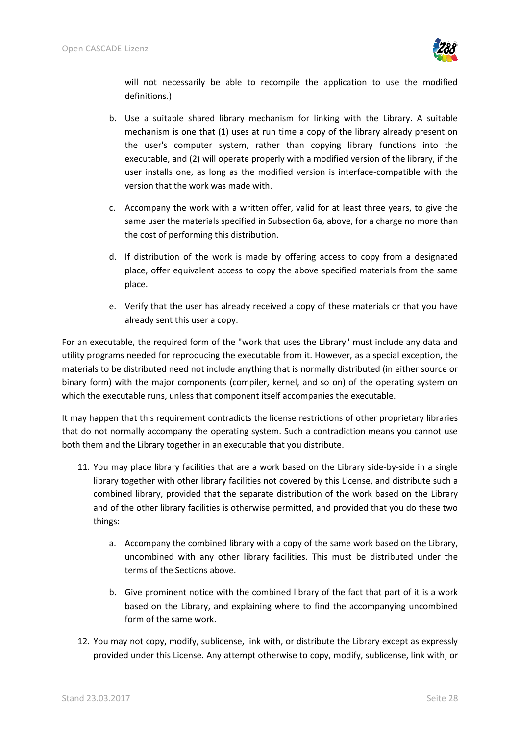will not necessarily be able to recompile the application to use the modified definitions.)

b. Use a suitable shared library mechanism for linking with the Library. A suitable mechanism is one that (1) uses at run time a copy of the library already present on the user's computer system, rather than copying library functions into the executable, and (2) will operate properly with a modified version of the library, if the user installs one, as long as the modified version is interface-compatible with the version that the work was made with.

c. Accompany the work with a written offer, valid for at least three years, to give the same user the materials specified in Subsection 6a, above, for a charge no more than the cost of performing this distribution.

d. If distribution of the work is made by offering access to copy from a designated place, offer equivalent access to copy the above specified materials from the same place.

e. Verify that the user has already received a copy of these materials or that you have already sent this user a copy.

For an executable, the required form of the "work that uses the Library" must include any data and utility programs needed for reproducing the executable from it. However, as a special exception, the materials to be distributed need not include anything that is normally distributed (in either source or binary form) with the major components (compiler, kernel, and so on) of the operating system on which the executable runs, unless that component itself accompanies the executable.

It may happen that this requirement contradicts the license restrictions of other proprietary libraries that do not normally accompany the operating system. Such a contradiction means you cannot use both them and the Library together in an executable that you distribute.

11. You may place library facilities that are a work based on the Library side-by-side in a single library together with other library facilities not covered by this License, and distribute such a combined library, provided that the separate distribution of the work based on the Library and of the other library facilities is otherwise permitted, and provided that you do these two things:

    a. Accompany the combined library with a copy of the same work based on the Library, uncombined with any other library facilities. This must be distributed under the terms of the Sections above.

    b. Give prominent notice with the combined library of the fact that part of it is a work based on the Library, and explaining where to find the accompanying uncombined form of the same work.

12. You may not copy, modify, sublicense, link with, or distribute the Library except as expressly provided under this License. Any attempt otherwise to copy, modify, sublicense, link with, or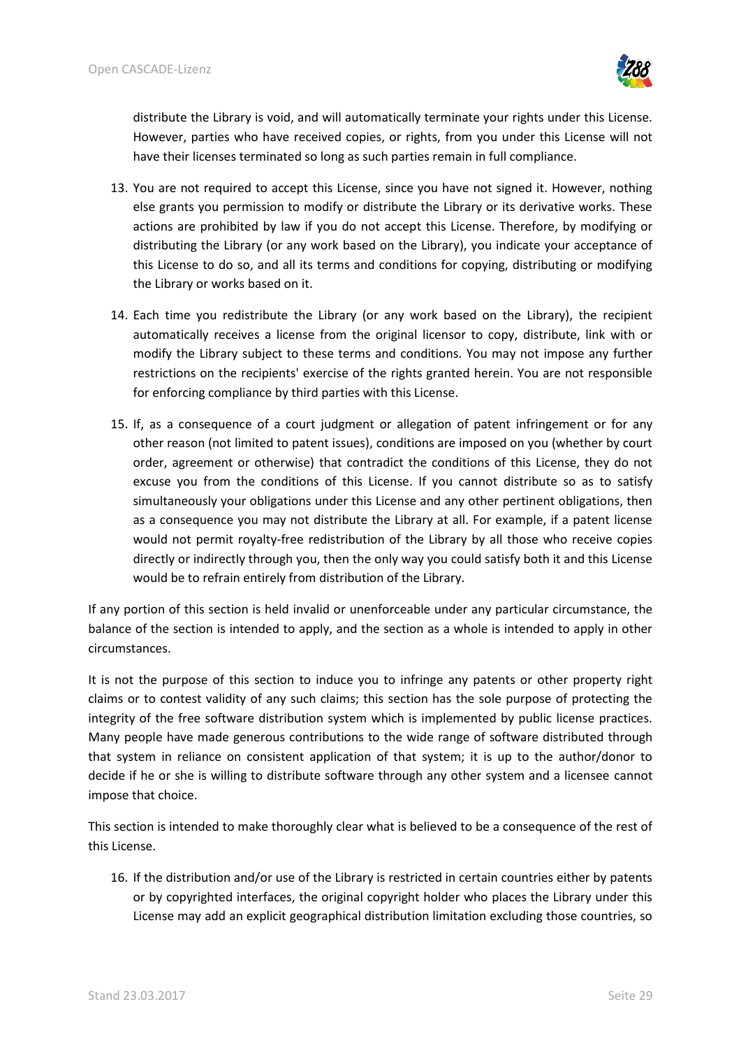distribute the Library is void, and will automatically terminate your rights under this License. However, parties who have received copies, or rights, from you under this License will not have their licenses terminated so long as such parties remain in full compliance.

13. You are not required to accept this License, since you have not signed it. However, nothing else grants you permission to modify or distribute the Library or its derivative works. These actions are prohibited by law if you do not accept this License. Therefore, by modifying or distributing the Library (or any work based on the Library), you indicate your acceptance of this License to do so, and all its terms and conditions for copying, distributing or modifying the Library or works based on it.

14. Each time you redistribute the Library (or any work based on the Library), the recipient automatically receives a license from the original licensor to copy, distribute, link with or modify the Library subject to these terms and conditions. You may not impose any further restrictions on the recipients' exercise of the rights granted herein. You are not responsible for enforcing compliance by third parties with this License.

15. If, as a consequence of a court judgment or allegation of patent infringement or for any other reason (not limited to patent issues), conditions are imposed on you (whether by court order, agreement or otherwise) that contradict the conditions of this License, they do not excuse you from the conditions of this License. If you cannot distribute so as to satisfy simultaneously your obligations under this License and any other pertinent obligations, then as a consequence you may not distribute the Library at all. For example, if a patent license would not permit royalty-free redistribution of the Library by all those who receive copies directly or indirectly through you, then the only way you could satisfy both it and this License would be to refrain entirely from distribution of the Library.

If any portion of this section is held invalid or unenforceable under any particular circumstance, the balance of the section is intended to apply, and the section as a whole is intended to apply in other circumstances.

It is not the purpose of this section to induce you to infringe any patents or other property right claims or to contest validity of any such claims; this section has the sole purpose of protecting the integrity of the free software distribution system which is implemented by public license practices. Many people have made generous contributions to the wide range of software distributed through that system in reliance on consistent application of that system; it is up to the author/donor to decide if he or she is willing to distribute software through any other system and a licensee cannot impose that choice.

This section is intended to make thoroughly clear what is believed to be a consequence of the rest of this License.

16. If the distribution and/or use of the Library is restricted in certain countries either by patents or by copyrighted interfaces, the original copyright holder who places the Library under this License may add an explicit geographical distribution limitation excluding those countries, so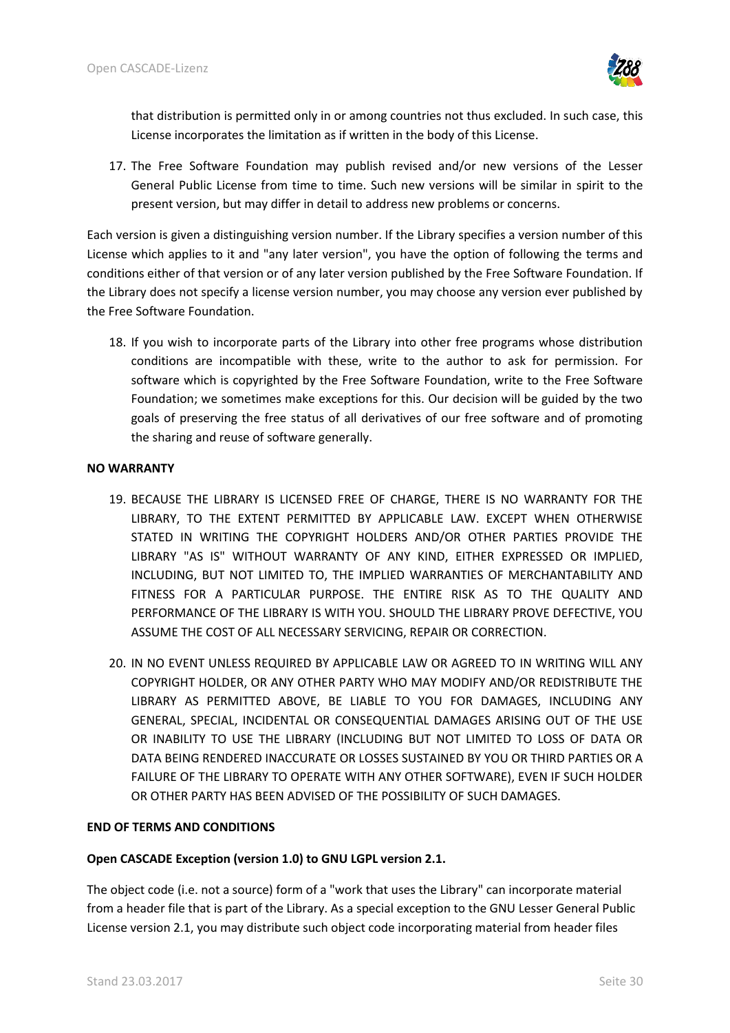that distribution is permitted only in or among countries not thus excluded. In such case, this License incorporates the limitation as if written in the body of this License.

17. The Free Software Foundation may publish revised and/or new versions of the Lesser General Public License from time to time. Such new versions will be similar in spirit to the present version, but may differ in detail to address new problems or concerns.

Each version is given a distinguishing version number. If the Library specifies a version number of this License which applies to it and "any later version", you have the option of following the terms and conditions either of that version or of any later version published by the Free Software Foundation. If the Library does not specify a license version number, you may choose any version ever published by the Free Software Foundation.

18. If you wish to incorporate parts of the Library into other free programs whose distribution conditions are incompatible with these, write to the author to ask for permission. For software which is copyrighted by the Free Software Foundation, write to the Free Software Foundation; we sometimes make exceptions for this. Our decision will be guided by the two goals of preserving the free status of all derivatives of our free software and of promoting the sharing and reuse of software generally.

**NO WARRANTY**

19. BECAUSE THE LIBRARY IS LICENSED FREE OF CHARGE, THERE IS NO WARRANTY FOR THE LIBRARY, TO THE EXTENT PERMITTED BY APPLICABLE LAW. EXCEPT WHEN OTHERWISE STATED IN WRITING THE COPYRIGHT HOLDERS AND/OR OTHER PARTIES PROVIDE THE LIBRARY "AS IS" WITHOUT WARRANTY OF ANY KIND, EITHER EXPRESSED OR IMPLIED, INCLUDING, BUT NOT LIMITED TO, THE IMPLIED WARRANTIES OF MERCHANTABILITY AND FITNESS FOR A PARTICULAR PURPOSE. THE ENTIRE RISK AS TO THE QUALITY AND PERFORMANCE OF THE LIBRARY IS WITH YOU. SHOULD THE LIBRARY PROVE DEFECTIVE, YOU ASSUME THE COST OF ALL NECESSARY SERVICING, REPAIR OR CORRECTION.

20. IN NO EVENT UNLESS REQUIRED BY APPLICABLE LAW OR AGREED TO IN WRITING WILL ANY COPYRIGHT HOLDER, OR ANY OTHER PARTY WHO MAY MODIFY AND/OR REDISTRIBUTE THE LIBRARY AS PERMITTED ABOVE, BE LIABLE TO YOU FOR DAMAGES, INCLUDING ANY GENERAL, SPECIAL, INCIDENTAL OR CONSEQUENTIAL DAMAGES ARISING OUT OF THE USE OR INABILITY TO USE THE LIBRARY (INCLUDING BUT NOT LIMITED TO LOSS OF DATA OR DATA BEING RENDERED INACCURATE OR LOSSES SUSTAINED BY YOU OR THIRD PARTIES OR A FAILURE OF THE LIBRARY TO OPERATE WITH ANY OTHER SOFTWARE), EVEN IF SUCH HOLDER OR OTHER PARTY HAS BEEN ADVISED OF THE POSSIBILITY OF SUCH DAMAGES.

**END OF TERMS AND CONDITIONS**

**Open CASCADE Exception (version 1.0) to GNU LGPL version 2.1.**

The object code (i.e. not a source) form of a "work that uses the Library" can incorporate material from a header file that is part of the Library. As a special exception to the GNU Lesser General Public License version 2.1, you may distribute such object code incorporating material from header files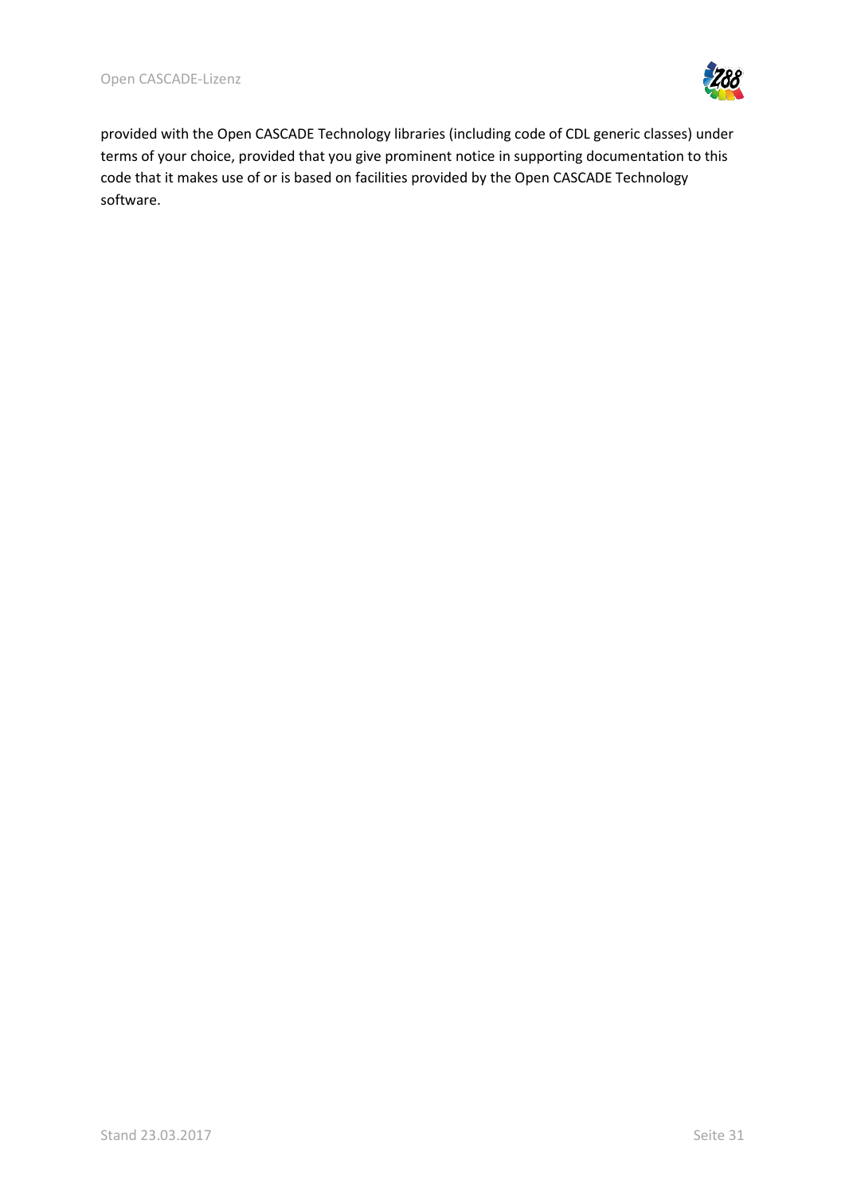provided with the Open CASCADE Technology libraries (including code of CDL generic classes) under terms of your choice, provided that you give prominent notice in supporting documentation to this code that it makes use of or is based on facilities provided by the Open CASCADE Technology software.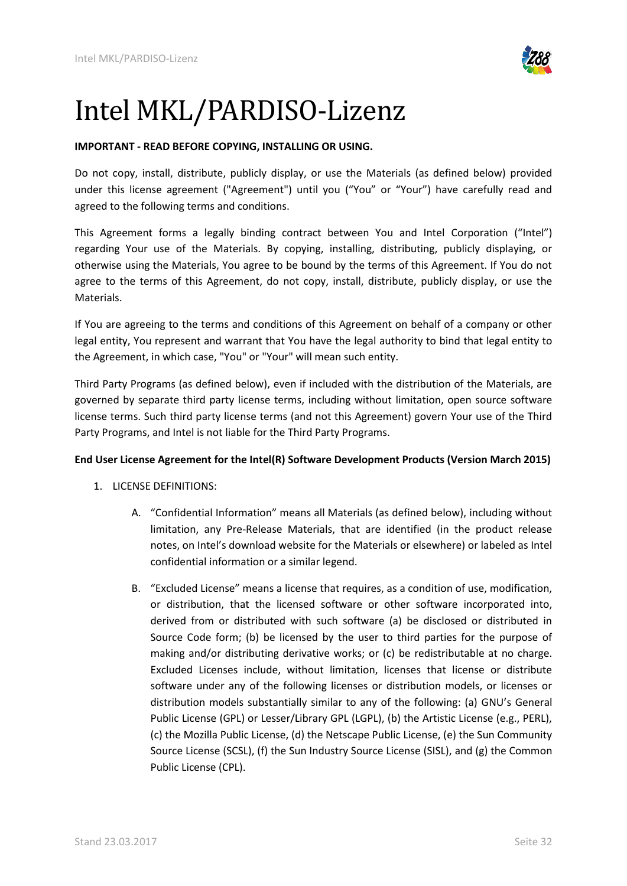# Intel MKL/PARDISO-Lizenz

**IMPORTANT - READ BEFORE COPYING, INSTALLING OR USING.**

Do not copy, install, distribute, publicly display, or use the Materials (as defined below) provided under this license agreement ("Agreement") until you (“You” or “Your”) have carefully read and agreed to the following terms and conditions.

This Agreement forms a legally binding contract between You and Intel Corporation (“Intel”) regarding Your use of the Materials. By copying, installing, distributing, publicly displaying, or otherwise using the Materials, You agree to be bound by the terms of this Agreement. If You do not agree to the terms of this Agreement, do not copy, install, distribute, publicly display, or use the Materials.

If You are agreeing to the terms and conditions of this Agreement on behalf of a company or other legal entity, You represent and warrant that You have the legal authority to bind that legal entity to the Agreement, in which case, "You" or "Your" will mean such entity.

Third Party Programs (as defined below), even if included with the distribution of the Materials, are governed by separate third party license terms, including without limitation, open source software license terms. Such third party license terms (and not this Agreement) govern Your use of the Third Party Programs, and Intel is not liable for the Third Party Programs.

**End User License Agreement for the Intel(R) Software Development Products (Version March 2015)**

1. LICENSE DEFINITIONS:

   A. “Confidential Information” means all Materials (as defined below), including without limitation, any Pre-Release Materials, that are identified (in the product release notes, on Intel’s download website for the Materials or elsewhere) or labeled as Intel confidential information or a similar legend.

   B. “Excluded License” means a license that requires, as a condition of use, modification, or distribution, that the licensed software or other software incorporated into, derived from or distributed with such software (a) be disclosed or distributed in Source Code form; (b) be licensed by the user to third parties for the purpose of making and/or distributing derivative works; or (c) be redistributable at no charge. Excluded Licenses include, without limitation, licenses that license or distribute software under any of the following licenses or distribution models, or licenses or distribution models substantially similar to any of the following: (a) GNU’s General Public License (GPL) or Lesser/Library GPL (LGPL), (b) the Artistic License (e.g., PERL), (c) the Mozilla Public License, (d) the Netscape Public License, (e) the Sun Community Source License (SCSL), (f) the Sun Industry Source License (SISL), and (g) the Common Public License (CPL).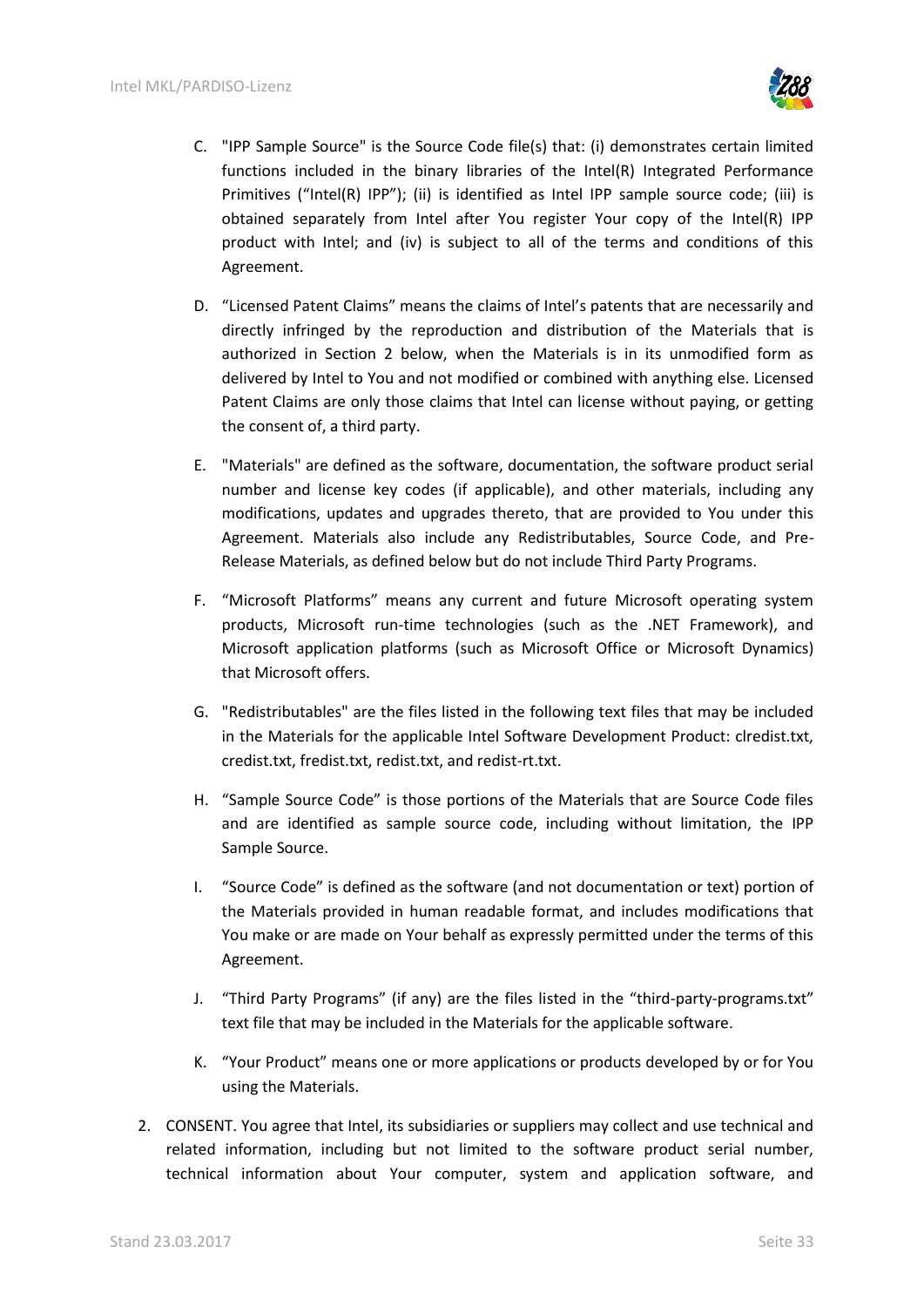C. "IPP Sample Source" is the Source Code file(s) that: (i) demonstrates certain limited functions included in the binary libraries of the Intel(R) Integrated Performance Primitives ("Intel(R) IPP"); (ii) is identified as Intel IPP sample source code; (iii) is obtained separately from Intel after You register Your copy of the Intel(R) IPP product with Intel; and (iv) is subject to all of the terms and conditions of this Agreement.

D. "Licensed Patent Claims" means the claims of Intel's patents that are necessarily and directly infringed by the reproduction and distribution of the Materials that is authorized in Section 2 below, when the Materials is in its unmodified form as delivered by Intel to You and not modified or combined with anything else. Licensed Patent Claims are only those claims that Intel can license without paying, or getting the consent of, a third party.

E. "Materials" are defined as the software, documentation, the software product serial number and license key codes (if applicable), and other materials, including any modifications, updates and upgrades thereto, that are provided to You under this Agreement. Materials also include any Redistributables, Source Code, and Pre-Release Materials, as defined below but do not include Third Party Programs.

F. "Microsoft Platforms" means any current and future Microsoft operating system products, Microsoft run-time technologies (such as the .NET Framework), and Microsoft application platforms (such as Microsoft Office or Microsoft Dynamics) that Microsoft offers.

G. "Redistributables" are the files listed in the following text files that may be included in the Materials for the applicable Intel Software Development Product: clredist.txt, credist.txt, fredist.txt, redist.txt, and redist-rt.txt.

H. "Sample Source Code" is those portions of the Materials that are Source Code files and are identified as sample source code, including without limitation, the IPP Sample Source.

I. "Source Code" is defined as the software (and not documentation or text) portion of the Materials provided in human readable format, and includes modifications that You make or are made on Your behalf as expressly permitted under the terms of this Agreement.

J. "Third Party Programs" (if any) are the files listed in the "third-party-programs.txt" text file that may be included in the Materials for the applicable software.

K. "Your Product" means one or more applications or products developed by or for You using the Materials.

2. CONSENT. You agree that Intel, its subsidiaries or suppliers may collect and use technical and related information, including but not limited to the software product serial number, technical information about Your computer, system and application software, and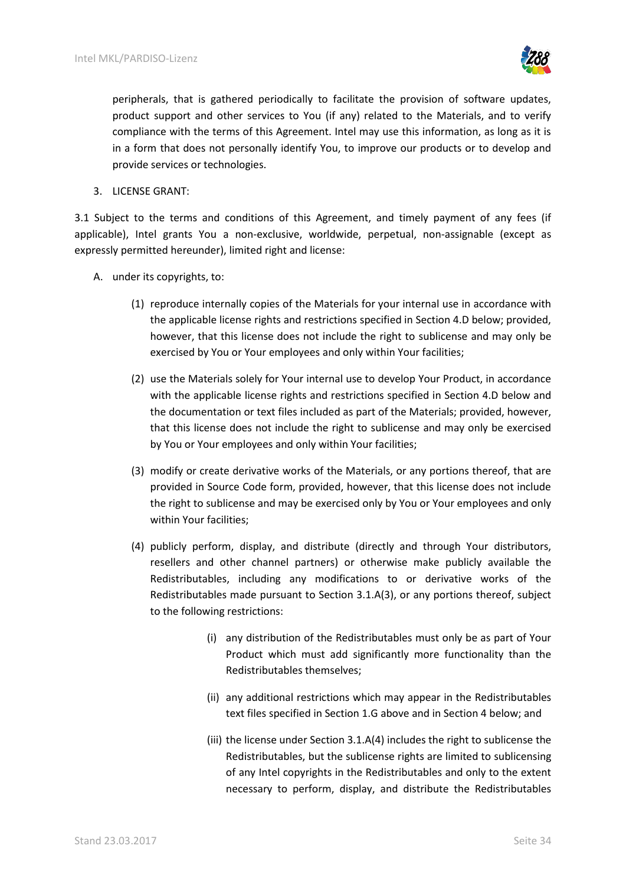peripherals, that is gathered periodically to facilitate the provision of software updates, product support and other services to You (if any) related to the Materials, and to verify compliance with the terms of this Agreement. Intel may use this information, as long as it is in a form that does not personally identify You, to improve our products or to develop and provide services or technologies.

3. LICENSE GRANT:

3.1 Subject to the terms and conditions of this Agreement, and timely payment of any fees (if applicable), Intel grants You a non-exclusive, worldwide, perpetual, non-assignable (except as expressly permitted hereunder), limited right and license:

A. under its copyrights, to:

   (1) reproduce internally copies of the Materials for your internal use in accordance with the applicable license rights and restrictions specified in Section 4.D below; provided, however, that this license does not include the right to sublicense and may only be exercised by You or Your employees and only within Your facilities;

   (2) use the Materials solely for Your internal use to develop Your Product, in accordance with the applicable license rights and restrictions specified in Section 4.D below and the documentation or text files included as part of the Materials; provided, however, that this license does not include the right to sublicense and may only be exercised by You or Your employees and only within Your facilities;

   (3) modify or create derivative works of the Materials, or any portions thereof, that are provided in Source Code form, provided, however, that this license does not include the right to sublicense and may be exercised only by You or Your employees and only within Your facilities;

   (4) publicly perform, display, and distribute (directly and through Your distributors, resellers and other channel partners) or otherwise make publicly available the Redistributables, including any modifications to or derivative works of the Redistributables made pursuant to Section 3.1.A(3), or any portions thereof, subject to the following restrictions:

      (i) any distribution of the Redistributables must only be as part of Your Product which must add significantly more functionality than the Redistributables themselves;

      (ii) any additional restrictions which may appear in the Redistributables text files specified in Section 1.G above and in Section 4 below; and

      (iii) the license under Section 3.1.A(4) includes the right to sublicense the Redistributables, but the sublicense rights are limited to sublicensing of any Intel copyrights in the Redistributables and only to the extent necessary to perform, display, and distribute the Redistributables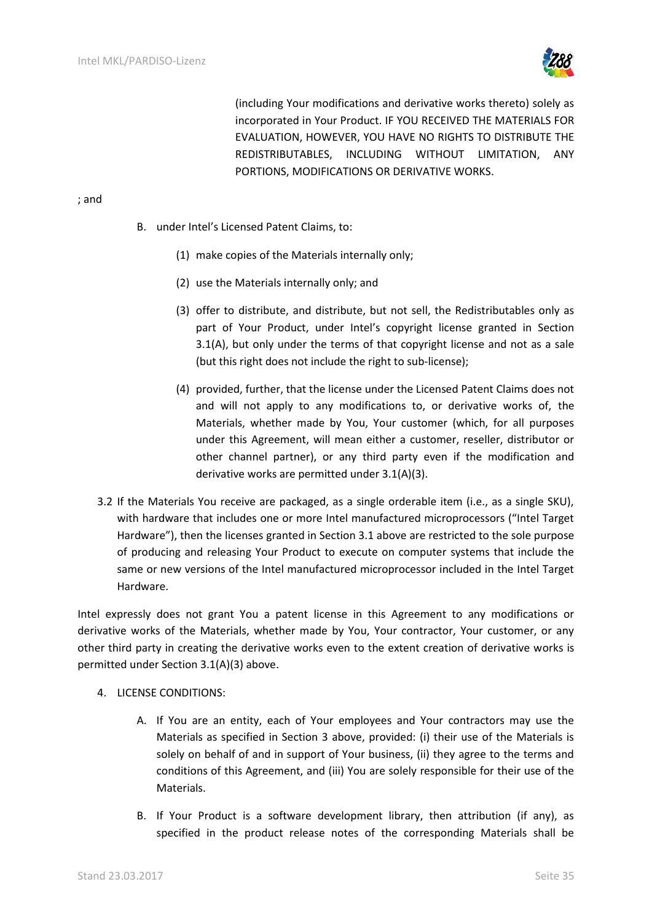(including Your modifications and derivative works thereto) solely as incorporated in Your Product. IF YOU RECEIVED THE MATERIALS FOR EVALUATION, HOWEVER, YOU HAVE NO RIGHTS TO DISTRIBUTE THE REDISTRIBUTABLES, INCLUDING WITHOUT LIMITATION, ANY PORTIONS, MODIFICATIONS OR DERIVATIVE WORKS.

; and

B. under Intel's Licensed Patent Claims, to:

(1) make copies of the Materials internally only;

(2) use the Materials internally only; and

(3) offer to distribute, and distribute, but not sell, the Redistributables only as part of Your Product, under Intel's copyright license granted in Section 3.1(A), but only under the terms of that copyright license and not as a sale (but this right does not include the right to sub-license);

(4) provided, further, that the license under the Licensed Patent Claims does not and will not apply to any modifications to, or derivative works of, the Materials, whether made by You, Your customer (which, for all purposes under this Agreement, will mean either a customer, reseller, distributor or other channel partner), or any third party even if the modification and derivative works are permitted under 3.1(A)(3).

3.2 If the Materials You receive are packaged, as a single orderable item (i.e., as a single SKU), with hardware that includes one or more Intel manufactured microprocessors ("Intel Target Hardware"), then the licenses granted in Section 3.1 above are restricted to the sole purpose of producing and releasing Your Product to execute on computer systems that include the same or new versions of the Intel manufactured microprocessor included in the Intel Target Hardware.

Intel expressly does not grant You a patent license in this Agreement to any modifications or derivative works of the Materials, whether made by You, Your contractor, Your customer, or any other third party in creating the derivative works even to the extent creation of derivative works is permitted under Section 3.1(A)(3) above.

4. LICENSE CONDITIONS:

A. If You are an entity, each of Your employees and Your contractors may use the Materials as specified in Section 3 above, provided: (i) their use of the Materials is solely on behalf of and in support of Your business, (ii) they agree to the terms and conditions of this Agreement, and (iii) You are solely responsible for their use of the Materials.

B. If Your Product is a software development library, then attribution (if any), as specified in the product release notes of the corresponding Materials shall be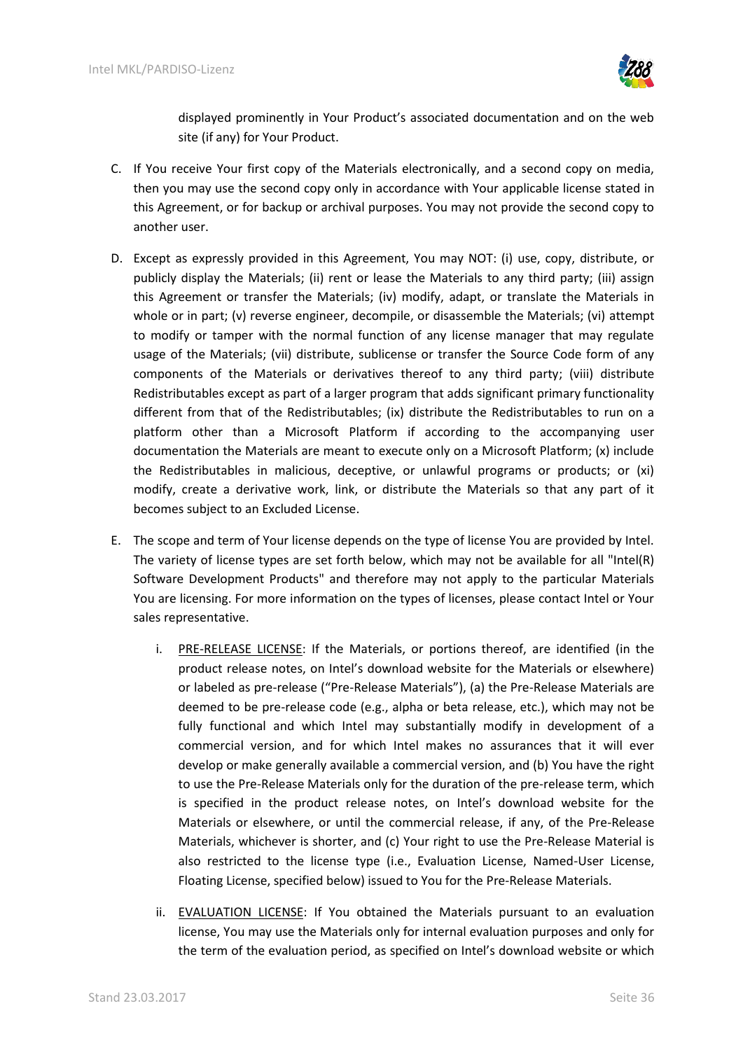displayed prominently in Your Product's associated documentation and on the web site (if any) for Your Product.

C. If You receive Your first copy of the Materials electronically, and a second copy on media, then you may use the second copy only in accordance with Your applicable license stated in this Agreement, or for backup or archival purposes. You may not provide the second copy to another user.

D. Except as expressly provided in this Agreement, You may NOT: (i) use, copy, distribute, or publicly display the Materials; (ii) rent or lease the Materials to any third party; (iii) assign this Agreement or transfer the Materials; (iv) modify, adapt, or translate the Materials in whole or in part; (v) reverse engineer, decompile, or disassemble the Materials; (vi) attempt to modify or tamper with the normal function of any license manager that may regulate usage of the Materials; (vii) distribute, sublicense or transfer the Source Code form of any components of the Materials or derivatives thereof to any third party; (viii) distribute Redistributables except as part of a larger program that adds significant primary functionality different from that of the Redistributables; (ix) distribute the Redistributables to run on a platform other than a Microsoft Platform if according to the accompanying user documentation the Materials are meant to execute only on a Microsoft Platform; (x) include the Redistributables in malicious, deceptive, or unlawful programs or products; or (xi) modify, create a derivative work, link, or distribute the Materials so that any part of it becomes subject to an Excluded License.

E. The scope and term of Your license depends on the type of license You are provided by Intel. The variety of license types are set forth below, which may not be available for all "Intel(R) Software Development Products" and therefore may not apply to the particular Materials You are licensing. For more information on the types of licenses, please contact Intel or Your sales representative.

   i. PRE-RELEASE LICENSE: If the Materials, or portions thereof, are identified (in the product release notes, on Intel's download website for the Materials or elsewhere) or labeled as pre-release ("Pre-Release Materials"), (a) the Pre-Release Materials are deemed to be pre-release code (e.g., alpha or beta release, etc.), which may not be fully functional and which Intel may substantially modify in development of a commercial version, and for which Intel makes no assurances that it will ever develop or make generally available a commercial version, and (b) You have the right to use the Pre-Release Materials only for the duration of the pre-release term, which is specified in the product release notes, on Intel's download website for the Materials or elsewhere, or until the commercial release, if any, of the Pre-Release Materials, whichever is shorter, and (c) Your right to use the Pre-Release Material is also restricted to the license type (i.e., Evaluation License, Named-User License, Floating License, specified below) issued to You for the Pre-Release Materials.

   ii. EVALUATION LICENSE: If You obtained the Materials pursuant to an evaluation license, You may use the Materials only for internal evaluation purposes and only for the term of the evaluation period, as specified on Intel's download website or which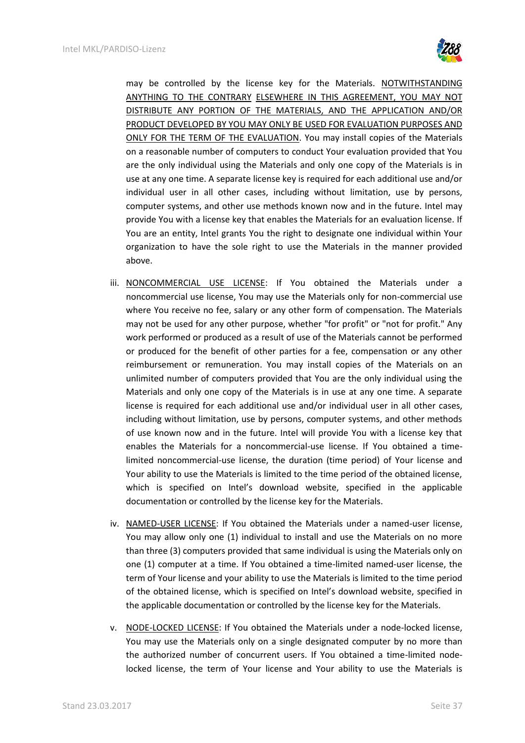may be controlled by the license key for the Materials. <u>NOTWITHSTANDING ANYTHING TO THE CONTRARY</u> <u>ELSEWHERE IN THIS AGREEMENT, YOU MAY NOT DISTRIBUTE ANY PORTION OF THE MATERIALS, AND THE APPLICATION AND/OR PRODUCT DEVELOPED BY YOU MAY ONLY BE USED FOR EVALUATION PURPOSES AND ONLY FOR THE TERM OF THE EVALUATION</u>. You may install copies of the Materials on a reasonable number of computers to conduct Your evaluation provided that You are the only individual using the Materials and only one copy of the Materials is in use at any one time. A separate license key is required for each additional use and/or individual user in all other cases, including without limitation, use by persons, computer systems, and other use methods known now and in the future. Intel may provide You with a license key that enables the Materials for an evaluation license. If You are an entity, Intel grants You the right to designate one individual within Your organization to have the sole right to use the Materials in the manner provided above.

iii. <u>NONCOMMERCIAL USE LICENSE</u>: If You obtained the Materials under a noncommercial use license, You may use the Materials only for non-commercial use where You receive no fee, salary or any other form of compensation. The Materials may not be used for any other purpose, whether "for profit" or "not for profit." Any work performed or produced as a result of use of the Materials cannot be performed or produced for the benefit of other parties for a fee, compensation or any other reimbursement or remuneration. You may install copies of the Materials on an unlimited number of computers provided that You are the only individual using the Materials and only one copy of the Materials is in use at any one time. A separate license is required for each additional use and/or individual user in all other cases, including without limitation, use by persons, computer systems, and other methods of use known now and in the future. Intel will provide You with a license key that enables the Materials for a noncommercial-use license. If You obtained a time-limited noncommercial-use license, the duration (time period) of Your license and Your ability to use the Materials is limited to the time period of the obtained license, which is specified on Intel's download website, specified in the applicable documentation or controlled by the license key for the Materials.

iv. <u>NAMED-USER LICENSE</u>: If You obtained the Materials under a named-user license, You may allow only one (1) individual to install and use the Materials on no more than three (3) computers provided that same individual is using the Materials only on one (1) computer at a time. If You obtained a time-limited named-user license, the term of Your license and your ability to use the Materials is limited to the time period of the obtained license, which is specified on Intel's download website, specified in the applicable documentation or controlled by the license key for the Materials.

v. <u>NODE-LOCKED LICENSE</u>: If You obtained the Materials under a node-locked license, You may use the Materials only on a single designated computer by no more than the authorized number of concurrent users. If You obtained a time-limited node-locked license, the term of Your license and Your ability to use the Materials is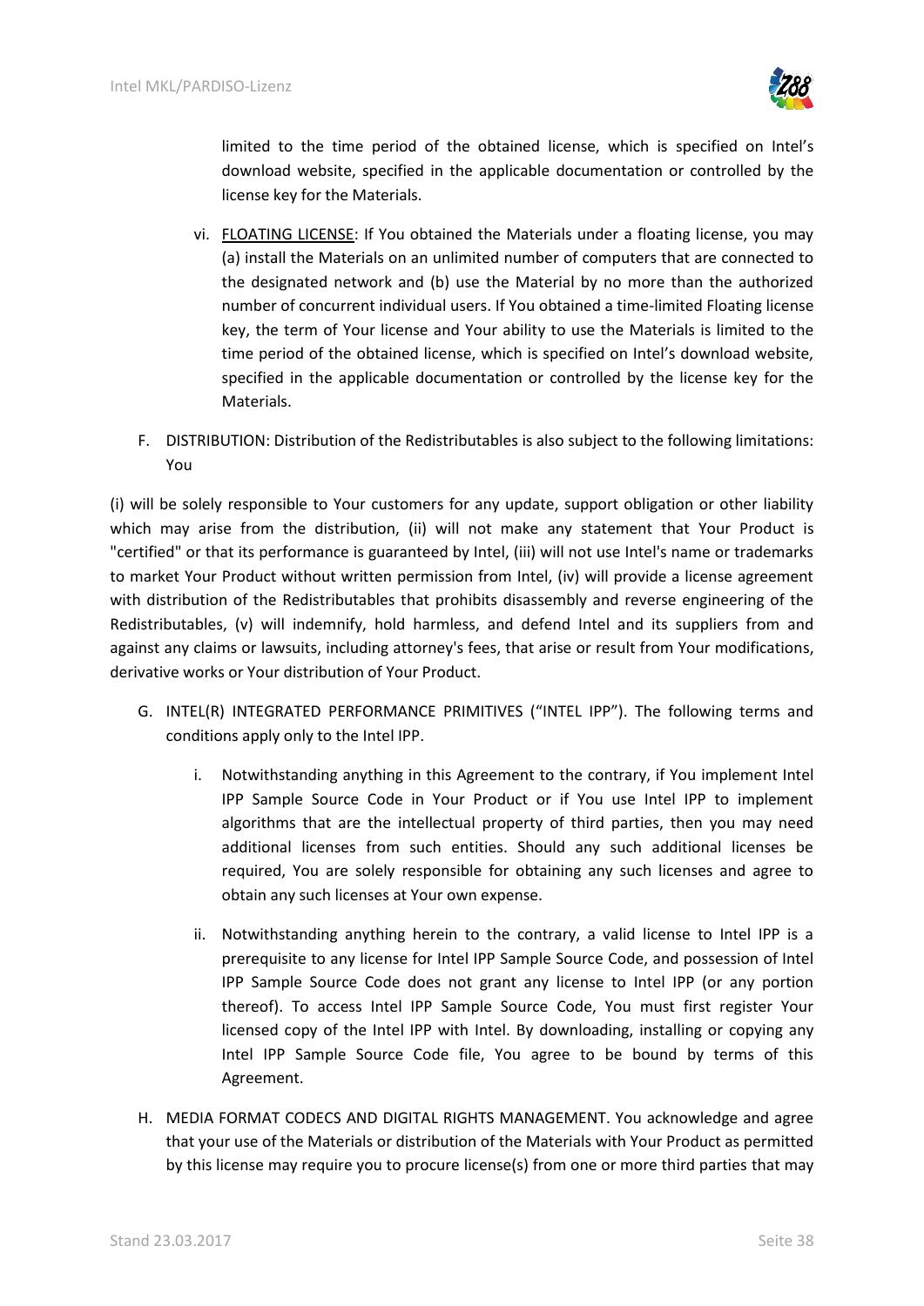limited to the time period of the obtained license, which is specified on Intel's download website, specified in the applicable documentation or controlled by the license key for the Materials.

vi. <u>FLOATING LICENSE</u>: If You obtained the Materials under a floating license, you may (a) install the Materials on an unlimited number of computers that are connected to the designated network and (b) use the Material by no more than the authorized number of concurrent individual users. If You obtained a time-limited Floating license key, the term of Your license and Your ability to use the Materials is limited to the time period of the obtained license, which is specified on Intel's download website, specified in the applicable documentation or controlled by the license key for the Materials.

F. DISTRIBUTION: Distribution of the Redistributables is also subject to the following limitations: You

(i) will be solely responsible to Your customers for any update, support obligation or other liability which may arise from the distribution, (ii) will not make any statement that Your Product is "certified" or that its performance is guaranteed by Intel, (iii) will not use Intel's name or trademarks to market Your Product without written permission from Intel, (iv) will provide a license agreement with distribution of the Redistributables that prohibits disassembly and reverse engineering of the Redistributables, (v) will indemnify, hold harmless, and defend Intel and its suppliers from and against any claims or lawsuits, including attorney's fees, that arise or result from Your modifications, derivative works or Your distribution of Your Product.

G. INTEL(R) INTEGRATED PERFORMANCE PRIMITIVES ("INTEL IPP"). The following terms and conditions apply only to the Intel IPP.

i. Notwithstanding anything in this Agreement to the contrary, if You implement Intel IPP Sample Source Code in Your Product or if You use Intel IPP to implement algorithms that are the intellectual property of third parties, then you may need additional licenses from such entities. Should any such additional licenses be required, You are solely responsible for obtaining any such licenses and agree to obtain any such licenses at Your own expense.

ii. Notwithstanding anything herein to the contrary, a valid license to Intel IPP is a prerequisite to any license for Intel IPP Sample Source Code, and possession of Intel IPP Sample Source Code does not grant any license to Intel IPP (or any portion thereof). To access Intel IPP Sample Source Code, You must first register Your licensed copy of the Intel IPP with Intel. By downloading, installing or copying any Intel IPP Sample Source Code file, You agree to be bound by terms of this Agreement.

H. MEDIA FORMAT CODECS AND DIGITAL RIGHTS MANAGEMENT. You acknowledge and agree that your use of the Materials or distribution of the Materials with Your Product as permitted by this license may require you to procure license(s) from one or more third parties that may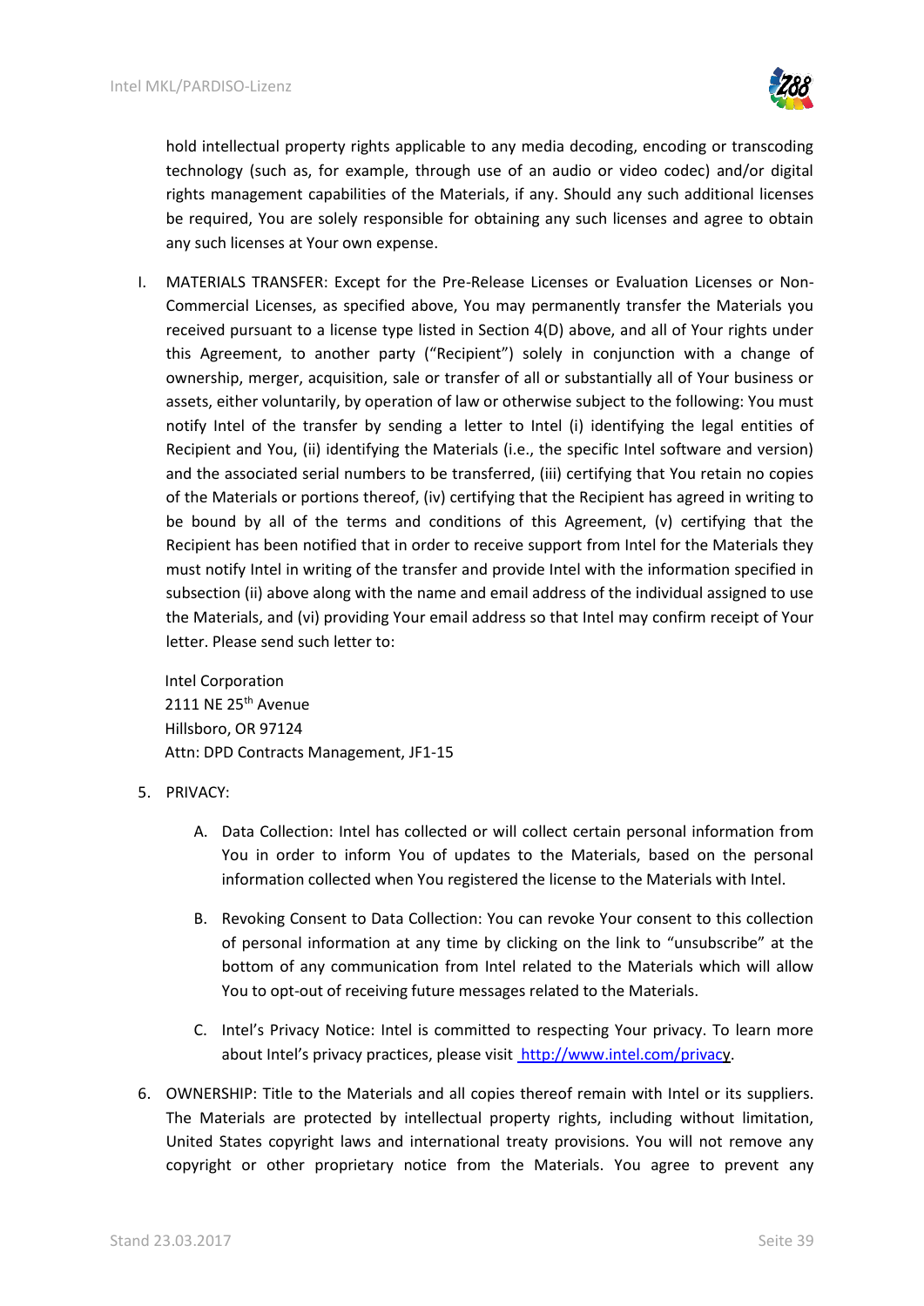hold intellectual property rights applicable to any media decoding, encoding or transcoding technology (such as, for example, through use of an audio or video codec) and/or digital rights management capabilities of the Materials, if any. Should any such additional licenses be required, You are solely responsible for obtaining any such licenses and agree to obtain any such licenses at Your own expense.

I. MATERIALS TRANSFER: Except for the Pre-Release Licenses or Evaluation Licenses or Non-Commercial Licenses, as specified above, You may permanently transfer the Materials you received pursuant to a license type listed in Section 4(D) above, and all of Your rights under this Agreement, to another party ("Recipient") solely in conjunction with a change of ownership, merger, acquisition, sale or transfer of all or substantially all of Your business or assets, either voluntarily, by operation of law or otherwise subject to the following: You must notify Intel of the transfer by sending a letter to Intel (i) identifying the legal entities of Recipient and You, (ii) identifying the Materials (i.e., the specific Intel software and version) and the associated serial numbers to be transferred, (iii) certifying that You retain no copies of the Materials or portions thereof, (iv) certifying that the Recipient has agreed in writing to be bound by all of the terms and conditions of this Agreement, (v) certifying that the Recipient has been notified that in order to receive support from Intel for the Materials they must notify Intel in writing of the transfer and provide Intel with the information specified in subsection (ii) above along with the name and email address of the individual assigned to use the Materials, and (vi) providing Your email address so that Intel may confirm receipt of Your letter. Please send such letter to:

Intel Corporation
2111 NE 25th Avenue
Hillsboro, OR 97124
Attn: DPD Contracts Management, JF1-15

5. PRIVACY:

   A. Data Collection: Intel has collected or will collect certain personal information from You in order to inform You of updates to the Materials, based on the personal information collected when You registered the license to the Materials with Intel.

   B. Revoking Consent to Data Collection: You can revoke Your consent to this collection of personal information at any time by clicking on the link to "unsubscribe" at the bottom of any communication from Intel related to the Materials which will allow You to opt-out of receiving future messages related to the Materials.

   C. Intel's Privacy Notice: Intel is committed to respecting Your privacy. To learn more about Intel's privacy practices, please visit http://www.intel.com/privacy.

6. OWNERSHIP: Title to the Materials and all copies thereof remain with Intel or its suppliers. The Materials are protected by intellectual property rights, including without limitation, United States copyright laws and international treaty provisions. You will not remove any copyright or other proprietary notice from the Materials. You agree to prevent any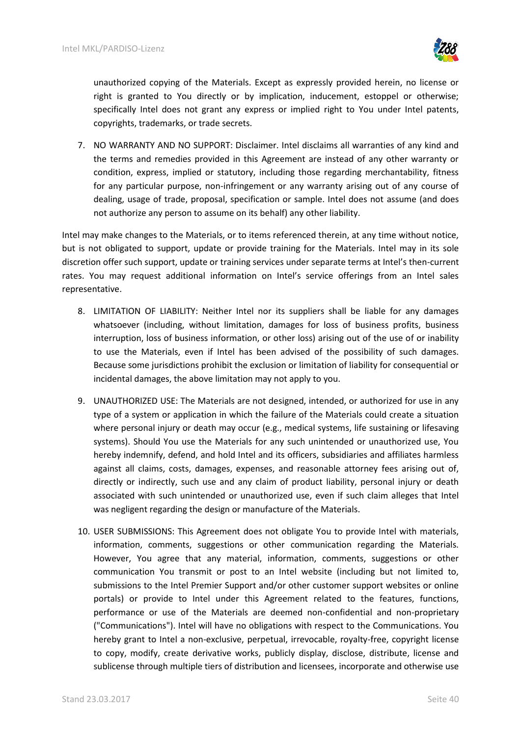unauthorized copying of the Materials. Except as expressly provided herein, no license or right is granted to You directly or by implication, inducement, estoppel or otherwise; specifically Intel does not grant any express or implied right to You under Intel patents, copyrights, trademarks, or trade secrets.

7. NO WARRANTY AND NO SUPPORT: Disclaimer. Intel disclaims all warranties of any kind and the terms and remedies provided in this Agreement are instead of any other warranty or condition, express, implied or statutory, including those regarding merchantability, fitness for any particular purpose, non-infringement or any warranty arising out of any course of dealing, usage of trade, proposal, specification or sample. Intel does not assume (and does not authorize any person to assume on its behalf) any other liability.

Intel may make changes to the Materials, or to items referenced therein, at any time without notice, but is not obligated to support, update or provide training for the Materials. Intel may in its sole discretion offer such support, update or training services under separate terms at Intel's then-current rates. You may request additional information on Intel's service offerings from an Intel sales representative.

8. LIMITATION OF LIABILITY: Neither Intel nor its suppliers shall be liable for any damages whatsoever (including, without limitation, damages for loss of business profits, business interruption, loss of business information, or other loss) arising out of the use of or inability to use the Materials, even if Intel has been advised of the possibility of such damages. Because some jurisdictions prohibit the exclusion or limitation of liability for consequential or incidental damages, the above limitation may not apply to you.

9. UNAUTHORIZED USE: The Materials are not designed, intended, or authorized for use in any type of a system or application in which the failure of the Materials could create a situation where personal injury or death may occur (e.g., medical systems, life sustaining or lifesaving systems). Should You use the Materials for any such unintended or unauthorized use, You hereby indemnify, defend, and hold Intel and its officers, subsidiaries and affiliates harmless against all claims, costs, damages, expenses, and reasonable attorney fees arising out of, directly or indirectly, such use and any claim of product liability, personal injury or death associated with such unintended or unauthorized use, even if such claim alleges that Intel was negligent regarding the design or manufacture of the Materials.

10. USER SUBMISSIONS: This Agreement does not obligate You to provide Intel with materials, information, comments, suggestions or other communication regarding the Materials. However, You agree that any material, information, comments, suggestions or other communication You transmit or post to an Intel website (including but not limited to, submissions to the Intel Premier Support and/or other customer support websites or online portals) or provide to Intel under this Agreement related to the features, functions, performance or use of the Materials are deemed non-confidential and non-proprietary ("Communications"). Intel will have no obligations with respect to the Communications. You hereby grant to Intel a non-exclusive, perpetual, irrevocable, royalty-free, copyright license to copy, modify, create derivative works, publicly display, disclose, distribute, license and sublicense through multiple tiers of distribution and licensees, incorporate and otherwise use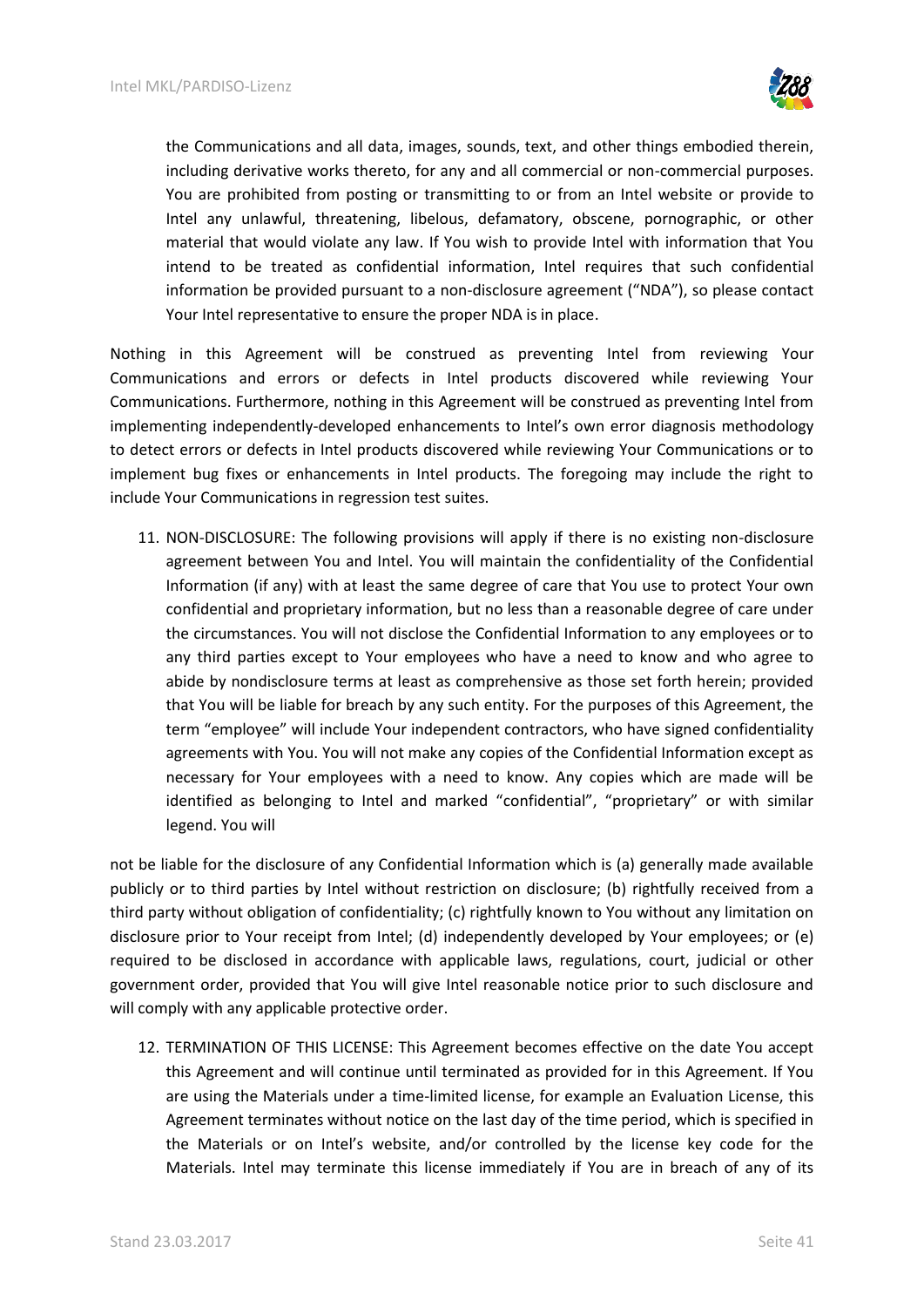the Communications and all data, images, sounds, text, and other things embodied therein, including derivative works thereto, for any and all commercial or non-commercial purposes. You are prohibited from posting or transmitting to or from an Intel website or provide to Intel any unlawful, threatening, libelous, defamatory, obscene, pornographic, or other material that would violate any law. If You wish to provide Intel with information that You intend to be treated as confidential information, Intel requires that such confidential information be provided pursuant to a non-disclosure agreement ("NDA"), so please contact Your Intel representative to ensure the proper NDA is in place.

Nothing in this Agreement will be construed as preventing Intel from reviewing Your Communications and errors or defects in Intel products discovered while reviewing Your Communications. Furthermore, nothing in this Agreement will be construed as preventing Intel from implementing independently-developed enhancements to Intel's own error diagnosis methodology to detect errors or defects in Intel products discovered while reviewing Your Communications or to implement bug fixes or enhancements in Intel products. The foregoing may include the right to include Your Communications in regression test suites.

11. NON-DISCLOSURE: The following provisions will apply if there is no existing non-disclosure agreement between You and Intel. You will maintain the confidentiality of the Confidential Information (if any) with at least the same degree of care that You use to protect Your own confidential and proprietary information, but no less than a reasonable degree of care under the circumstances. You will not disclose the Confidential Information to any employees or to any third parties except to Your employees who have a need to know and who agree to abide by nondisclosure terms at least as comprehensive as those set forth herein; provided that You will be liable for breach by any such entity. For the purposes of this Agreement, the term "employee" will include Your independent contractors, who have signed confidentiality agreements with You. You will not make any copies of the Confidential Information except as necessary for Your employees with a need to know. Any copies which are made will be identified as belonging to Intel and marked "confidential", "proprietary" or with similar legend. You will

not be liable for the disclosure of any Confidential Information which is (a) generally made available publicly or to third parties by Intel without restriction on disclosure; (b) rightfully received from a third party without obligation of confidentiality; (c) rightfully known to You without any limitation on disclosure prior to Your receipt from Intel; (d) independently developed by Your employees; or (e) required to be disclosed in accordance with applicable laws, regulations, court, judicial or other government order, provided that You will give Intel reasonable notice prior to such disclosure and will comply with any applicable protective order.

12. TERMINATION OF THIS LICENSE: This Agreement becomes effective on the date You accept this Agreement and will continue until terminated as provided for in this Agreement. If You are using the Materials under a time-limited license, for example an Evaluation License, this Agreement terminates without notice on the last day of the time period, which is specified in the Materials or on Intel's website, and/or controlled by the license key code for the Materials. Intel may terminate this license immediately if You are in breach of any of its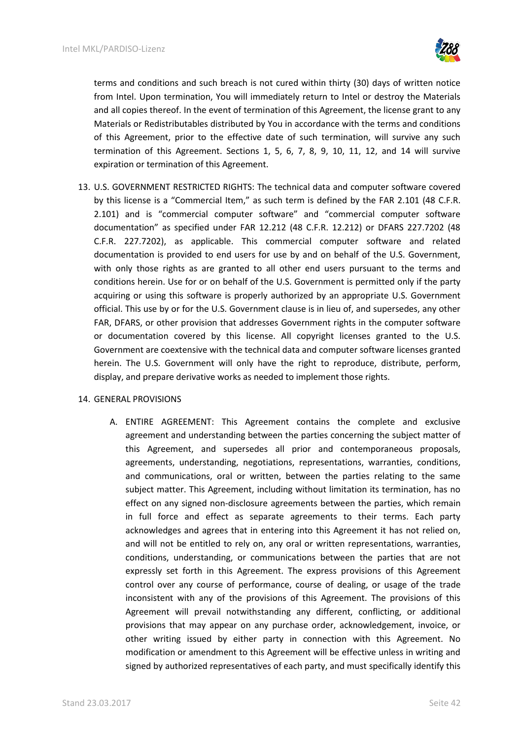terms and conditions and such breach is not cured within thirty (30) days of written notice from Intel. Upon termination, You will immediately return to Intel or destroy the Materials and all copies thereof. In the event of termination of this Agreement, the license grant to any Materials or Redistributables distributed by You in accordance with the terms and conditions of this Agreement, prior to the effective date of such termination, will survive any such termination of this Agreement. Sections 1, 5, 6, 7, 8, 9, 10, 11, 12, and 14 will survive expiration or termination of this Agreement.

13. U.S. GOVERNMENT RESTRICTED RIGHTS: The technical data and computer software covered by this license is a "Commercial Item," as such term is defined by the FAR 2.101 (48 C.F.R. 2.101) and is "commercial computer software" and "commercial computer software documentation" as specified under FAR 12.212 (48 C.F.R. 12.212) or DFARS 227.7202 (48 C.F.R. 227.7202), as applicable. This commercial computer software and related documentation is provided to end users for use by and on behalf of the U.S. Government, with only those rights as are granted to all other end users pursuant to the terms and conditions herein. Use for or on behalf of the U.S. Government is permitted only if the party acquiring or using this software is properly authorized by an appropriate U.S. Government official. This use by or for the U.S. Government clause is in lieu of, and supersedes, any other FAR, DFARS, or other provision that addresses Government rights in the computer software or documentation covered by this license. All copyright licenses granted to the U.S. Government are coextensive with the technical data and computer software licenses granted herein. The U.S. Government will only have the right to reproduce, distribute, perform, display, and prepare derivative works as needed to implement those rights.

14. GENERAL PROVISIONS

    A. ENTIRE AGREEMENT: This Agreement contains the complete and exclusive agreement and understanding between the parties concerning the subject matter of this Agreement, and supersedes all prior and contemporaneous proposals, agreements, understanding, negotiations, representations, warranties, conditions, and communications, oral or written, between the parties relating to the same subject matter. This Agreement, including without limitation its termination, has no effect on any signed non-disclosure agreements between the parties, which remain in full force and effect as separate agreements to their terms. Each party acknowledges and agrees that in entering into this Agreement it has not relied on, and will not be entitled to rely on, any oral or written representations, warranties, conditions, understanding, or communications between the parties that are not expressly set forth in this Agreement. The express provisions of this Agreement control over any course of performance, course of dealing, or usage of the trade inconsistent with any of the provisions of this Agreement. The provisions of this Agreement will prevail notwithstanding any different, conflicting, or additional provisions that may appear on any purchase order, acknowledgement, invoice, or other writing issued by either party in connection with this Agreement. No modification or amendment to this Agreement will be effective unless in writing and signed by authorized representatives of each party, and must specifically identify this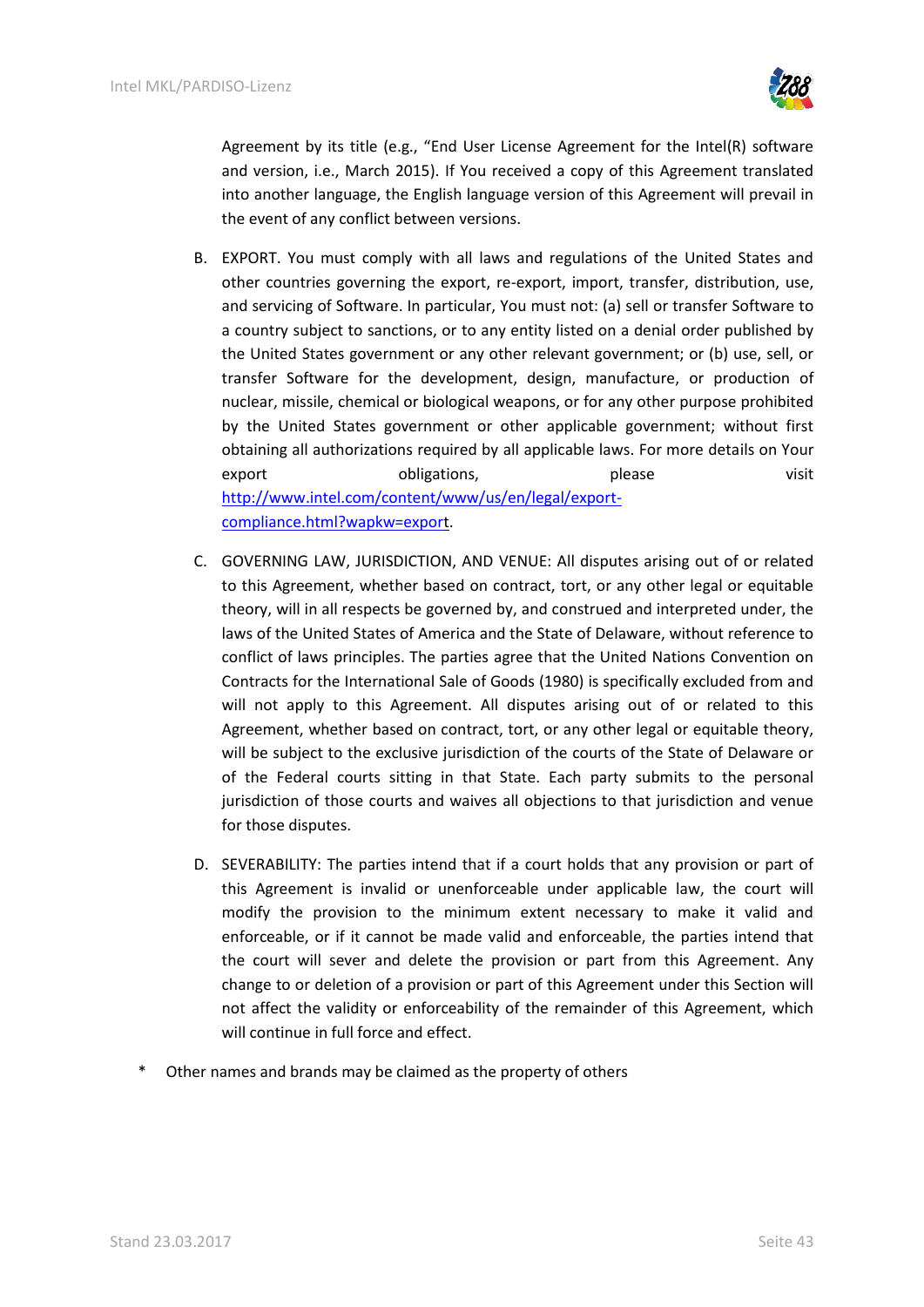Agreement by its title (e.g., “End User License Agreement for the Intel(R) software and version, i.e., March 2015). If You received a copy of this Agreement translated into another language, the English language version of this Agreement will prevail in the event of any conflict between versions.

B. EXPORT. You must comply with all laws and regulations of the United States and other countries governing the export, re-export, import, transfer, distribution, use, and servicing of Software. In particular, You must not: (a) sell or transfer Software to a country subject to sanctions, or to any entity listed on a denial order published by the United States government or any other relevant government; or (b) use, sell, or transfer Software for the development, design, manufacture, or production of nuclear, missile, chemical or biological weapons, or for any other purpose prohibited by the United States government or other applicable government; without first obtaining all authorizations required by all applicable laws. For more details on Your export obligations, please visit [http://www.intel.com/content/www/us/en/legal/export-compliance.html?wapkw=export](http://www.intel.com/content/www/us/en/legal/export-compliance.html?wapkw=export).

C. GOVERNING LAW, JURISDICTION, AND VENUE: All disputes arising out of or related to this Agreement, whether based on contract, tort, or any other legal or equitable theory, will in all respects be governed by, and construed and interpreted under, the laws of the United States of America and the State of Delaware, without reference to conflict of laws principles. The parties agree that the United Nations Convention on Contracts for the International Sale of Goods (1980) is specifically excluded from and will not apply to this Agreement. All disputes arising out of or related to this Agreement, whether based on contract, tort, or any other legal or equitable theory, will be subject to the exclusive jurisdiction of the courts of the State of Delaware or of the Federal courts sitting in that State. Each party submits to the personal jurisdiction of those courts and waives all objections to that jurisdiction and venue for those disputes.

D. SEVERABILITY: The parties intend that if a court holds that any provision or part of this Agreement is invalid or unenforceable under applicable law, the court will modify the provision to the minimum extent necessary to make it valid and enforceable, or if it cannot be made valid and enforceable, the parties intend that the court will sever and delete the provision or part from this Agreement. Any change to or deletion of a provision or part of this Agreement under this Section will not affect the validity or enforceability of the remainder of this Agreement, which will continue in full force and effect.

\* Other names and brands may be claimed as the property of others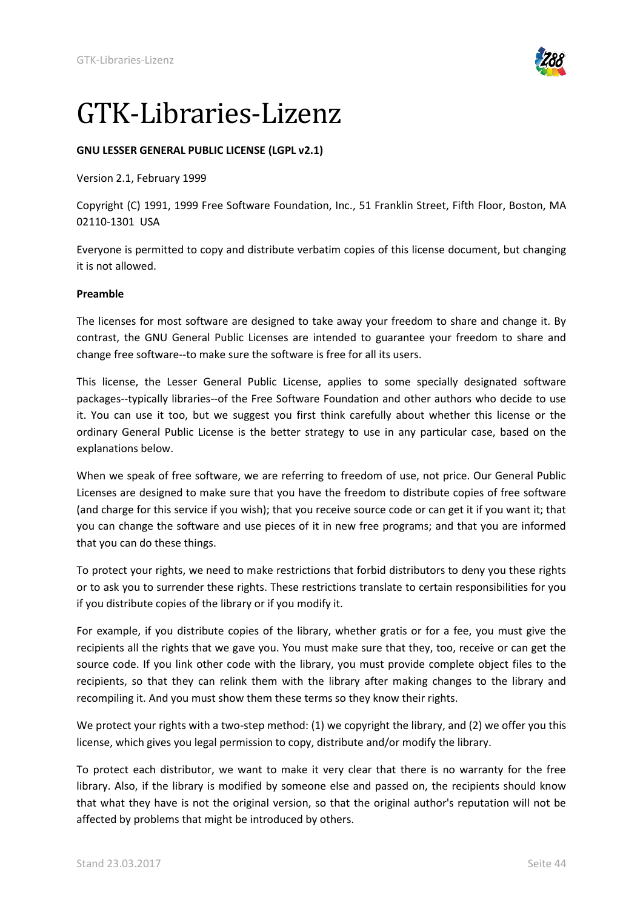# GTK-Libraries-Lizenz

**GNU LESSER GENERAL PUBLIC LICENSE (LGPL v2.1)**

Version 2.1, February 1999

Copyright (C) 1991, 1999 Free Software Foundation, Inc., 51 Franklin Street, Fifth Floor, Boston, MA 02110-1301 USA

Everyone is permitted to copy and distribute verbatim copies of this license document, but changing it is not allowed.

**Preamble**

The licenses for most software are designed to take away your freedom to share and change it. By contrast, the GNU General Public Licenses are intended to guarantee your freedom to share and change free software--to make sure the software is free for all its users.

This license, the Lesser General Public License, applies to some specially designated software packages--typically libraries--of the Free Software Foundation and other authors who decide to use it. You can use it too, but we suggest you first think carefully about whether this license or the ordinary General Public License is the better strategy to use in any particular case, based on the explanations below.

When we speak of free software, we are referring to freedom of use, not price. Our General Public Licenses are designed to make sure that you have the freedom to distribute copies of free software (and charge for this service if you wish); that you receive source code or can get it if you want it; that you can change the software and use pieces of it in new free programs; and that you are informed that you can do these things.

To protect your rights, we need to make restrictions that forbid distributors to deny you these rights or to ask you to surrender these rights. These restrictions translate to certain responsibilities for you if you distribute copies of the library or if you modify it.

For example, if you distribute copies of the library, whether gratis or for a fee, you must give the recipients all the rights that we gave you. You must make sure that they, too, receive or can get the source code. If you link other code with the library, you must provide complete object files to the recipients, so that they can relink them with the library after making changes to the library and recompiling it. And you must show them these terms so they know their rights.

We protect your rights with a two-step method: (1) we copyright the library, and (2) we offer you this license, which gives you legal permission to copy, distribute and/or modify the library.

To protect each distributor, we want to make it very clear that there is no warranty for the free library. Also, if the library is modified by someone else and passed on, the recipients should know that what they have is not the original version, so that the original author's reputation will not be affected by problems that might be introduced by others.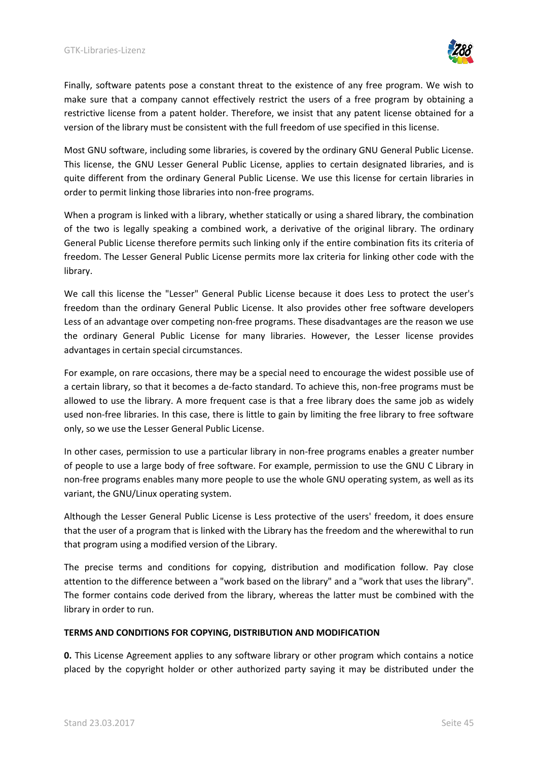Finally, software patents pose a constant threat to the existence of any free program. We wish to make sure that a company cannot effectively restrict the users of a free program by obtaining a restrictive license from a patent holder. Therefore, we insist that any patent license obtained for a version of the library must be consistent with the full freedom of use specified in this license.

Most GNU software, including some libraries, is covered by the ordinary GNU General Public License. This license, the GNU Lesser General Public License, applies to certain designated libraries, and is quite different from the ordinary General Public License. We use this license for certain libraries in order to permit linking those libraries into non-free programs.

When a program is linked with a library, whether statically or using a shared library, the combination of the two is legally speaking a combined work, a derivative of the original library. The ordinary General Public License therefore permits such linking only if the entire combination fits its criteria of freedom. The Lesser General Public License permits more lax criteria for linking other code with the library.

We call this license the "Lesser" General Public License because it does Less to protect the user's freedom than the ordinary General Public License. It also provides other free software developers Less of an advantage over competing non-free programs. These disadvantages are the reason we use the ordinary General Public License for many libraries. However, the Lesser license provides advantages in certain special circumstances.

For example, on rare occasions, there may be a special need to encourage the widest possible use of a certain library, so that it becomes a de-facto standard. To achieve this, non-free programs must be allowed to use the library. A more frequent case is that a free library does the same job as widely used non-free libraries. In this case, there is little to gain by limiting the free library to free software only, so we use the Lesser General Public License.

In other cases, permission to use a particular library in non-free programs enables a greater number of people to use a large body of free software. For example, permission to use the GNU C Library in non-free programs enables many more people to use the whole GNU operating system, as well as its variant, the GNU/Linux operating system.

Although the Lesser General Public License is Less protective of the users' freedom, it does ensure that the user of a program that is linked with the Library has the freedom and the wherewithal to run that program using a modified version of the Library.

The precise terms and conditions for copying, distribution and modification follow. Pay close attention to the difference between a "work based on the library" and a "work that uses the library". The former contains code derived from the library, whereas the latter must be combined with the library in order to run.

**TERMS AND CONDITIONS FOR COPYING, DISTRIBUTION AND MODIFICATION**

**0.** This License Agreement applies to any software library or other program which contains a notice placed by the copyright holder or other authorized party saying it may be distributed under the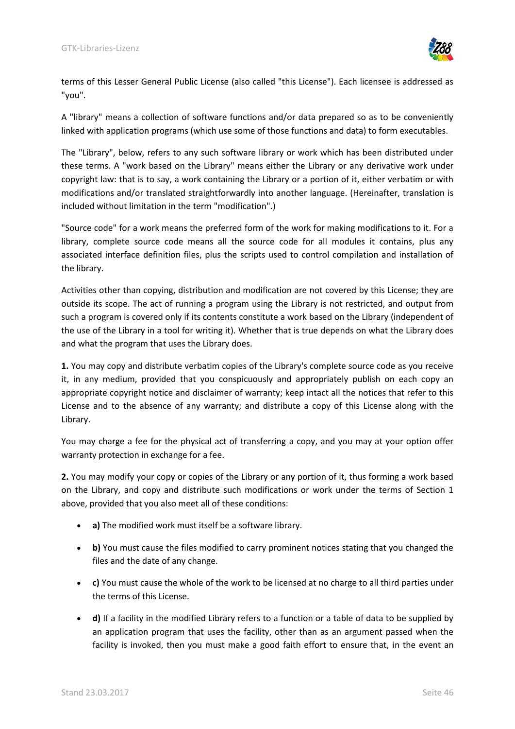terms of this Lesser General Public License (also called "this License"). Each licensee is addressed as "you".

A "library" means a collection of software functions and/or data prepared so as to be conveniently linked with application programs (which use some of those functions and data) to form executables.

The "Library", below, refers to any such software library or work which has been distributed under these terms. A "work based on the Library" means either the Library or any derivative work under copyright law: that is to say, a work containing the Library or a portion of it, either verbatim or with modifications and/or translated straightforwardly into another language. (Hereinafter, translation is included without limitation in the term "modification".)

"Source code" for a work means the preferred form of the work for making modifications to it. For a library, complete source code means all the source code for all modules it contains, plus any associated interface definition files, plus the scripts used to control compilation and installation of the library.

Activities other than copying, distribution and modification are not covered by this License; they are outside its scope. The act of running a program using the Library is not restricted, and output from such a program is covered only if its contents constitute a work based on the Library (independent of the use of the Library in a tool for writing it). Whether that is true depends on what the Library does and what the program that uses the Library does.

**1.** You may copy and distribute verbatim copies of the Library's complete source code as you receive it, in any medium, provided that you conspicuously and appropriately publish on each copy an appropriate copyright notice and disclaimer of warranty; keep intact all the notices that refer to this License and to the absence of any warranty; and distribute a copy of this License along with the Library.

You may charge a fee for the physical act of transferring a copy, and you may at your option offer warranty protection in exchange for a fee.

**2.** You may modify your copy or copies of the Library or any portion of it, thus forming a work based on the Library, and copy and distribute such modifications or work under the terms of Section 1 above, provided that you also meet all of these conditions:

- **a)** The modified work must itself be a software library.
- **b)** You must cause the files modified to carry prominent notices stating that you changed the files and the date of any change.
- **c)** You must cause the whole of the work to be licensed at no charge to all third parties under the terms of this License.
- **d)** If a facility in the modified Library refers to a function or a table of data to be supplied by an application program that uses the facility, other than as an argument passed when the facility is invoked, then you must make a good faith effort to ensure that, in the event an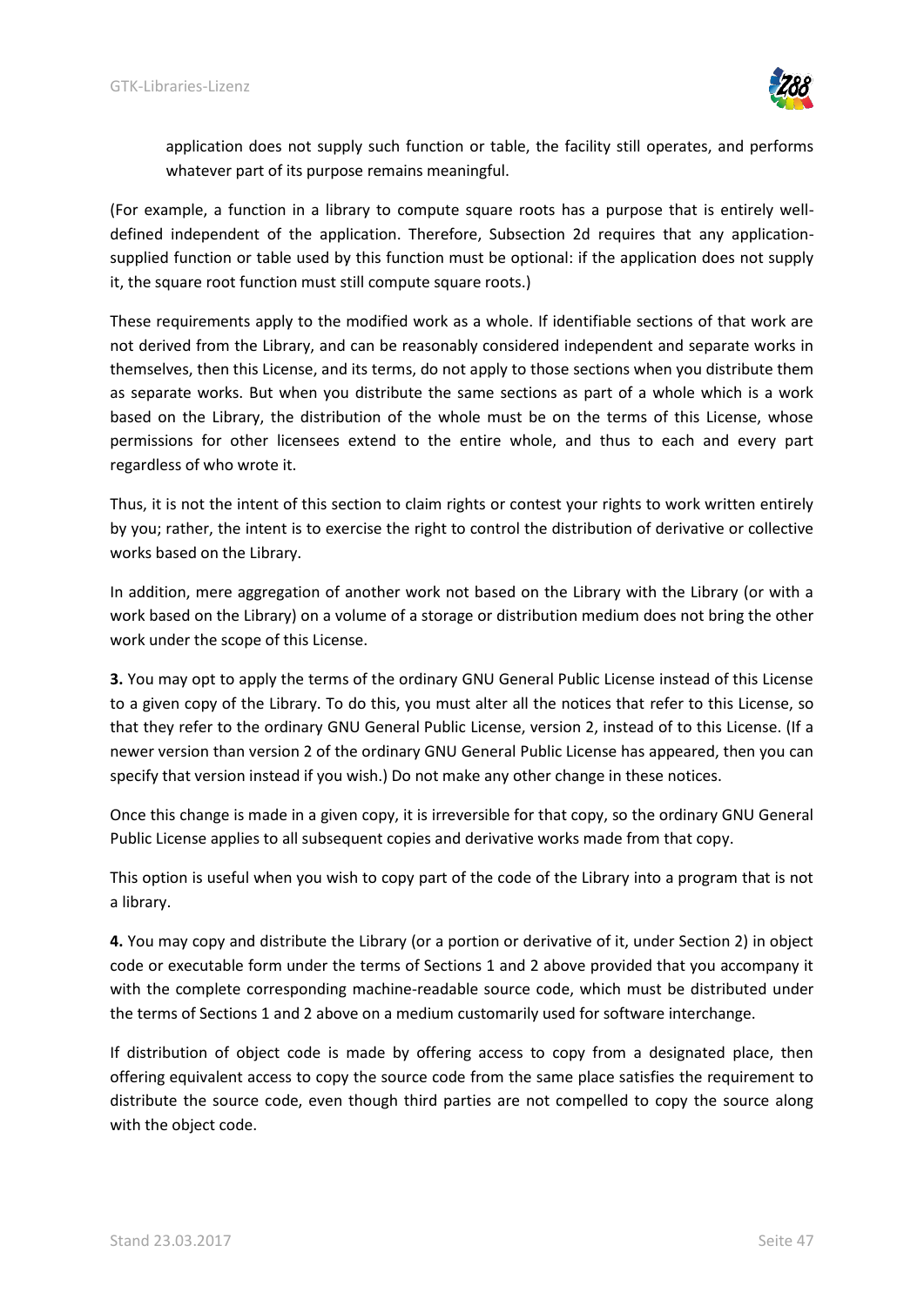application does not supply such function or table, the facility still operates, and performs whatever part of its purpose remains meaningful.

(For example, a function in a library to compute square roots has a purpose that is entirely well-defined independent of the application. Therefore, Subsection 2d requires that any application-supplied function or table used by this function must be optional: if the application does not supply it, the square root function must still compute square roots.)

These requirements apply to the modified work as a whole. If identifiable sections of that work are not derived from the Library, and can be reasonably considered independent and separate works in themselves, then this License, and its terms, do not apply to those sections when you distribute them as separate works. But when you distribute the same sections as part of a whole which is a work based on the Library, the distribution of the whole must be on the terms of this License, whose permissions for other licensees extend to the entire whole, and thus to each and every part regardless of who wrote it.

Thus, it is not the intent of this section to claim rights or contest your rights to work written entirely by you; rather, the intent is to exercise the right to control the distribution of derivative or collective works based on the Library.

In addition, mere aggregation of another work not based on the Library with the Library (or with a work based on the Library) on a volume of a storage or distribution medium does not bring the other work under the scope of this License.

**3.** You may opt to apply the terms of the ordinary GNU General Public License instead of this License to a given copy of the Library. To do this, you must alter all the notices that refer to this License, so that they refer to the ordinary GNU General Public License, version 2, instead of to this License. (If a newer version than version 2 of the ordinary GNU General Public License has appeared, then you can specify that version instead if you wish.) Do not make any other change in these notices.

Once this change is made in a given copy, it is irreversible for that copy, so the ordinary GNU General Public License applies to all subsequent copies and derivative works made from that copy.

This option is useful when you wish to copy part of the code of the Library into a program that is not a library.

**4.** You may copy and distribute the Library (or a portion or derivative of it, under Section 2) in object code or executable form under the terms of Sections 1 and 2 above provided that you accompany it with the complete corresponding machine-readable source code, which must be distributed under the terms of Sections 1 and 2 above on a medium customarily used for software interchange.

If distribution of object code is made by offering access to copy from a designated place, then offering equivalent access to copy the source code from the same place satisfies the requirement to distribute the source code, even though third parties are not compelled to copy the source along with the object code.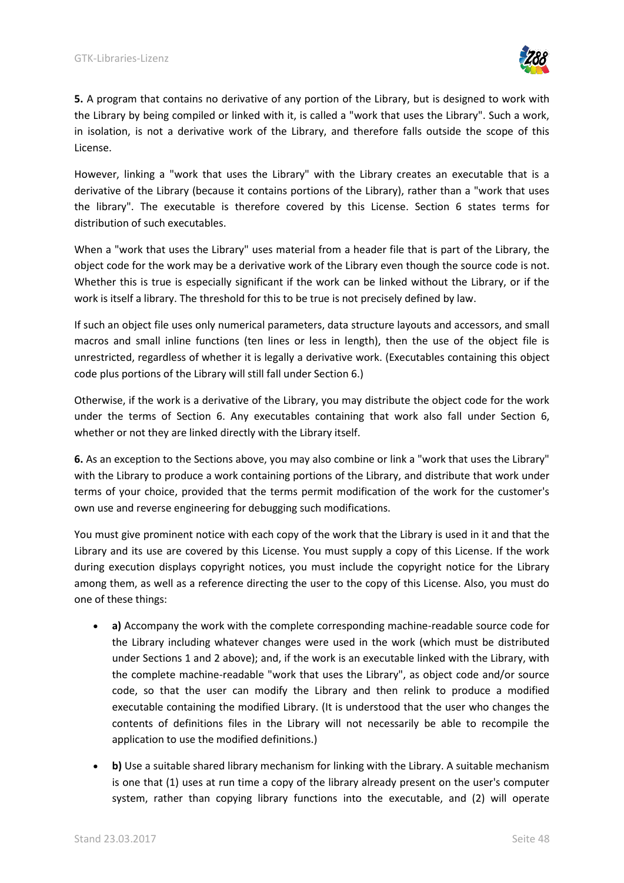**5.** A program that contains no derivative of any portion of the Library, but is designed to work with the Library by being compiled or linked with it, is called a "work that uses the Library". Such a work, in isolation, is not a derivative work of the Library, and therefore falls outside the scope of this License.

However, linking a "work that uses the Library" with the Library creates an executable that is a derivative of the Library (because it contains portions of the Library), rather than a "work that uses the library". The executable is therefore covered by this License. Section 6 states terms for distribution of such executables.

When a "work that uses the Library" uses material from a header file that is part of the Library, the object code for the work may be a derivative work of the Library even though the source code is not. Whether this is true is especially significant if the work can be linked without the Library, or if the work is itself a library. The threshold for this to be true is not precisely defined by law.

If such an object file uses only numerical parameters, data structure layouts and accessors, and small macros and small inline functions (ten lines or less in length), then the use of the object file is unrestricted, regardless of whether it is legally a derivative work. (Executables containing this object code plus portions of the Library will still fall under Section 6.)

Otherwise, if the work is a derivative of the Library, you may distribute the object code for the work under the terms of Section 6. Any executables containing that work also fall under Section 6, whether or not they are linked directly with the Library itself.

**6.** As an exception to the Sections above, you may also combine or link a "work that uses the Library" with the Library to produce a work containing portions of the Library, and distribute that work under terms of your choice, provided that the terms permit modification of the work for the customer's own use and reverse engineering for debugging such modifications.

You must give prominent notice with each copy of the work that the Library is used in it and that the Library and its use are covered by this License. You must supply a copy of this License. If the work during execution displays copyright notices, you must include the copyright notice for the Library among them, as well as a reference directing the user to the copy of this License. Also, you must do one of these things:

- **a)** Accompany the work with the complete corresponding machine-readable source code for the Library including whatever changes were used in the work (which must be distributed under Sections 1 and 2 above); and, if the work is an executable linked with the Library, with the complete machine-readable "work that uses the Library", as object code and/or source code, so that the user can modify the Library and then relink to produce a modified executable containing the modified Library. (It is understood that the user who changes the contents of definitions files in the Library will not necessarily be able to recompile the application to use the modified definitions.)
- **b)** Use a suitable shared library mechanism for linking with the Library. A suitable mechanism is one that (1) uses at run time a copy of the library already present on the user's computer system, rather than copying library functions into the executable, and (2) will operate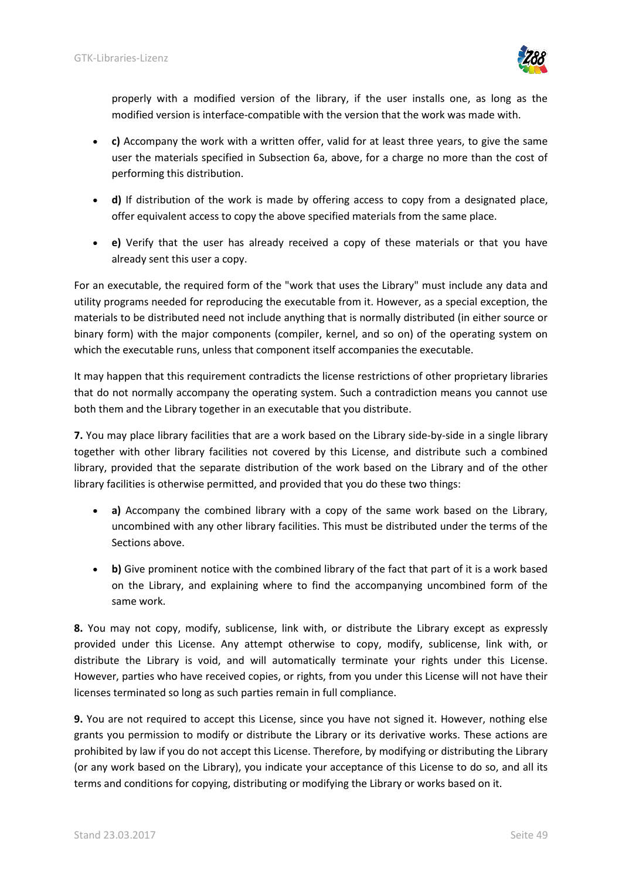properly with a modified version of the library, if the user installs one, as long as the modified version is interface-compatible with the version that the work was made with.

- **c)** Accompany the work with a written offer, valid for at least three years, to give the same user the materials specified in Subsection 6a, above, for a charge no more than the cost of performing this distribution.
- **d)** If distribution of the work is made by offering access to copy from a designated place, offer equivalent access to copy the above specified materials from the same place.
- **e)** Verify that the user has already received a copy of these materials or that you have already sent this user a copy.

For an executable, the required form of the "work that uses the Library" must include any data and utility programs needed for reproducing the executable from it. However, as a special exception, the materials to be distributed need not include anything that is normally distributed (in either source or binary form) with the major components (compiler, kernel, and so on) of the operating system on which the executable runs, unless that component itself accompanies the executable.

It may happen that this requirement contradicts the license restrictions of other proprietary libraries that do not normally accompany the operating system. Such a contradiction means you cannot use both them and the Library together in an executable that you distribute.

**7.** You may place library facilities that are a work based on the Library side-by-side in a single library together with other library facilities not covered by this License, and distribute such a combined library, provided that the separate distribution of the work based on the Library and of the other library facilities is otherwise permitted, and provided that you do these two things:

- **a)** Accompany the combined library with a copy of the same work based on the Library, uncombined with any other library facilities. This must be distributed under the terms of the Sections above.
- **b)** Give prominent notice with the combined library of the fact that part of it is a work based on the Library, and explaining where to find the accompanying uncombined form of the same work.

**8.** You may not copy, modify, sublicense, link with, or distribute the Library except as expressly provided under this License. Any attempt otherwise to copy, modify, sublicense, link with, or distribute the Library is void, and will automatically terminate your rights under this License. However, parties who have received copies, or rights, from you under this License will not have their licenses terminated so long as such parties remain in full compliance.

**9.** You are not required to accept this License, since you have not signed it. However, nothing else grants you permission to modify or distribute the Library or its derivative works. These actions are prohibited by law if you do not accept this License. Therefore, by modifying or distributing the Library (or any work based on the Library), you indicate your acceptance of this License to do so, and all its terms and conditions for copying, distributing or modifying the Library or works based on it.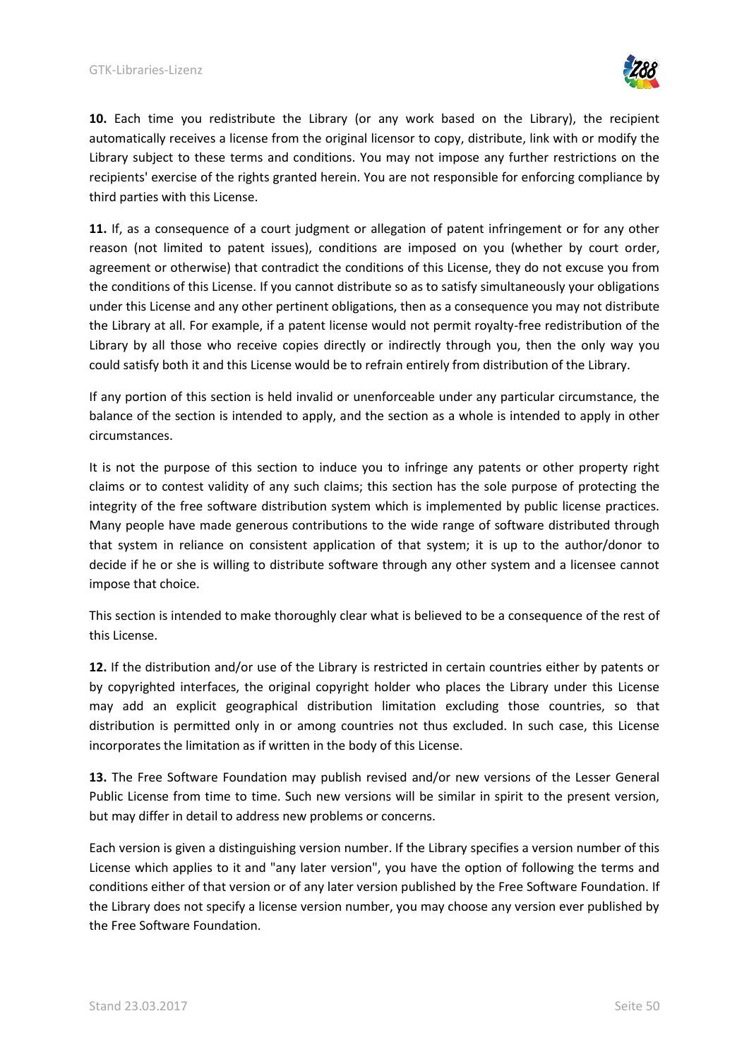**10.** Each time you redistribute the Library (or any work based on the Library), the recipient automatically receives a license from the original licensor to copy, distribute, link with or modify the Library subject to these terms and conditions. You may not impose any further restrictions on the recipients' exercise of the rights granted herein. You are not responsible for enforcing compliance by third parties with this License.

**11.** If, as a consequence of a court judgment or allegation of patent infringement or for any other reason (not limited to patent issues), conditions are imposed on you (whether by court order, agreement or otherwise) that contradict the conditions of this License, they do not excuse you from the conditions of this License. If you cannot distribute so as to satisfy simultaneously your obligations under this License and any other pertinent obligations, then as a consequence you may not distribute the Library at all. For example, if a patent license would not permit royalty-free redistribution of the Library by all those who receive copies directly or indirectly through you, then the only way you could satisfy both it and this License would be to refrain entirely from distribution of the Library.

If any portion of this section is held invalid or unenforceable under any particular circumstance, the balance of the section is intended to apply, and the section as a whole is intended to apply in other circumstances.

It is not the purpose of this section to induce you to infringe any patents or other property right claims or to contest validity of any such claims; this section has the sole purpose of protecting the integrity of the free software distribution system which is implemented by public license practices. Many people have made generous contributions to the wide range of software distributed through that system in reliance on consistent application of that system; it is up to the author/donor to decide if he or she is willing to distribute software through any other system and a licensee cannot impose that choice.

This section is intended to make thoroughly clear what is believed to be a consequence of the rest of this License.

**12.** If the distribution and/or use of the Library is restricted in certain countries either by patents or by copyrighted interfaces, the original copyright holder who places the Library under this License may add an explicit geographical distribution limitation excluding those countries, so that distribution is permitted only in or among countries not thus excluded. In such case, this License incorporates the limitation as if written in the body of this License.

**13.** The Free Software Foundation may publish revised and/or new versions of the Lesser General Public License from time to time. Such new versions will be similar in spirit to the present version, but may differ in detail to address new problems or concerns.

Each version is given a distinguishing version number. If the Library specifies a version number of this License which applies to it and "any later version", you have the option of following the terms and conditions either of that version or of any later version published by the Free Software Foundation. If the Library does not specify a license version number, you may choose any version ever published by the Free Software Foundation.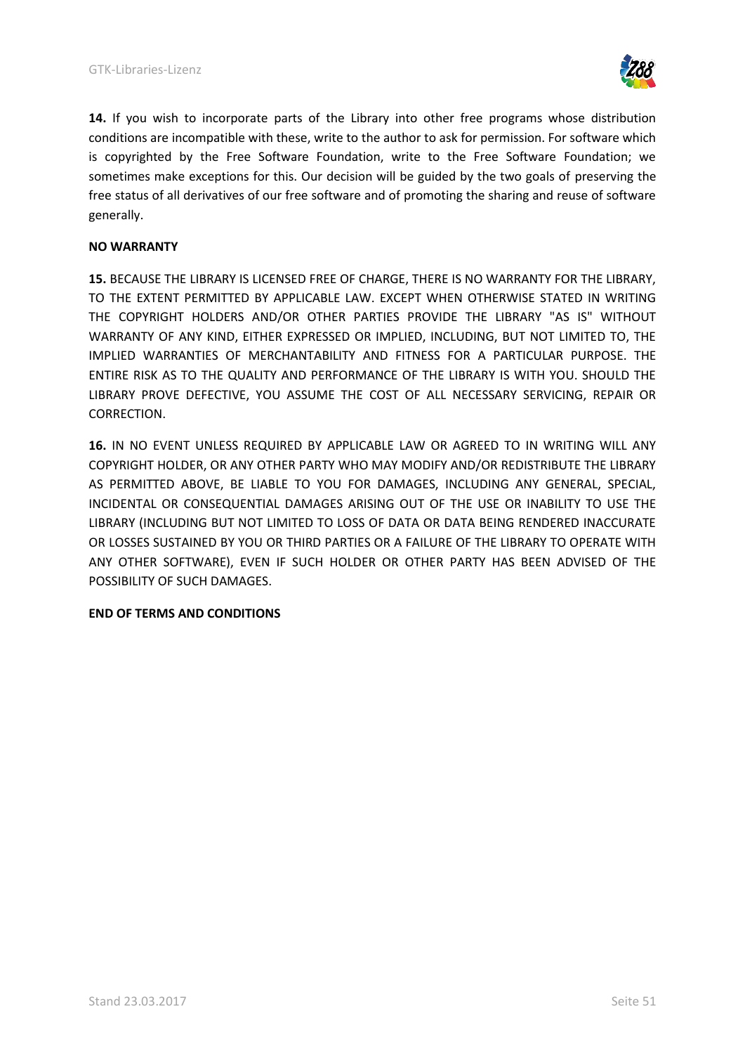**14.** If you wish to incorporate parts of the Library into other free programs whose distribution conditions are incompatible with these, write to the author to ask for permission. For software which is copyrighted by the Free Software Foundation, write to the Free Software Foundation; we sometimes make exceptions for this. Our decision will be guided by the two goals of preserving the free status of all derivatives of our free software and of promoting the sharing and reuse of software generally.

**NO WARRANTY**

**15.** BECAUSE THE LIBRARY IS LICENSED FREE OF CHARGE, THERE IS NO WARRANTY FOR THE LIBRARY, TO THE EXTENT PERMITTED BY APPLICABLE LAW. EXCEPT WHEN OTHERWISE STATED IN WRITING THE COPYRIGHT HOLDERS AND/OR OTHER PARTIES PROVIDE THE LIBRARY "AS IS" WITHOUT WARRANTY OF ANY KIND, EITHER EXPRESSED OR IMPLIED, INCLUDING, BUT NOT LIMITED TO, THE IMPLIED WARRANTIES OF MERCHANTABILITY AND FITNESS FOR A PARTICULAR PURPOSE. THE ENTIRE RISK AS TO THE QUALITY AND PERFORMANCE OF THE LIBRARY IS WITH YOU. SHOULD THE LIBRARY PROVE DEFECTIVE, YOU ASSUME THE COST OF ALL NECESSARY SERVICING, REPAIR OR CORRECTION.

**16.** IN NO EVENT UNLESS REQUIRED BY APPLICABLE LAW OR AGREED TO IN WRITING WILL ANY COPYRIGHT HOLDER, OR ANY OTHER PARTY WHO MAY MODIFY AND/OR REDISTRIBUTE THE LIBRARY AS PERMITTED ABOVE, BE LIABLE TO YOU FOR DAMAGES, INCLUDING ANY GENERAL, SPECIAL, INCIDENTAL OR CONSEQUENTIAL DAMAGES ARISING OUT OF THE USE OR INABILITY TO USE THE LIBRARY (INCLUDING BUT NOT LIMITED TO LOSS OF DATA OR DATA BEING RENDERED INACCURATE OR LOSSES SUSTAINED BY YOU OR THIRD PARTIES OR A FAILURE OF THE LIBRARY TO OPERATE WITH ANY OTHER SOFTWARE), EVEN IF SUCH HOLDER OR OTHER PARTY HAS BEEN ADVISED OF THE POSSIBILITY OF SUCH DAMAGES.

**END OF TERMS AND CONDITIONS**